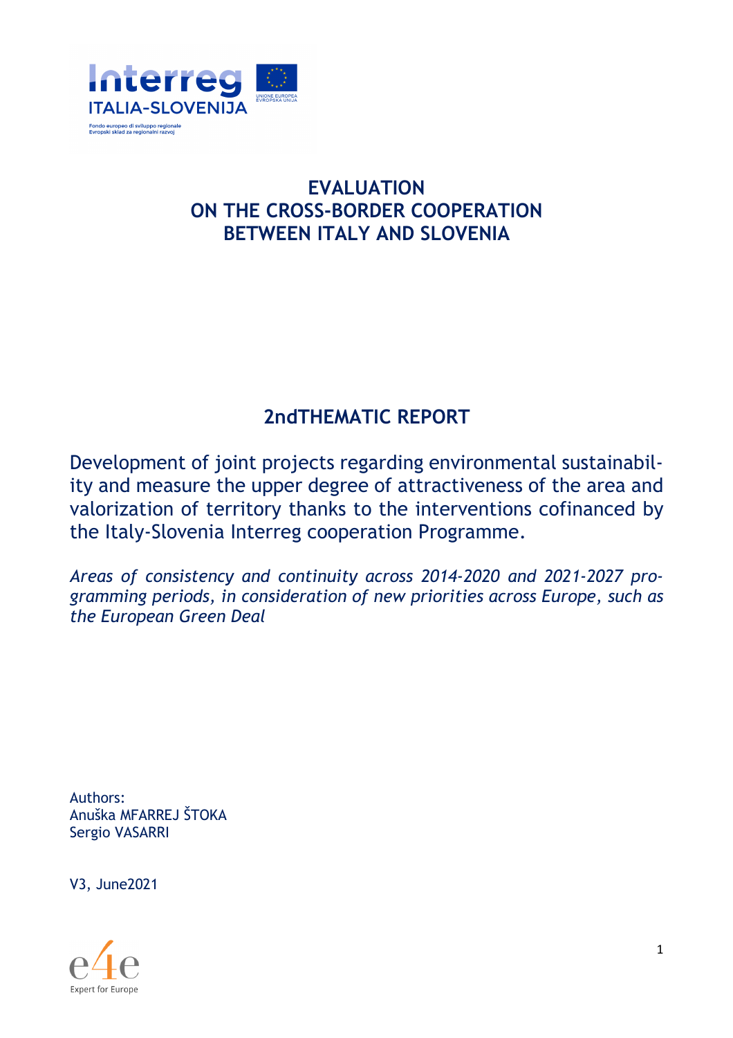# EVALUATION ON THE CROSS-BORDER COOPERATION BETWEEN ITALY AND SLOVENIA

## 2ndTHEMATIC REPORT

Development of joint projects regarding environmental sustainability and measure the upper degree of attractiveness of the area and valorization of territory thanks to the interventions cofinanced by the Italy-Slovenia Interreg cooperation Programme.

*Areas of consistency and continuity across 2014-2020 and 2021-2027 programming periods, in consideration of new priorities across Europe, such as the European Green Deal*

Authors:
Anuška MFARREJ ŠTOKA
Sergio VASARRI

V3, June2021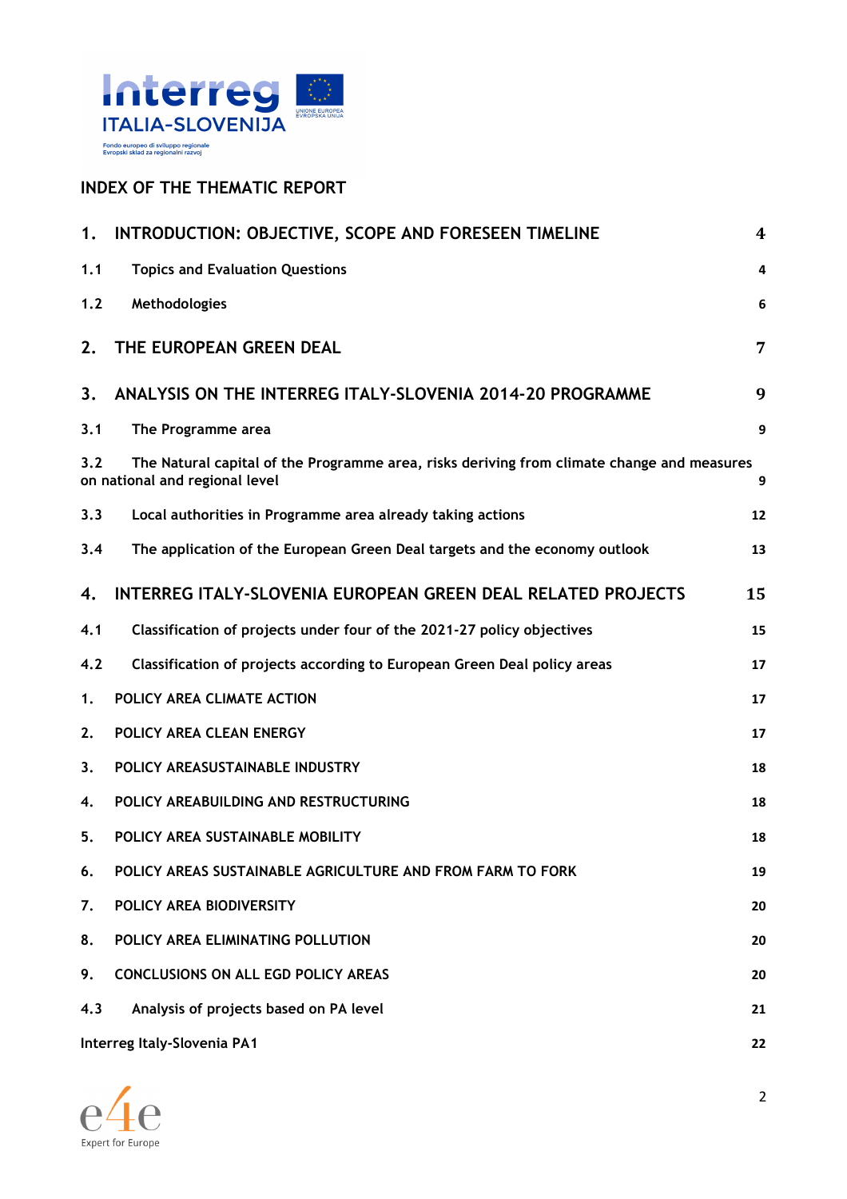## INDEX OF THE THEMATIC REPORT

| | |
|---|---|
| **1. INTRODUCTION: OBJECTIVE, SCOPE AND FORESEEN TIMELINE** | **4** |
| **1.1 Topics and Evaluation Questions** | **4** |
| **1.2 Methodologies** | **6** |
| **2. THE EUROPEAN GREEN DEAL** | **7** |
| **3. ANALYSIS ON THE INTERREG ITALY-SLOVENIA 2014-20 PROGRAMME** | **9** |
| **3.1 The Programme area** | **9** |
| **3.2 The Natural capital of the Programme area, risks deriving from climate change and measures on national and regional level** | **9** |
| **3.3 Local authorities in Programme area already taking actions** | **12** |
| **3.4 The application of the European Green Deal targets and the economy outlook** | **13** |
| **4. INTERREG ITALY-SLOVENIA EUROPEAN GREEN DEAL RELATED PROJECTS** | **15** |
| **4.1 Classification of projects under four of the 2021-27 policy objectives** | **15** |
| **4.2 Classification of projects according to European Green Deal policy areas** | **17** |
| **1. POLICY AREA CLIMATE ACTION** | **17** |
| **2. POLICY AREA CLEAN ENERGY** | **17** |
| **3. POLICY AREASUSTAINABLE INDUSTRY** | **18** |
| **4. POLICY AREABUILDING AND RESTRUCTURING** | **18** |
| **5. POLICY AREA SUSTAINABLE MOBILITY** | **18** |
| **6. POLICY AREAS SUSTAINABLE AGRICULTURE AND FROM FARM TO FORK** | **19** |
| **7. POLICY AREA BIODIVERSITY** | **20** |
| **8. POLICY AREA ELIMINATING POLLUTION** | **20** |
| **9. CONCLUSIONS ON ALL EGD POLICY AREAS** | **20** |
| **4.3 Analysis of projects based on PA level** | **21** |
| **Interreg Italy-Slovenia PA1** | **22** |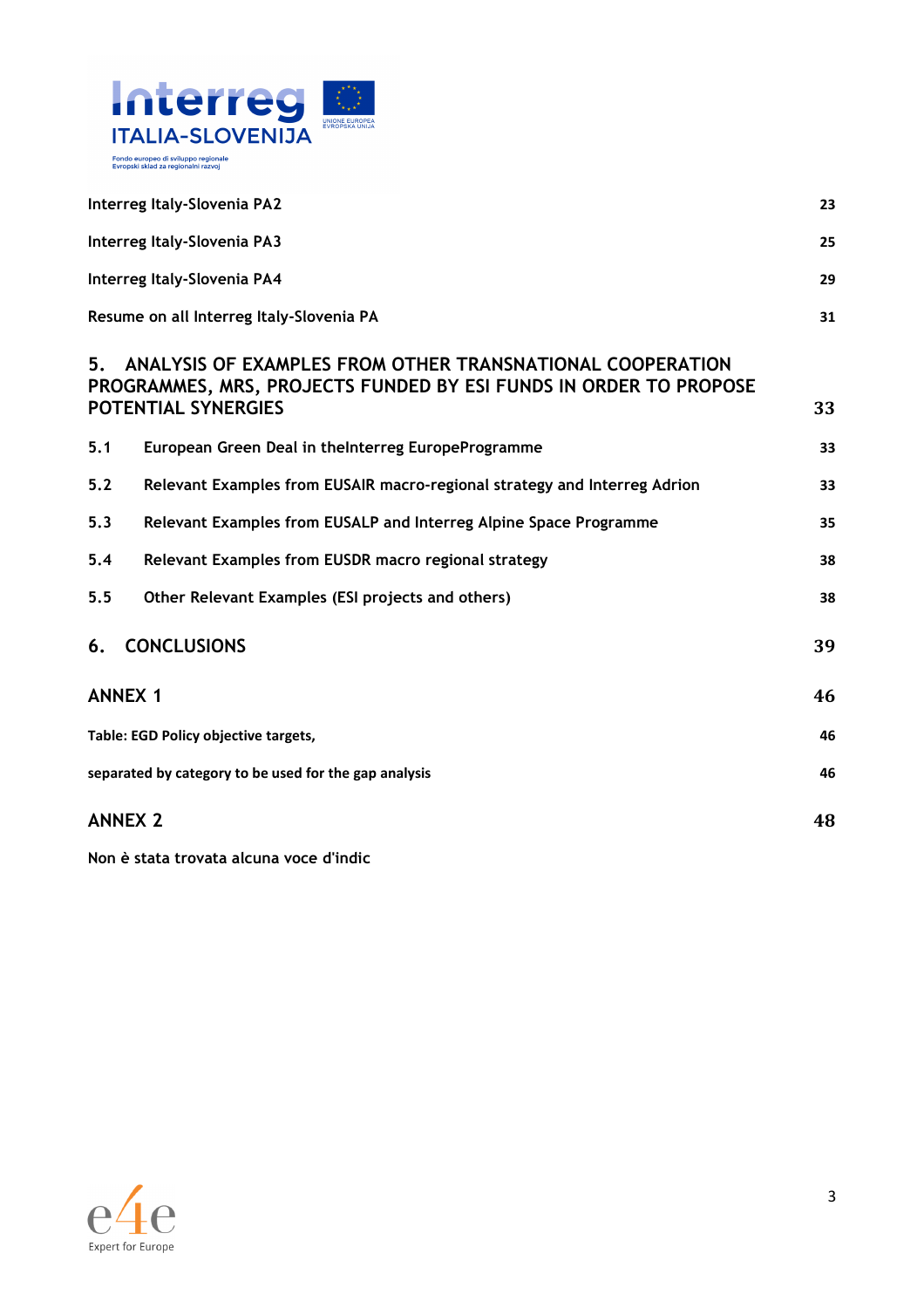Interreg Italy-Slovenia PA2 23

Interreg Italy-Slovenia PA3 25

Interreg Italy-Slovenia PA4 29

Resume on all Interreg Italy-Slovenia PA 31

**5. ANALYSIS OF EXAMPLES FROM OTHER TRANSNATIONAL COOPERATION PROGRAMMES, MRS, PROJECTS FUNDED BY ESI FUNDS IN ORDER TO PROPOSE POTENTIAL SYNERGIES 33**

5.1 European Green Deal in theInterreg EuropeProgramme 33

5.2 Relevant Examples from EUSAIR macro-regional strategy and Interreg Adrion 33

5.3 Relevant Examples from EUSALP and Interreg Alpine Space Programme 35

5.4 Relevant Examples from EUSDR macro regional strategy 38

5.5 Other Relevant Examples (ESI projects and others) 38

**6. CONCLUSIONS 39**

**ANNEX 1 46**

**Table: EGD Policy objective targets, 46**

**separated by category to be used for the gap analysis 46**

**ANNEX 2 48**

Non è stata trovata alcuna voce d'indic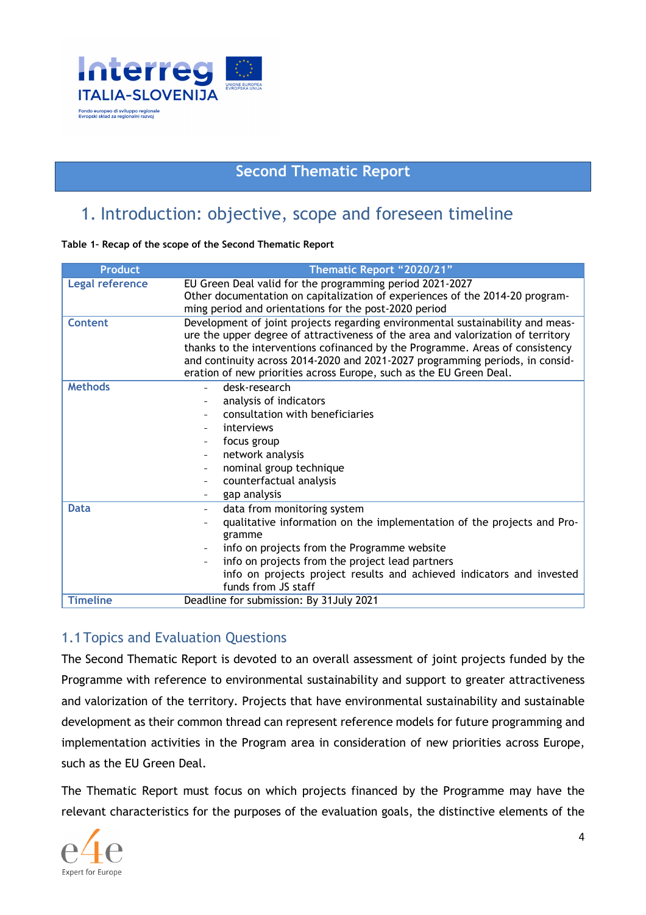## Second Thematic Report

# 1. Introduction: objective, scope and foreseen timeline

**Table 1- Recap of the scope of the Second Thematic Report**

| Product | Thematic Report "2020/21" |
|---|---|
| **Legal reference** | EU Green Deal valid for the programming period 2021-2027<br>Other documentation on capitalization of experiences of the 2014-20 programming period and orientations for the post-2020 period |
| **Content** | Development of joint projects regarding environmental sustainability and measure the upper degree of attractiveness of the area and valorization of territory thanks to the interventions cofinanced by the Programme. Areas of consistency and continuity across 2014-2020 and 2021-2027 programming periods, in consideration of new priorities across Europe, such as the EU Green Deal. |
| **Methods** | - desk-research<br>- analysis of indicators<br>- consultation with beneficiaries<br>- interviews<br>- focus group<br>- network analysis<br>- nominal group technique<br>- counterfactual analysis<br>- gap analysis |
| **Data** | - data from monitoring system<br>- qualitative information on the implementation of the projects and Programme<br>- info on projects from the Programme website<br>- info on projects from the project lead partners<br>info on projects project results and achieved indicators and invested funds from JS staff |
| **Timeline** | Deadline for submission: By 31July 2021 |

## 1.1 Topics and Evaluation Questions

The Second Thematic Report is devoted to an overall assessment of joint projects funded by the Programme with reference to environmental sustainability and support to greater attractiveness and valorization of the territory. Projects that have environmental sustainability and sustainable development as their common thread can represent reference models for future programming and implementation activities in the Program area in consideration of new priorities across Europe, such as the EU Green Deal.

The Thematic Report must focus on which projects financed by the Programme may have the relevant characteristics for the purposes of the evaluation goals, the distinctive elements of the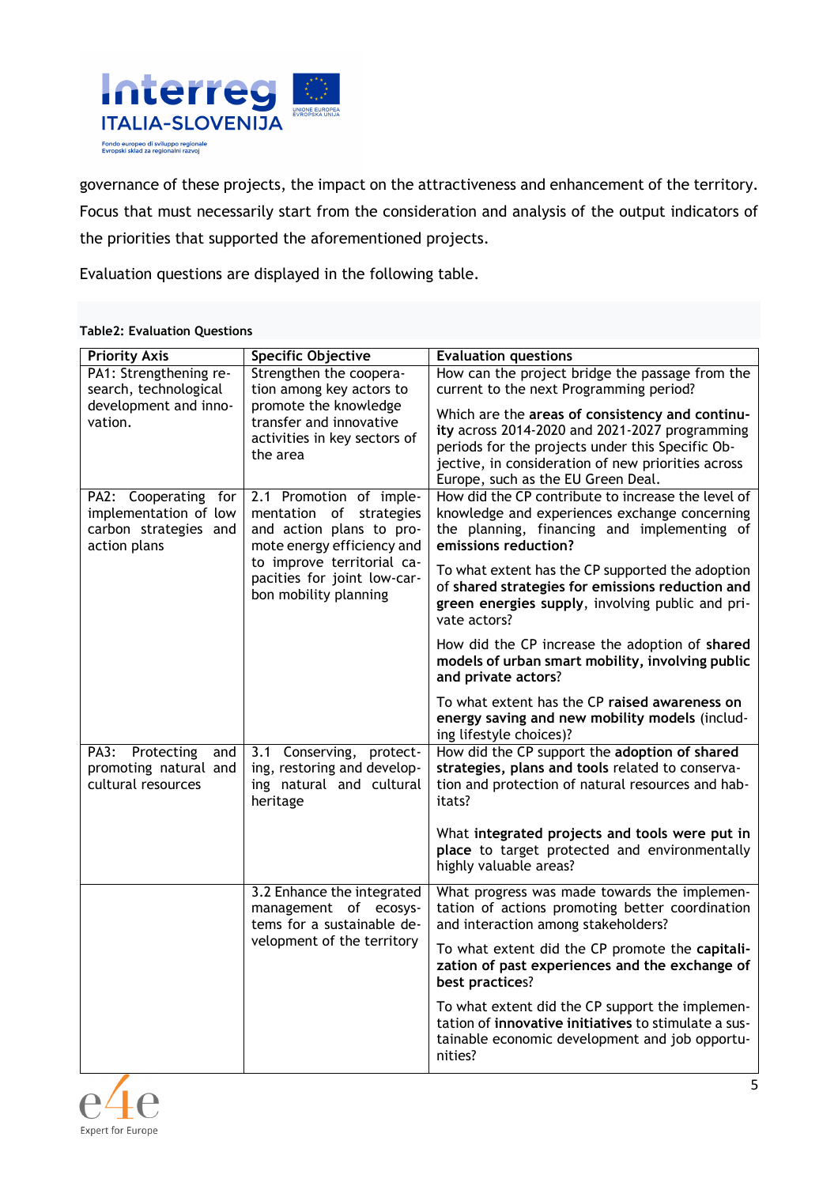governance of these projects, the impact on the attractiveness and enhancement of the territory. Focus that must necessarily start from the consideration and analysis of the output indicators of the priorities that supported the aforementioned projects.

Evaluation questions are displayed in the following table.

**Table2: Evaluation Questions**

| Priority Axis | Specific Objective | Evaluation questions |
|---|---|---|
| PA1: Strengthening research, technological development and innovation. | Strengthen the cooperation among key actors to promote the knowledge transfer and innovative activities in key sectors of the area | How can the project bridge the passage from the current to the next Programming period?<br><br>Which are the **areas of consistency and continuity** across 2014-2020 and 2021-2027 programming periods for the projects under this Specific Objective, in consideration of new priorities across Europe, such as the EU Green Deal. |
| PA2: Cooperating for implementation of low carbon strategies and action plans | 2.1 Promotion of implementation of strategies and action plans to promote energy efficiency and to improve territorial capacities for joint low-carbon mobility planning | How did the CP contribute to increase the level of knowledge and experiences exchange concerning the planning, financing and implementing of **emissions reduction?**<br><br>To what extent has the CP supported the adoption of **shared strategies for emissions reduction and green energies supply**, involving public and private actors?<br><br>How did the CP increase the adoption of **shared models of urban smart mobility, involving public and private actors**?<br><br>To what extent has the CP **raised awareness on energy saving and new mobility models** (including lifestyle choices)? |
| PA3: Protecting and promoting natural and cultural resources | 3.1 Conserving, protecting, restoring and developing natural and cultural heritage | How did the CP support the **adoption of shared strategies, plans and tools** related to conservation and protection of natural resources and habitats?<br><br>What **integrated projects and tools were put in place** to target protected and environmentally highly valuable areas? |
| | 3.2 Enhance the integrated management of ecosystems for a sustainable development of the territory | What progress was made towards the implementation of actions promoting better coordination and interaction among stakeholders?<br><br>To what extent did the CP promote the **capitalization of past experiences and the exchange of best practices**?<br><br>To what extent did the CP support the implementation of **innovative initiatives** to stimulate a sustainable economic development and job opportunities? |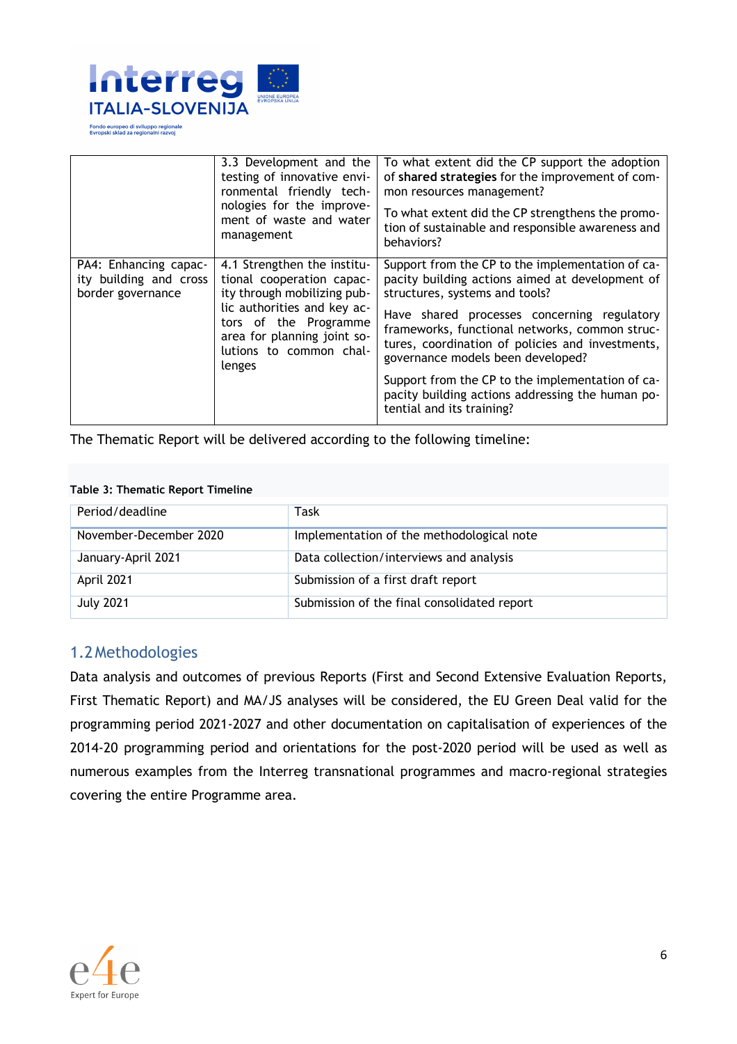|  | 3.3 Development and the testing of innovative environmental friendly technologies for the improvement of waste and water management | To what extent did the CP support the adoption of **shared strategies** for the improvement of common resources management?<br><br>To what extent did the CP strengthens the promotion of sustainable and responsible awareness and behaviors? |
|---|---|---|
| PA4: Enhancing capacity building and cross border governance | 4.1 Strengthen the institutional cooperation capacity through mobilizing public authorities and key actors of the Programme area for planning joint solutions to common challenges | Support from the CP to the implementation of capacity building actions aimed at development of structures, systems and tools?<br><br>Have shared processes concerning regulatory frameworks, functional networks, common structures, coordination of policies and investments, governance models been developed?<br><br>Support from the CP to the implementation of capacity building actions addressing the human potential and its training? |

The Thematic Report will be delivered according to the following timeline:

**Table 3: Thematic Report Timeline**

| Period/deadline | Task |
|---|---|
| November-December 2020 | Implementation of the methodological note |
| January-April 2021 | Data collection/interviews and analysis |
| April 2021 | Submission of a first draft report |
| July 2021 | Submission of the final consolidated report |

## 1.2 Methodologies

Data analysis and outcomes of previous Reports (First and Second Extensive Evaluation Reports, First Thematic Report) and MA/JS analyses will be considered, the EU Green Deal valid for the programming period 2021-2027 and other documentation on capitalisation of experiences of the 2014-20 programming period and orientations for the post-2020 period will be used as well as numerous examples from the Interreg transnational programmes and macro-regional strategies covering the entire Programme area.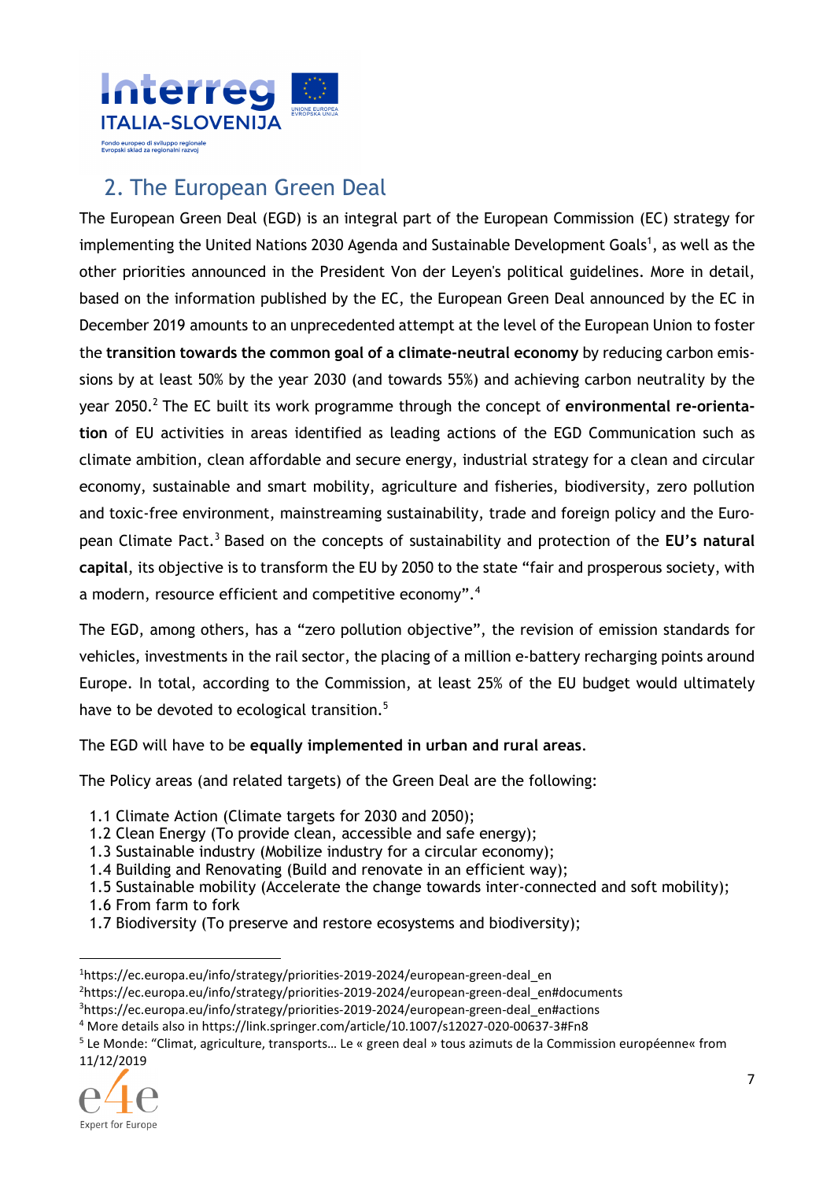## 2. The European Green Deal

The European Green Deal (EGD) is an integral part of the European Commission (EC) strategy for implementing the United Nations 2030 Agenda and Sustainable Development Goals[1], as well as the other priorities announced in the President Von der Leyen's political guidelines. More in detail, based on the information published by the EC, the European Green Deal announced by the EC in December 2019 amounts to an unprecedented attempt at the level of the European Union to foster the **transition towards the common goal of a climate-neutral economy** by reducing carbon emissions by at least 50% by the year 2030 (and towards 55%) and achieving carbon neutrality by the year 2050.[2] The EC built its work programme through the concept of **environmental re-orientation** of EU activities in areas identified as leading actions of the EGD Communication such as climate ambition, clean affordable and secure energy, industrial strategy for a clean and circular economy, sustainable and smart mobility, agriculture and fisheries, biodiversity, zero pollution and toxic-free environment, mainstreaming sustainability, trade and foreign policy and the European Climate Pact.[3] Based on the concepts of sustainability and protection of the **EU's natural capital**, its objective is to transform the EU by 2050 to the state "fair and prosperous society, with a modern, resource efficient and competitive economy".[4]

The EGD, among others, has a "zero pollution objective", the revision of emission standards for vehicles, investments in the rail sector, the placing of a million e-battery recharging points around Europe. In total, according to the Commission, at least 25% of the EU budget would ultimately have to be devoted to ecological transition.[5]

The EGD will have to be **equally implemented in urban and rural areas**.

The Policy areas (and related targets) of the Green Deal are the following:

- 1.1 Climate Action (Climate targets for 2030 and 2050);
- 1.2 Clean Energy (To provide clean, accessible and safe energy);
- 1.3 Sustainable industry (Mobilize industry for a circular economy);
- 1.4 Building and Renovating (Build and renovate in an efficient way);
- 1.5 Sustainable mobility (Accelerate the change towards inter-connected and soft mobility);
- 1.6 From farm to fork
- 1.7 Biodiversity (To preserve and restore ecosystems and biodiversity);

---

[1] https://ec.europa.eu/info/strategy/priorities-2019-2024/european-green-deal_en

[2] https://ec.europa.eu/info/strategy/priorities-2019-2024/european-green-deal_en#documents

[3] https://ec.europa.eu/info/strategy/priorities-2019-2024/european-green-deal_en#actions

[4] More details also in https://link.springer.com/article/10.1007/s12027-020-00637-3#Fn8

[5] Le Monde: "Climat, agriculture, transports… Le « green deal » tous azimuts de la Commission européenne« from 11/12/2019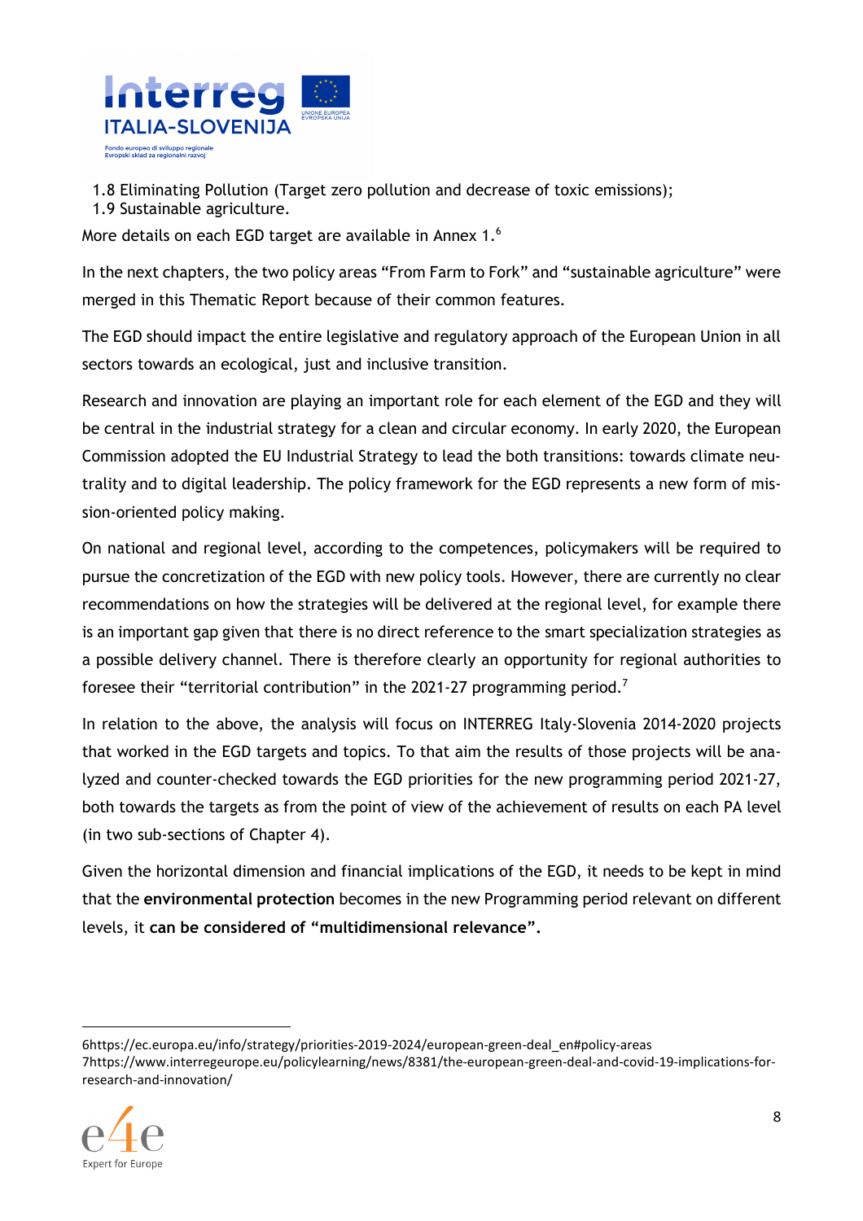1.8 Eliminating Pollution (Target zero pollution and decrease of toxic emissions);
1.9 Sustainable agriculture.

More details on each EGD target are available in Annex 1.[6]

In the next chapters, the two policy areas "From Farm to Fork" and "sustainable agriculture" were merged in this Thematic Report because of their common features.

The EGD should impact the entire legislative and regulatory approach of the European Union in all sectors towards an ecological, just and inclusive transition.

Research and innovation are playing an important role for each element of the EGD and they will be central in the industrial strategy for a clean and circular economy. In early 2020, the European Commission adopted the EU Industrial Strategy to lead the both transitions: towards climate neutrality and to digital leadership. The policy framework for the EGD represents a new form of mission-oriented policy making.

On national and regional level, according to the competences, policymakers will be required to pursue the concretization of the EGD with new policy tools. However, there are currently no clear recommendations on how the strategies will be delivered at the regional level, for example there is an important gap given that there is no direct reference to the smart specialization strategies as a possible delivery channel. There is therefore clearly an opportunity for regional authorities to foresee their "territorial contribution" in the 2021-27 programming period.[7]

In relation to the above, the analysis will focus on INTERREG Italy-Slovenia 2014-2020 projects that worked in the EGD targets and topics. To that aim the results of those projects will be analyzed and counter-checked towards the EGD priorities for the new programming period 2021-27, both towards the targets as from the point of view of the achievement of results on each PA level (in two sub-sections of Chapter 4).

Given the horizontal dimension and financial implications of the EGD, it needs to be kept in mind that the **environmental protection** becomes in the new Programming period relevant on different levels, it **can be considered of "multidimensional relevance".**

---

6https://ec.europa.eu/info/strategy/priorities-2019-2024/european-green-deal_en#policy-areas
7https://www.interregeurope.eu/policylearning/news/8381/the-european-green-deal-and-covid-19-implications-for-research-and-innovation/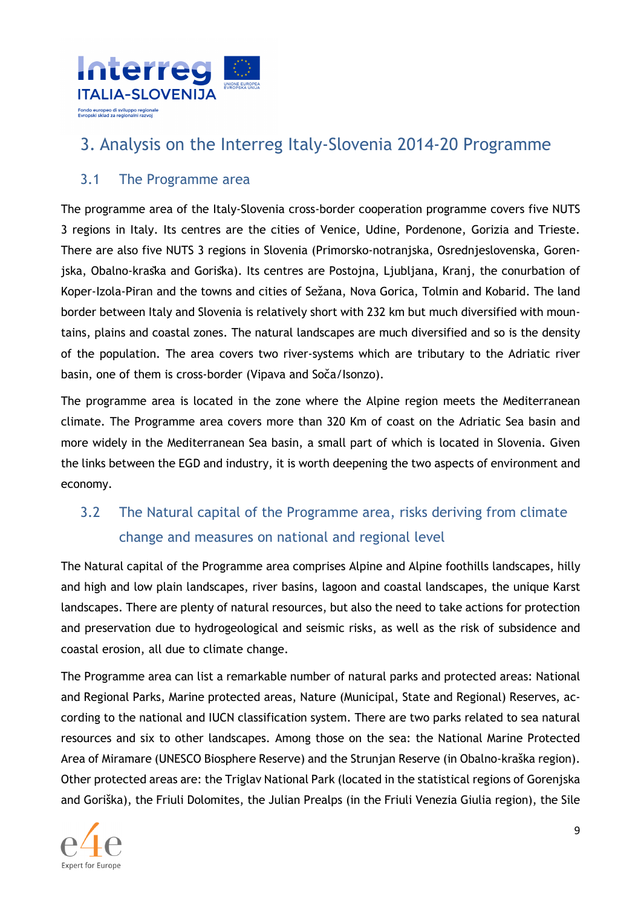# 3. Analysis on the Interreg Italy-Slovenia 2014-20 Programme

## 3.1 The Programme area

The programme area of the Italy-Slovenia cross-border cooperation programme covers five NUTS 3 regions in Italy. Its centres are the cities of Venice, Udine, Pordenone, Gorizia and Trieste. There are also five NUTS 3 regions in Slovenia (Primorsko-notranjska, Osrednjeslovenska, Gorenjska, Obalno-kraška and Goriška). Its centres are Postojna, Ljubljana, Kranj, the conurbation of Koper-Izola-Piran and the towns and cities of Sežana, Nova Gorica, Tolmin and Kobarid. The land border between Italy and Slovenia is relatively short with 232 km but much diversified with mountains, plains and coastal zones. The natural landscapes are much diversified and so is the density of the population. The area covers two river-systems which are tributary to the Adriatic river basin, one of them is cross-border (Vipava and Soča/Isonzo).

The programme area is located in the zone where the Alpine region meets the Mediterranean climate. The Programme area covers more than 320 Km of coast on the Adriatic Sea basin and more widely in the Mediterranean Sea basin, a small part of which is located in Slovenia. Given the links between the EGD and industry, it is worth deepening the two aspects of environment and economy.

## 3.2 The Natural capital of the Programme area, risks deriving from climate change and measures on national and regional level

The Natural capital of the Programme area comprises Alpine and Alpine foothills landscapes, hilly and high and low plain landscapes, river basins, lagoon and coastal landscapes, the unique Karst landscapes. There are plenty of natural resources, but also the need to take actions for protection and preservation due to hydrogeological and seismic risks, as well as the risk of subsidence and coastal erosion, all due to climate change.

The Programme area can list a remarkable number of natural parks and protected areas: National and Regional Parks, Marine protected areas, Nature (Municipal, State and Regional) Reserves, according to the national and IUCN classification system. There are two parks related to sea natural resources and six to other landscapes. Among those on the sea: the National Marine Protected Area of Miramare (UNESCO Biosphere Reserve) and the Strunjan Reserve (in Obalno-kraška region). Other protected areas are: the Triglav National Park (located in the statistical regions of Gorenjska and Goriška), the Friuli Dolomites, the Julian Prealps (in the Friuli Venezia Giulia region), the Sile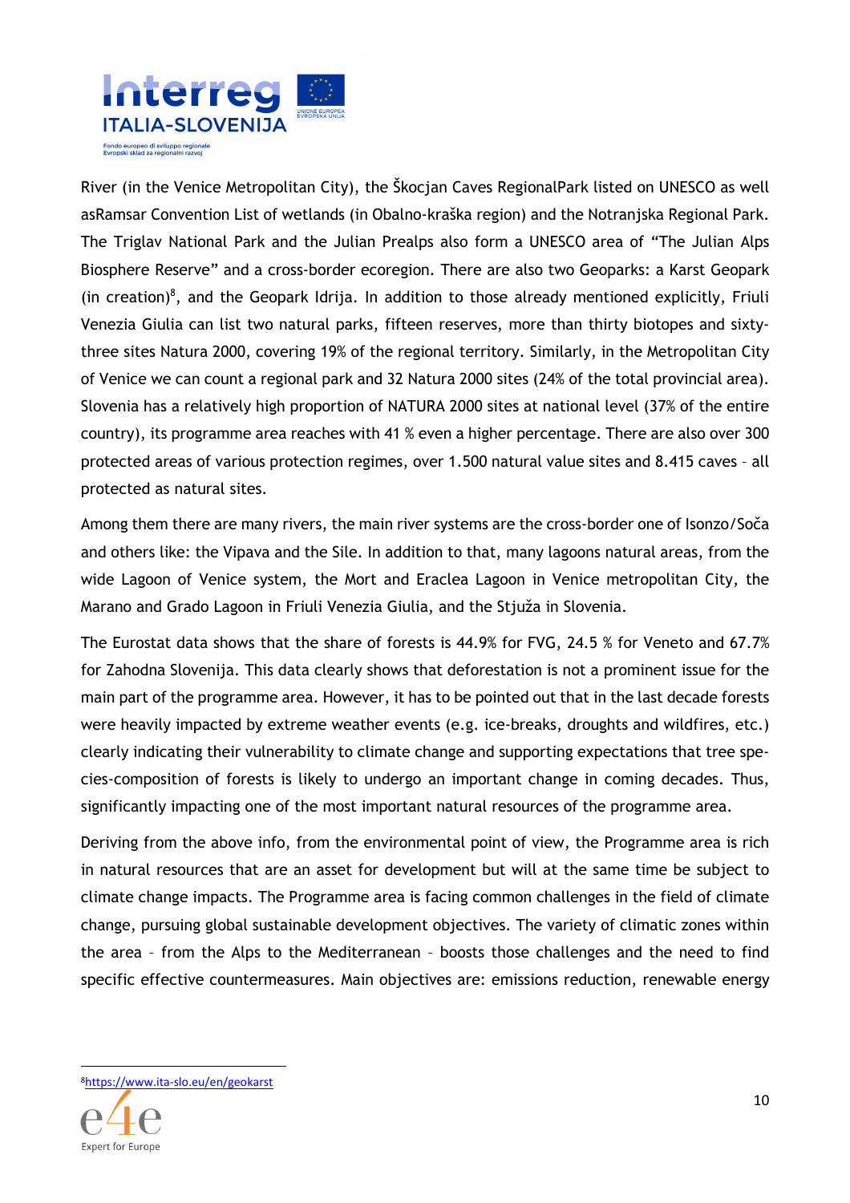River (in the Venice Metropolitan City), the Škocjan Caves RegionalPark listed on UNESCO as well asRamsar Convention List of wetlands (in Obalno-kraška region) and the Notranjska Regional Park. The Triglav National Park and the Julian Prealps also form a UNESCO area of "The Julian Alps Biosphere Reserve" and a cross-border ecoregion. There are also two Geoparks: a Karst Geopark (in creation)[8], and the Geopark Idrija. In addition to those already mentioned explicitly, Friuli Venezia Giulia can list two natural parks, fifteen reserves, more than thirty biotopes and sixty-three sites Natura 2000, covering 19% of the regional territory. Similarly, in the Metropolitan City of Venice we can count a regional park and 32 Natura 2000 sites (24% of the total provincial area). Slovenia has a relatively high proportion of NATURA 2000 sites at national level (37% of the entire country), its programme area reaches with 41 % even a higher percentage. There are also over 300 protected areas of various protection regimes, over 1.500 natural value sites and 8.415 caves – all protected as natural sites.

Among them there are many rivers, the main river systems are the cross-border one of Isonzo/Soča and others like: the Vipava and the Sile. In addition to that, many lagoons natural areas, from the wide Lagoon of Venice system, the Mort and Eraclea Lagoon in Venice metropolitan City, the Marano and Grado Lagoon in Friuli Venezia Giulia, and the Stjuža in Slovenia.

The Eurostat data shows that the share of forests is 44.9% for FVG, 24.5 % for Veneto and 67.7% for Zahodna Slovenija. This data clearly shows that deforestation is not a prominent issue for the main part of the programme area. However, it has to be pointed out that in the last decade forests were heavily impacted by extreme weather events (e.g. ice-breaks, droughts and wildfires, etc.) clearly indicating their vulnerability to climate change and supporting expectations that tree species-composition of forests is likely to undergo an important change in coming decades. Thus, significantly impacting one of the most important natural resources of the programme area.

Deriving from the above info, from the environmental point of view, the Programme area is rich in natural resources that are an asset for development but will at the same time be subject to climate change impacts. The Programme area is facing common challenges in the field of climate change, pursuing global sustainable development objectives. The variety of climatic zones within the area – from the Alps to the Mediterranean – boosts those challenges and the need to find specific effective countermeasures. Main objectives are: emissions reduction, renewable energy

[8] https://www.ita-slo.eu/en/geokarst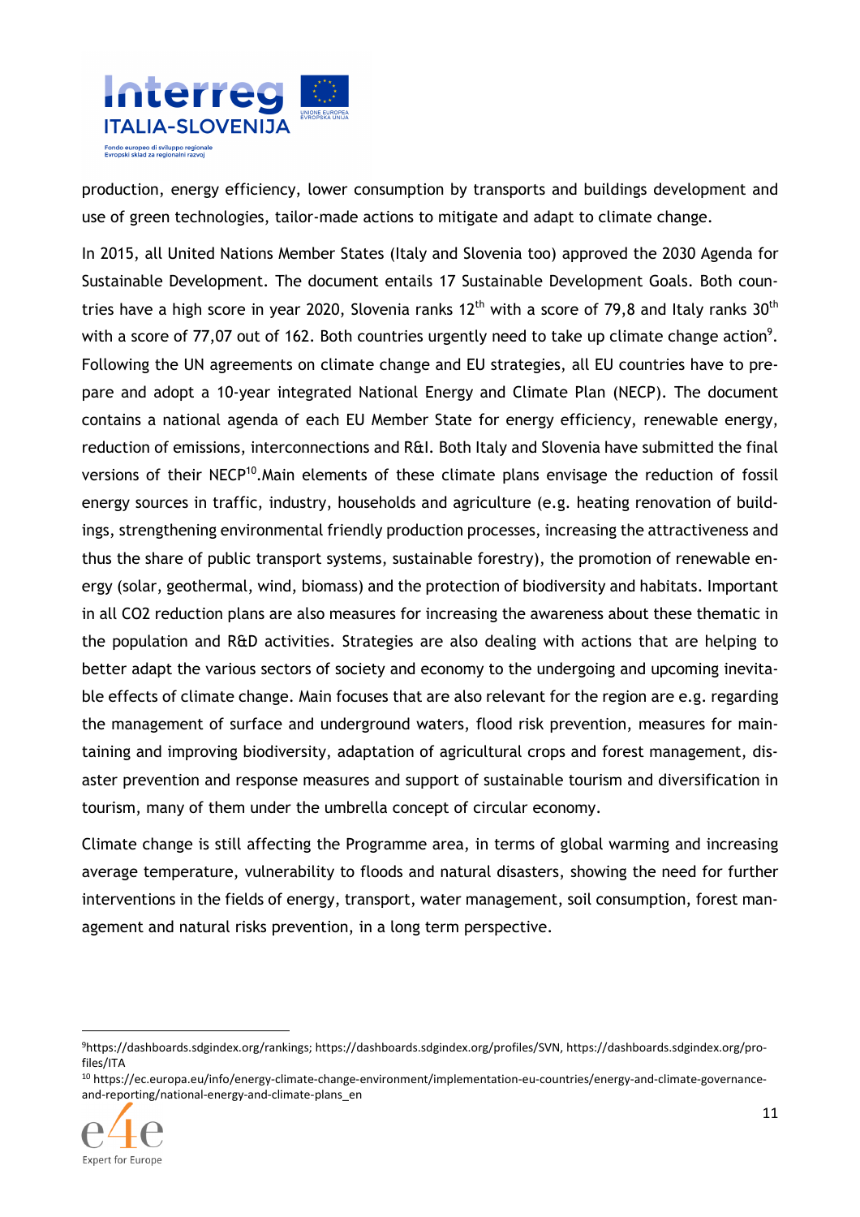production, energy efficiency, lower consumption by transports and buildings development and use of green technologies, tailor-made actions to mitigate and adapt to climate change.

In 2015, all United Nations Member States (Italy and Slovenia too) approved the 2030 Agenda for Sustainable Development. The document entails 17 Sustainable Development Goals. Both countries have a high score in year 2020, Slovenia ranks 12th with a score of 79,8 and Italy ranks 30th with a score of 77,07 out of 162. Both countries urgently need to take up climate change action[9]. Following the UN agreements on climate change and EU strategies, all EU countries have to prepare and adopt a 10-year integrated National Energy and Climate Plan (NECP). The document contains a national agenda of each EU Member State for energy efficiency, renewable energy, reduction of emissions, interconnections and R&I. Both Italy and Slovenia have submitted the final versions of their NECP[10].Main elements of these climate plans envisage the reduction of fossil energy sources in traffic, industry, households and agriculture (e.g. heating renovation of buildings, strengthening environmental friendly production processes, increasing the attractiveness and thus the share of public transport systems, sustainable forestry), the promotion of renewable energy (solar, geothermal, wind, biomass) and the protection of biodiversity and habitats. Important in all CO2 reduction plans are also measures for increasing the awareness about these thematic in the population and R&D activities. Strategies are also dealing with actions that are helping to better adapt the various sectors of society and economy to the undergoing and upcoming inevitable effects of climate change. Main focuses that are also relevant for the region are e.g. regarding the management of surface and underground waters, flood risk prevention, measures for maintaining and improving biodiversity, adaptation of agricultural crops and forest management, disaster prevention and response measures and support of sustainable tourism and diversification in tourism, many of them under the umbrella concept of circular economy.

Climate change is still affecting the Programme area, in terms of global warming and increasing average temperature, vulnerability to floods and natural disasters, showing the need for further interventions in the fields of energy, transport, water management, soil consumption, forest management and natural risks prevention, in a long term perspective.

---

[9] https://dashboards.sdgindex.org/rankings; https://dashboards.sdgindex.org/profiles/SVN, https://dashboards.sdgindex.org/profiles/ITA

[10] https://ec.europa.eu/info/energy-climate-change-environment/implementation-eu-countries/energy-and-climate-governance-and-reporting/national-energy-and-climate-plans_en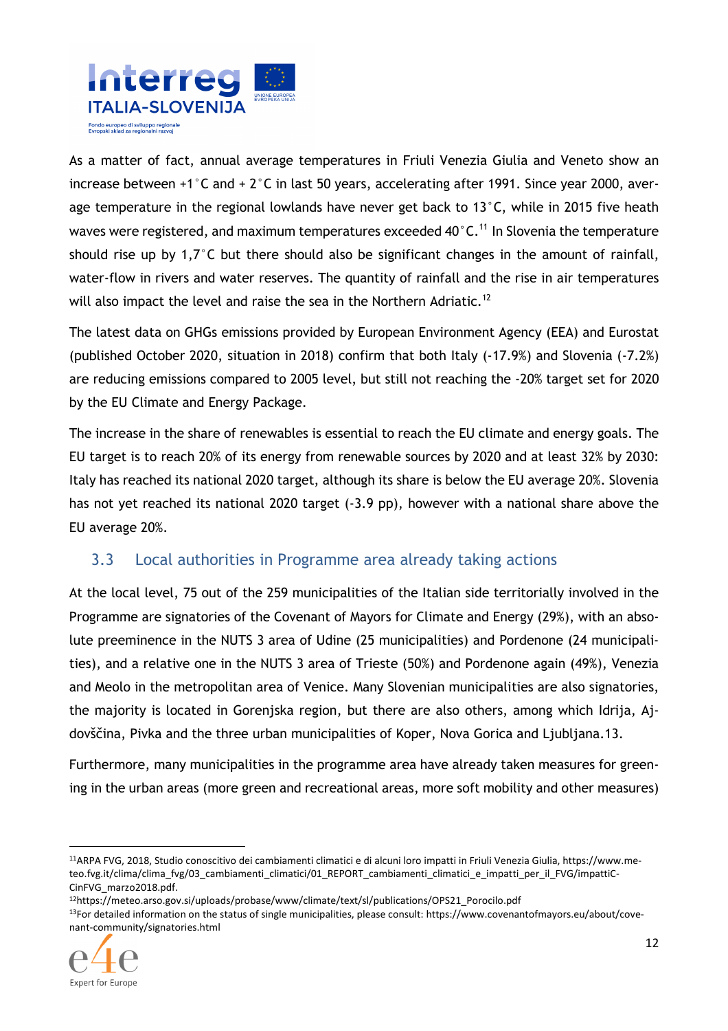As a matter of fact, annual average temperatures in Friuli Venezia Giulia and Veneto show an increase between +1°C and + 2°C in last 50 years, accelerating after 1991. Since year 2000, average temperature in the regional lowlands have never get back to 13°C, while in 2015 five heath waves were registered, and maximum temperatures exceeded 40°C.[11] In Slovenia the temperature should rise up by 1,7°C but there should also be significant changes in the amount of rainfall, water-flow in rivers and water reserves. The quantity of rainfall and the rise in air temperatures will also impact the level and raise the sea in the Northern Adriatic.[12]

The latest data on GHGs emissions provided by European Environment Agency (EEA) and Eurostat (published October 2020, situation in 2018) confirm that both Italy (-17.9%) and Slovenia (-7.2%) are reducing emissions compared to 2005 level, but still not reaching the -20% target set for 2020 by the EU Climate and Energy Package.

The increase in the share of renewables is essential to reach the EU climate and energy goals. The EU target is to reach 20% of its energy from renewable sources by 2020 and at least 32% by 2030: Italy has reached its national 2020 target, although its share is below the EU average 20%. Slovenia has not yet reached its national 2020 target (-3.9 pp), however with a national share above the EU average 20%.

## 3.3 Local authorities in Programme area already taking actions

At the local level, 75 out of the 259 municipalities of the Italian side territorially involved in the Programme are signatories of the Covenant of Mayors for Climate and Energy (29%), with an absolute preeminence in the NUTS 3 area of Udine (25 municipalities) and Pordenone (24 municipalities), and a relative one in the NUTS 3 area of Trieste (50%) and Pordenone again (49%), Venezia and Meolo in the metropolitan area of Venice. Many Slovenian municipalities are also signatories, the majority is located in Gorenjska region, but there are also others, among which Idrija, Ajdovščina, Pivka and the three urban municipalities of Koper, Nova Gorica and Ljubljana.13.

Furthermore, many municipalities in the programme area have already taken measures for greening in the urban areas (more green and recreational areas, more soft mobility and other measures)

---

[11] ARPA FVG, 2018, Studio conoscitivo dei cambiamenti climatici e di alcuni loro impatti in Friuli Venezia Giulia, https://www.meteo.fvg.it/clima/clima_fvg/03_cambiamenti_climatici/01_REPORT_cambiamenti_climatici_e_impatti_per_il_FVG/impattiC-CinFVG_marzo2018.pdf.

[12] https://meteo.arso.gov.si/uploads/probase/www/climate/text/sl/publications/OPS21_Porocilo.pdf

[13] For detailed information on the status of single municipalities, please consult: https://www.covenantofmayors.eu/about/covenant-community/signatories.html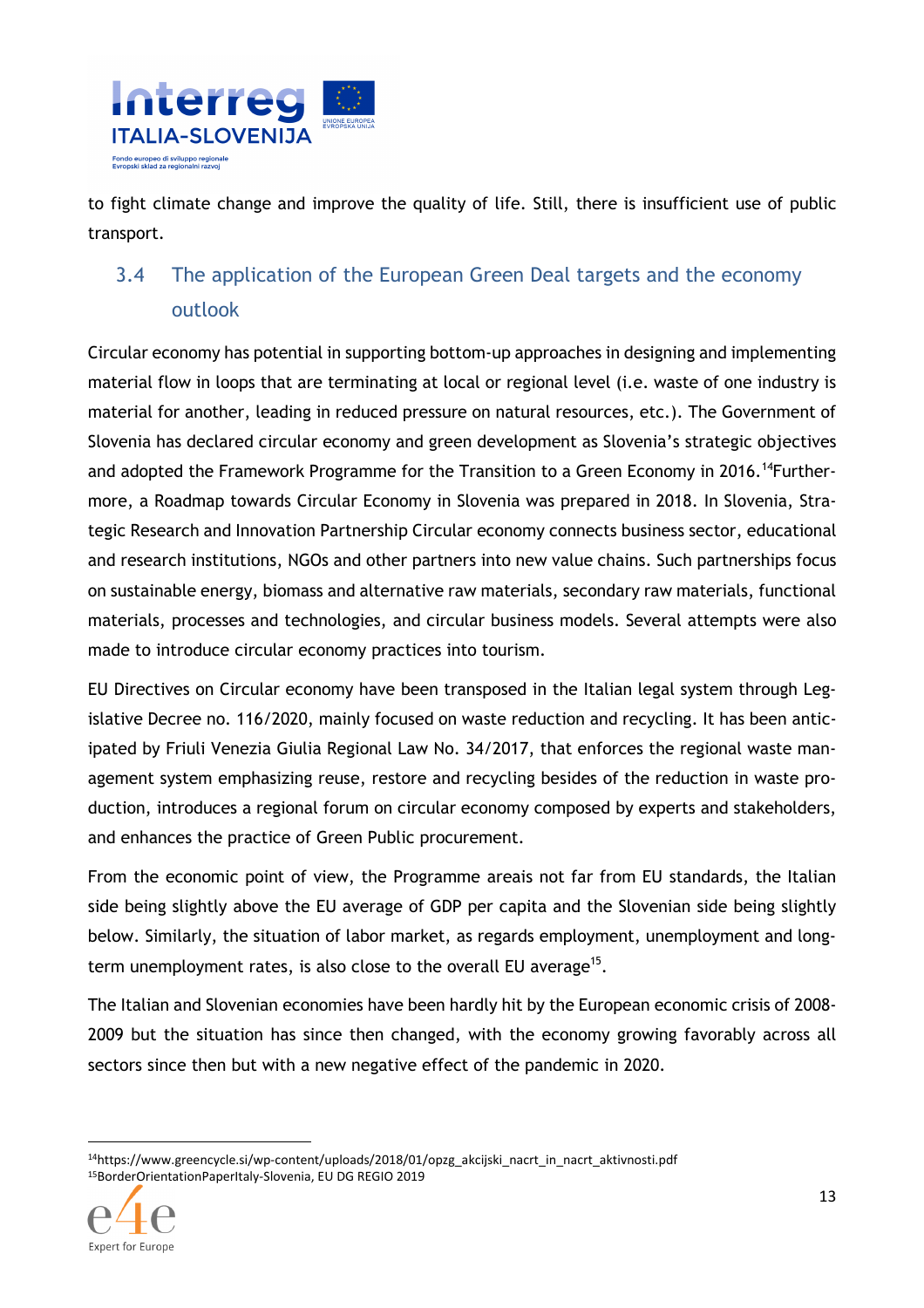to fight climate change and improve the quality of life. Still, there is insufficient use of public transport.

## 3.4 The application of the European Green Deal targets and the economy outlook

Circular economy has potential in supporting bottom-up approaches in designing and implementing material flow in loops that are terminating at local or regional level (i.e. waste of one industry is material for another, leading in reduced pressure on natural resources, etc.). The Government of Slovenia has declared circular economy and green development as Slovenia's strategic objectives and adopted the Framework Programme for the Transition to a Green Economy in 2016.[14]Furthermore, a Roadmap towards Circular Economy in Slovenia was prepared in 2018. In Slovenia, Strategic Research and Innovation Partnership Circular economy connects business sector, educational and research institutions, NGOs and other partners into new value chains. Such partnerships focus on sustainable energy, biomass and alternative raw materials, secondary raw materials, functional materials, processes and technologies, and circular business models. Several attempts were also made to introduce circular economy practices into tourism.

EU Directives on Circular economy have been transposed in the Italian legal system through Legislative Decree no. 116/2020, mainly focused on waste reduction and recycling. It has been anticipated by Friuli Venezia Giulia Regional Law No. 34/2017, that enforces the regional waste management system emphasizing reuse, restore and recycling besides of the reduction in waste production, introduces a regional forum on circular economy composed by experts and stakeholders, and enhances the practice of Green Public procurement.

From the economic point of view, the Programme areais not far from EU standards, the Italian side being slightly above the EU average of GDP per capita and the Slovenian side being slightly below. Similarly, the situation of labor market, as regards employment, unemployment and long-term unemployment rates, is also close to the overall EU average[15].

The Italian and Slovenian economies have been hardly hit by the European economic crisis of 2008-2009 but the situation has since then changed, with the economy growing favorably across all sectors since then but with a new negative effect of the pandemic in 2020.

---

[14] https://www.greencycle.si/wp-content/uploads/2018/01/opzg_akcijski_nacrt_in_nacrt_aktivnosti.pdf

[15] BorderOrientationPaperItaly-Slovenia, EU DG REGIO 2019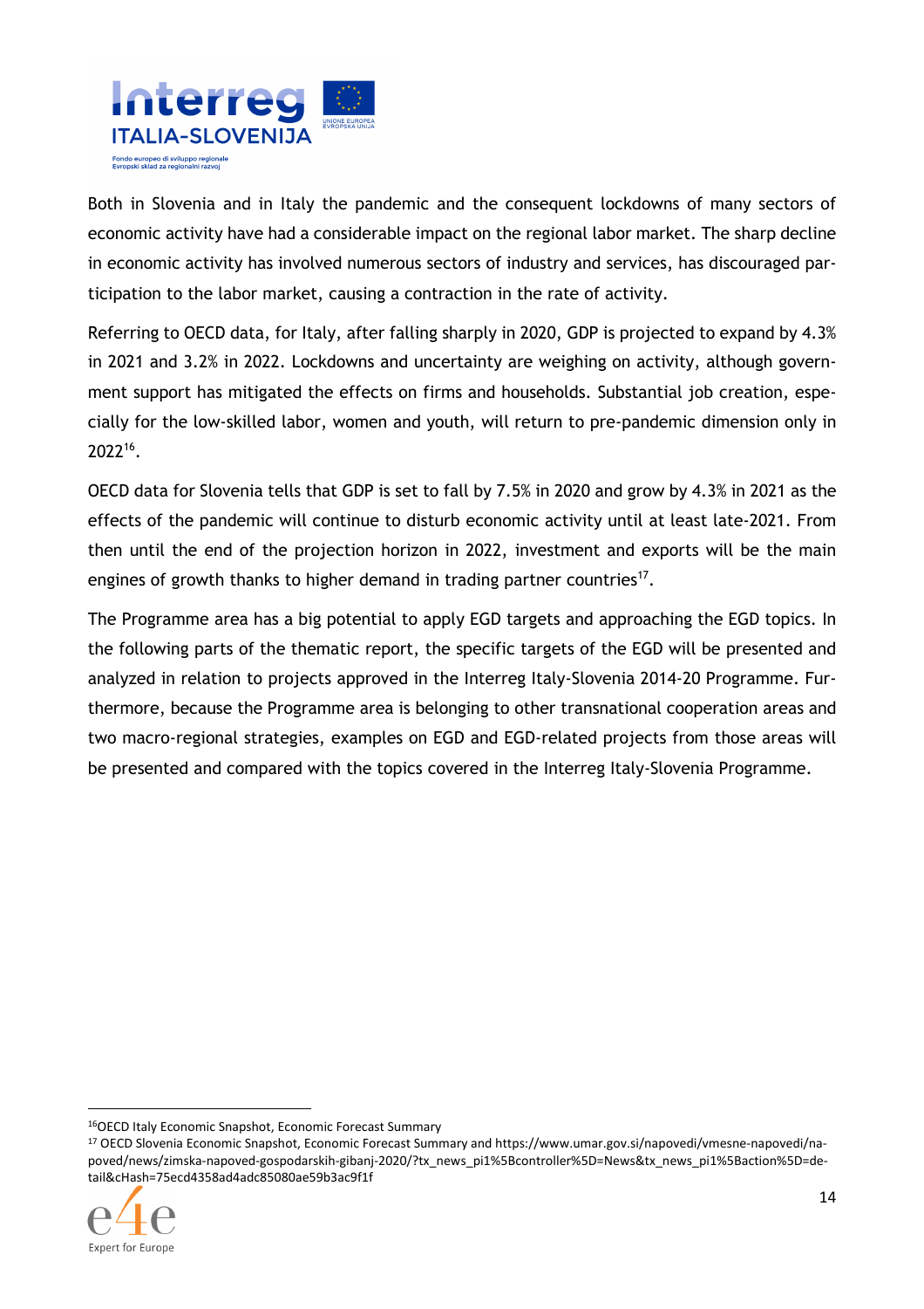Both in Slovenia and in Italy the pandemic and the consequent lockdowns of many sectors of economic activity have had a considerable impact on the regional labor market. The sharp decline in economic activity has involved numerous sectors of industry and services, has discouraged participation to the labor market, causing a contraction in the rate of activity.

Referring to OECD data, for Italy, after falling sharply in 2020, GDP is projected to expand by 4.3% in 2021 and 3.2% in 2022. Lockdowns and uncertainty are weighing on activity, although government support has mitigated the effects on firms and households. Substantial job creation, especially for the low-skilled labor, women and youth, will return to pre-pandemic dimension only in 2022[16].

OECD data for Slovenia tells that GDP is set to fall by 7.5% in 2020 and grow by 4.3% in 2021 as the effects of the pandemic will continue to disturb economic activity until at least late-2021. From then until the end of the projection horizon in 2022, investment and exports will be the main engines of growth thanks to higher demand in trading partner countries[17].

The Programme area has a big potential to apply EGD targets and approaching the EGD topics. In the following parts of the thematic report, the specific targets of the EGD will be presented and analyzed in relation to projects approved in the Interreg Italy-Slovenia 2014-20 Programme. Furthermore, because the Programme area is belonging to other transnational cooperation areas and two macro-regional strategies, examples on EGD and EGD-related projects from those areas will be presented and compared with the topics covered in the Interreg Italy-Slovenia Programme.

---

[16] OECD Italy Economic Snapshot, Economic Forecast Summary

[17] OECD Slovenia Economic Snapshot, Economic Forecast Summary and https://www.umar.gov.si/napovedi/vmesne-napovedi/napoved/news/zimska-napoved-gospodarskih-gibanj-2020/?tx_news_pi1%5Bcontroller%5D=News&tx_news_pi1%5Baction%5D=detail&cHash=75ecd4358ad4adc85080ae59b3ac9f1f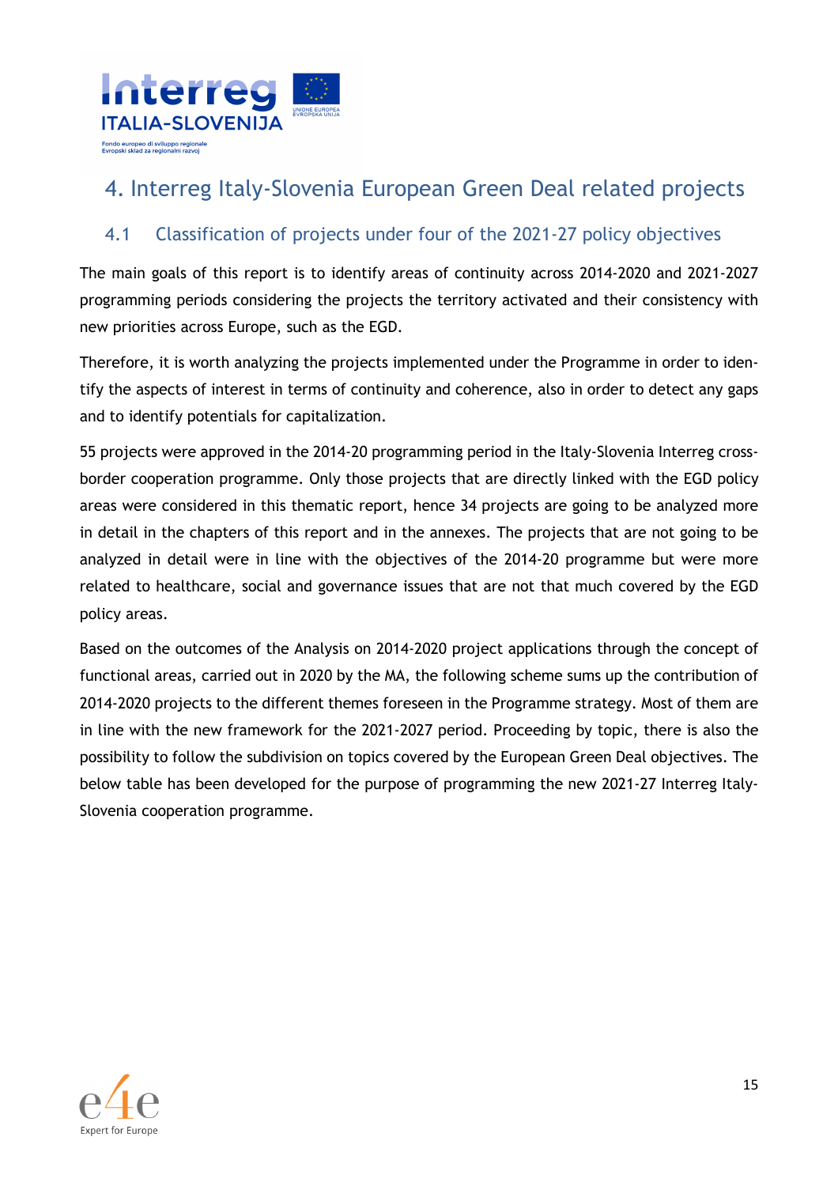# 4. Interreg Italy-Slovenia European Green Deal related projects

## 4.1 Classification of projects under four of the 2021-27 policy objectives

The main goals of this report is to identify areas of continuity across 2014-2020 and 2021-2027 programming periods considering the projects the territory activated and their consistency with new priorities across Europe, such as the EGD.

Therefore, it is worth analyzing the projects implemented under the Programme in order to identify the aspects of interest in terms of continuity and coherence, also in order to detect any gaps and to identify potentials for capitalization.

55 projects were approved in the 2014-20 programming period in the Italy-Slovenia Interreg cross-border cooperation programme. Only those projects that are directly linked with the EGD policy areas were considered in this thematic report, hence 34 projects are going to be analyzed more in detail in the chapters of this report and in the annexes. The projects that are not going to be analyzed in detail were in line with the objectives of the 2014-20 programme but were more related to healthcare, social and governance issues that are not that much covered by the EGD policy areas.

Based on the outcomes of the Analysis on 2014-2020 project applications through the concept of functional areas, carried out in 2020 by the MA, the following scheme sums up the contribution of 2014-2020 projects to the different themes foreseen in the Programme strategy. Most of them are in line with the new framework for the 2021-2027 period. Proceeding by topic, there is also the possibility to follow the subdivision on topics covered by the European Green Deal objectives. The below table has been developed for the purpose of programming the new 2021-27 Interreg Italy-Slovenia cooperation programme.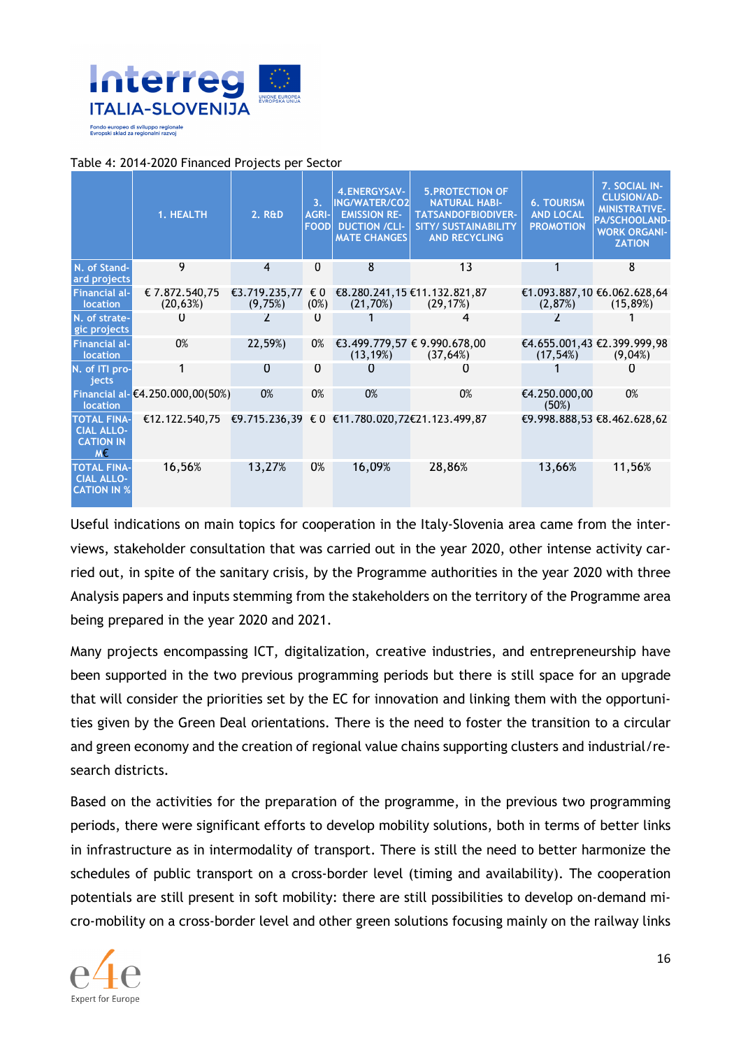Table 4: 2014-2020 Financed Projects per Sector

| | 1. HEALTH | 2. R&D | 3. AGRI-FOOD | 4.ENERGYSAVING/WATER/CO2 EMISSION REDUCTION /CLIMATE CHANGES | 5.PROTECTION OF NATURAL HABITATSANDOFBIODIVERSITY/ SUSTAINABILITY AND RECYCLING | 6. TOURISM AND LOCAL PROMOTION | 7. SOCIAL INCLUSION/ADMINISTRATIVE-PA/SCHOOLANDWORK ORGANIZATION |
|---|---|---|---|---|---|---|---|
| N. of Standard projects | 9 | 4 | 0 | 8 | 13 | 1 | 8 |
| Financial allocation | € 7.872.540,75 (20,63%) | €3.719.235,77 (9,75%) | € 0 (0%) | €8.280.241,15 (21,70%) | €11.132.821,87 (29,17%) | €1.093.887,10 (2,87%) | €6.062.628,64 (15,89%) |
| N. of strategic projects | 0 | 2 | 0 | 1 | 4 | 2 | 1 |
| Financial allocation | 0% | 22,59%) | 0% | €3.499.779,57 (13,19%) | € 9.990.678,00 (37,64%) | €4.655.001,43 (17,54%) | €2.399.999,98 (9,04%) |
| N. of ITI projects | 1 | 0 | 0 | 0 | 0 | 1 | 0 |
| Financial allocation | €4.250.000,00(50%) | 0% | 0% | 0% | 0% | €4.250.000,00 (50%) | 0% |
| TOTAL FINANCIAL ALLOCATION IN M€ | €12.122.540,75 | €9.715.236,39 | € 0 | €11.780.020,72 | €21.123.499,87 | €9.998.888,53 | €8.462.628,62 |
| TOTAL FINANCIAL ALLOCATION IN % | 16,56% | 13,27% | 0% | 16,09% | 28,86% | 13,66% | 11,56% |

Useful indications on main topics for cooperation in the Italy-Slovenia area came from the interviews, stakeholder consultation that was carried out in the year 2020, other intense activity carried out, in spite of the sanitary crisis, by the Programme authorities in the year 2020 with three Analysis papers and inputs stemming from the stakeholders on the territory of the Programme area being prepared in the year 2020 and 2021.

Many projects encompassing ICT, digitalization, creative industries, and entrepreneurship have been supported in the two previous programming periods but there is still space for an upgrade that will consider the priorities set by the EC for innovation and linking them with the opportunities given by the Green Deal orientations. There is the need to foster the transition to a circular and green economy and the creation of regional value chains supporting clusters and industrial/research districts.

Based on the activities for the preparation of the programme, in the previous two programming periods, there were significant efforts to develop mobility solutions, both in terms of better links in infrastructure as in intermodality of transport. There is still the need to better harmonize the schedules of public transport on a cross-border level (timing and availability). The cooperation potentials are still present in soft mobility: there are still possibilities to develop on-demand micro-mobility on a cross-border level and other green solutions focusing mainly on the railway links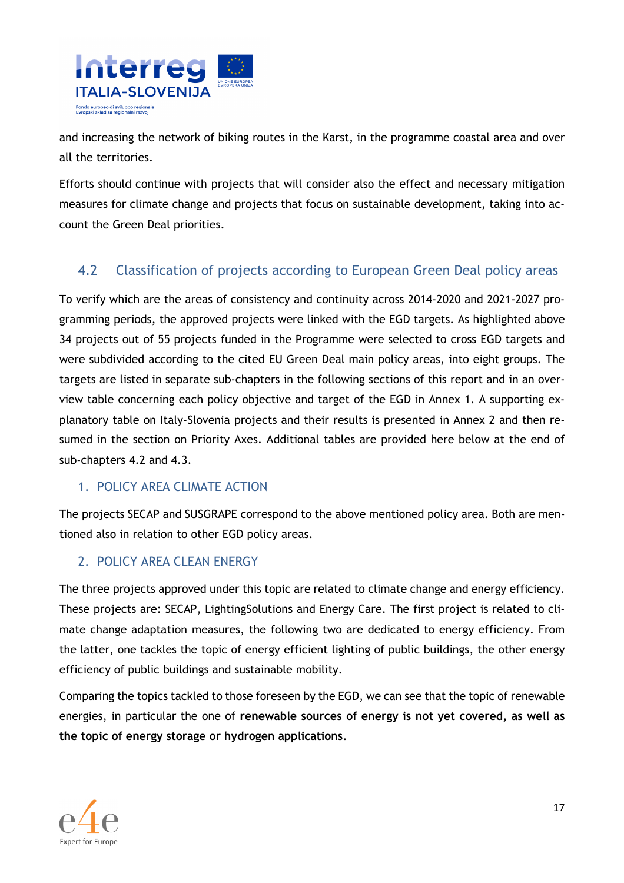and increasing the network of biking routes in the Karst, in the programme coastal area and over all the territories.

Efforts should continue with projects that will consider also the effect and necessary mitigation measures for climate change and projects that focus on sustainable development, taking into account the Green Deal priorities.

## 4.2 Classification of projects according to European Green Deal policy areas

To verify which are the areas of consistency and continuity across 2014-2020 and 2021-2027 programming periods, the approved projects were linked with the EGD targets. As highlighted above 34 projects out of 55 projects funded in the Programme were selected to cross EGD targets and were subdivided according to the cited EU Green Deal main policy areas, into eight groups. The targets are listed in separate sub-chapters in the following sections of this report and in an overview table concerning each policy objective and target of the EGD in Annex 1. A supporting explanatory table on Italy-Slovenia projects and their results is presented in Annex 2 and then resumed in the section on Priority Axes. Additional tables are provided here below at the end of sub-chapters 4.2 and 4.3.

### 1. POLICY AREA CLIMATE ACTION

The projects SECAP and SUSGRAPE correspond to the above mentioned policy area. Both are mentioned also in relation to other EGD policy areas.

### 2. POLICY AREA CLEAN ENERGY

The three projects approved under this topic are related to climate change and energy efficiency. These projects are: SECAP, LightingSolutions and Energy Care. The first project is related to climate change adaptation measures, the following two are dedicated to energy efficiency. From the latter, one tackles the topic of energy efficient lighting of public buildings, the other energy efficiency of public buildings and sustainable mobility.

Comparing the topics tackled to those foreseen by the EGD, we can see that the topic of renewable energies, in particular the one of **renewable sources of energy is not yet covered, as well as the topic of energy storage or hydrogen applications**.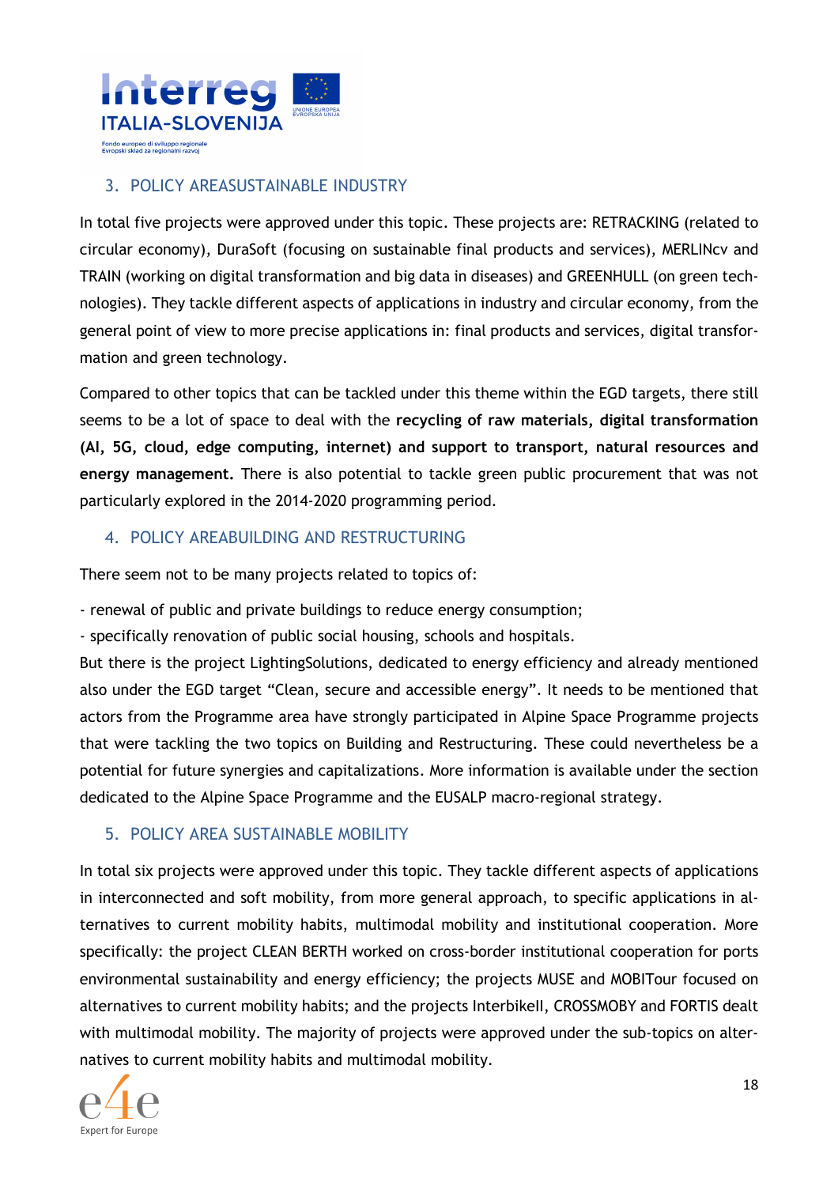## 3. POLICY AREASUSTAINABLE INDUSTRY

In total five projects were approved under this topic. These projects are: RETRACKING (related to circular economy), DuraSoft (focusing on sustainable final products and services), MERLINcv and TRAIN (working on digital transformation and big data in diseases) and GREENHULL (on green technologies). They tackle different aspects of applications in industry and circular economy, from the general point of view to more precise applications in: final products and services, digital transformation and green technology.

Compared to other topics that can be tackled under this theme within the EGD targets, there still seems to be a lot of space to deal with the **recycling of raw materials, digital transformation (AI, 5G, cloud, edge computing, internet) and support to transport, natural resources and energy management.** There is also potential to tackle green public procurement that was not particularly explored in the 2014-2020 programming period.

## 4. POLICY AREABUILDING AND RESTRUCTURING

There seem not to be many projects related to topics of:

- renewal of public and private buildings to reduce energy consumption;
- specifically renovation of public social housing, schools and hospitals.

But there is the project LightingSolutions, dedicated to energy efficiency and already mentioned also under the EGD target "Clean, secure and accessible energy". It needs to be mentioned that actors from the Programme area have strongly participated in Alpine Space Programme projects that were tackling the two topics on Building and Restructuring. These could nevertheless be a potential for future synergies and capitalizations. More information is available under the section dedicated to the Alpine Space Programme and the EUSALP macro-regional strategy.

## 5. POLICY AREA SUSTAINABLE MOBILITY

In total six projects were approved under this topic. They tackle different aspects of applications in interconnected and soft mobility, from more general approach, to specific applications in alternatives to current mobility habits, multimodal mobility and institutional cooperation. More specifically: the project CLEAN BERTH worked on cross-border institutional cooperation for ports environmental sustainability and energy efficiency; the projects MUSE and MOBITour focused on alternatives to current mobility habits; and the projects InterbikeII, CROSSMOBY and FORTIS dealt with multimodal mobility. The majority of projects were approved under the sub-topics on alternatives to current mobility habits and multimodal mobility.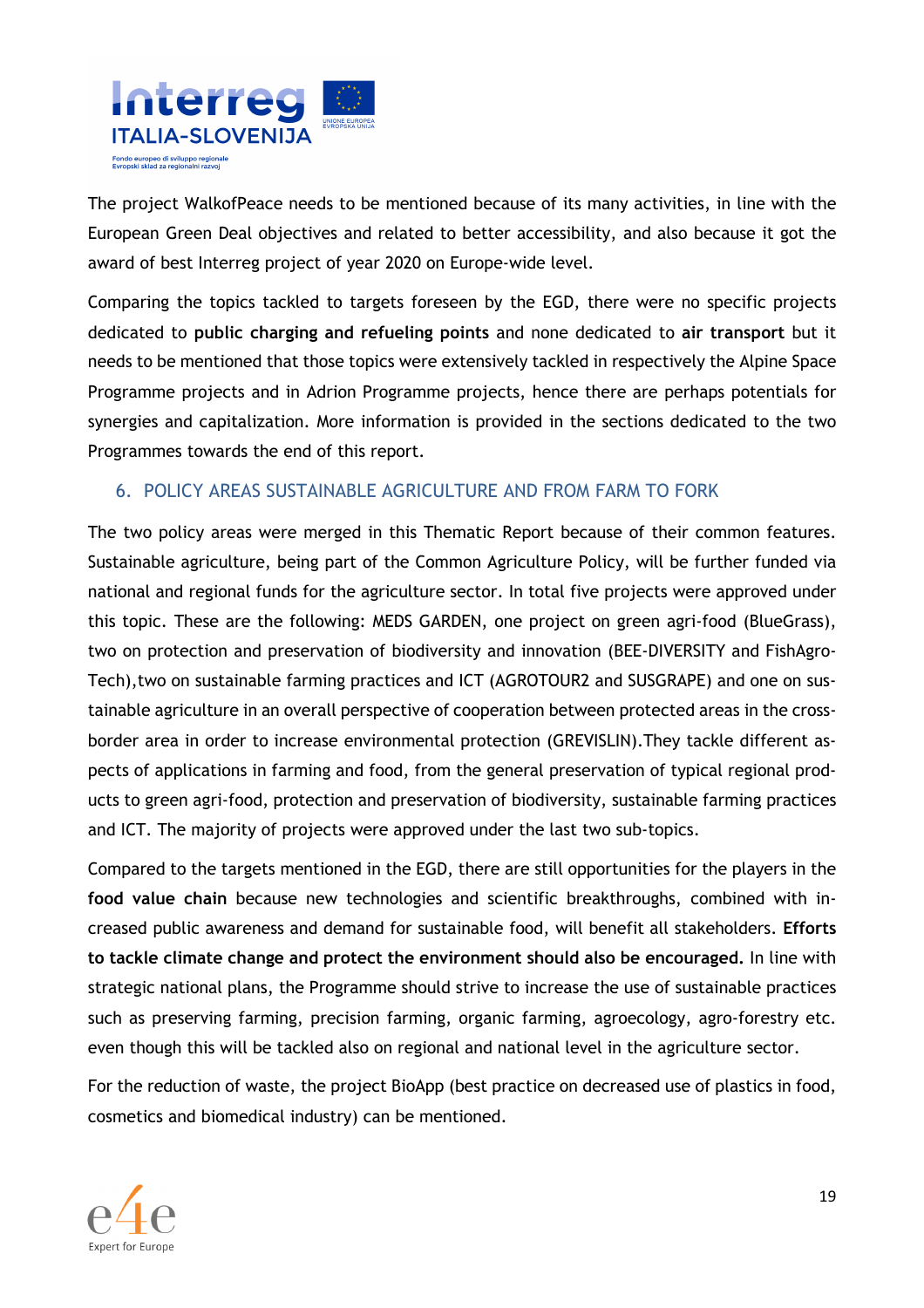The project WalkofPeace needs to be mentioned because of its many activities, in line with the European Green Deal objectives and related to better accessibility, and also because it got the award of best Interreg project of year 2020 on Europe-wide level.

Comparing the topics tackled to targets foreseen by the EGD, there were no specific projects dedicated to **public charging and refueling points** and none dedicated to **air transport** but it needs to be mentioned that those topics were extensively tackled in respectively the Alpine Space Programme projects and in Adrion Programme projects, hence there are perhaps potentials for synergies and capitalization. More information is provided in the sections dedicated to the two Programmes towards the end of this report.

## 6. POLICY AREAS SUSTAINABLE AGRICULTURE AND FROM FARM TO FORK

The two policy areas were merged in this Thematic Report because of their common features. Sustainable agriculture, being part of the Common Agriculture Policy, will be further funded via national and regional funds for the agriculture sector. In total five projects were approved under this topic. These are the following: MEDS GARDEN, one project on green agri-food (BlueGrass), two on protection and preservation of biodiversity and innovation (BEE-DIVERSITY and FishAgro-Tech),two on sustainable farming practices and ICT (AGROTOUR2 and SUSGRAPE) and one on sustainable agriculture in an overall perspective of cooperation between protected areas in the cross-border area in order to increase environmental protection (GREVISLIN).They tackle different aspects of applications in farming and food, from the general preservation of typical regional products to green agri-food, protection and preservation of biodiversity, sustainable farming practices and ICT. The majority of projects were approved under the last two sub-topics.

Compared to the targets mentioned in the EGD, there are still opportunities for the players in the **food value chain** because new technologies and scientific breakthroughs, combined with increased public awareness and demand for sustainable food, will benefit all stakeholders. **Efforts to tackle climate change and protect the environment should also be encouraged.** In line with strategic national plans, the Programme should strive to increase the use of sustainable practices such as preserving farming, precision farming, organic farming, agroecology, agro-forestry etc. even though this will be tackled also on regional and national level in the agriculture sector.

For the reduction of waste, the project BioApp (best practice on decreased use of plastics in food, cosmetics and biomedical industry) can be mentioned.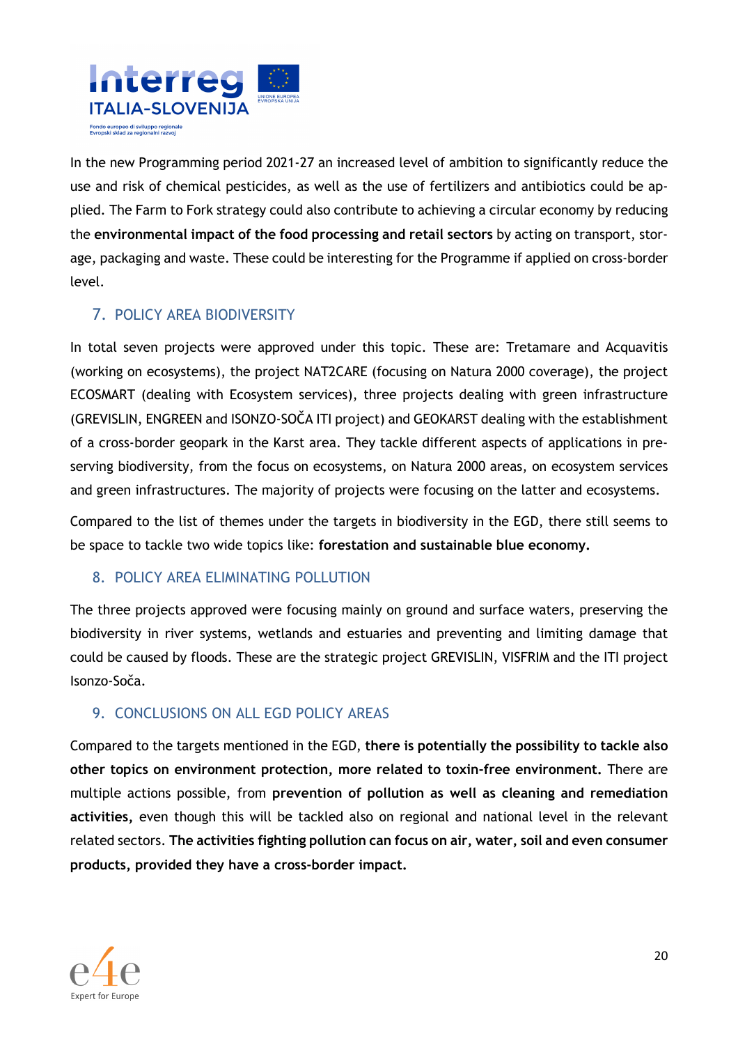In the new Programming period 2021-27 an increased level of ambition to significantly reduce the use and risk of chemical pesticides, as well as the use of fertilizers and antibiotics could be applied. The Farm to Fork strategy could also contribute to achieving a circular economy by reducing the **environmental impact of the food processing and retail sectors** by acting on transport, storage, packaging and waste. These could be interesting for the Programme if applied on cross-border level.

## 7. POLICY AREA BIODIVERSITY

In total seven projects were approved under this topic. These are: Tretamare and Acquavitis (working on ecosystems), the project NAT2CARE (focusing on Natura 2000 coverage), the project ECOSMART (dealing with Ecosystem services), three projects dealing with green infrastructure (GREVISLIN, ENGREEN and ISONZO-SOČA ITI project) and GEOKARST dealing with the establishment of a cross-border geopark in the Karst area. They tackle different aspects of applications in preserving biodiversity, from the focus on ecosystems, on Natura 2000 areas, on ecosystem services and green infrastructures. The majority of projects were focusing on the latter and ecosystems.

Compared to the list of themes under the targets in biodiversity in the EGD, there still seems to be space to tackle two wide topics like: **forestation and sustainable blue economy.**

## 8. POLICY AREA ELIMINATING POLLUTION

The three projects approved were focusing mainly on ground and surface waters, preserving the biodiversity in river systems, wetlands and estuaries and preventing and limiting damage that could be caused by floods. These are the strategic project GREVISLIN, VISFRIM and the ITI project Isonzo-Soča.

## 9. CONCLUSIONS ON ALL EGD POLICY AREAS

Compared to the targets mentioned in the EGD, **there is potentially the possibility to tackle also other topics on environment protection, more related to toxin-free environment.** There are multiple actions possible, from **prevention of pollution as well as cleaning and remediation activities,** even though this will be tackled also on regional and national level in the relevant related sectors. **The activities fighting pollution can focus on air, water, soil and even consumer products, provided they have a cross-border impact.**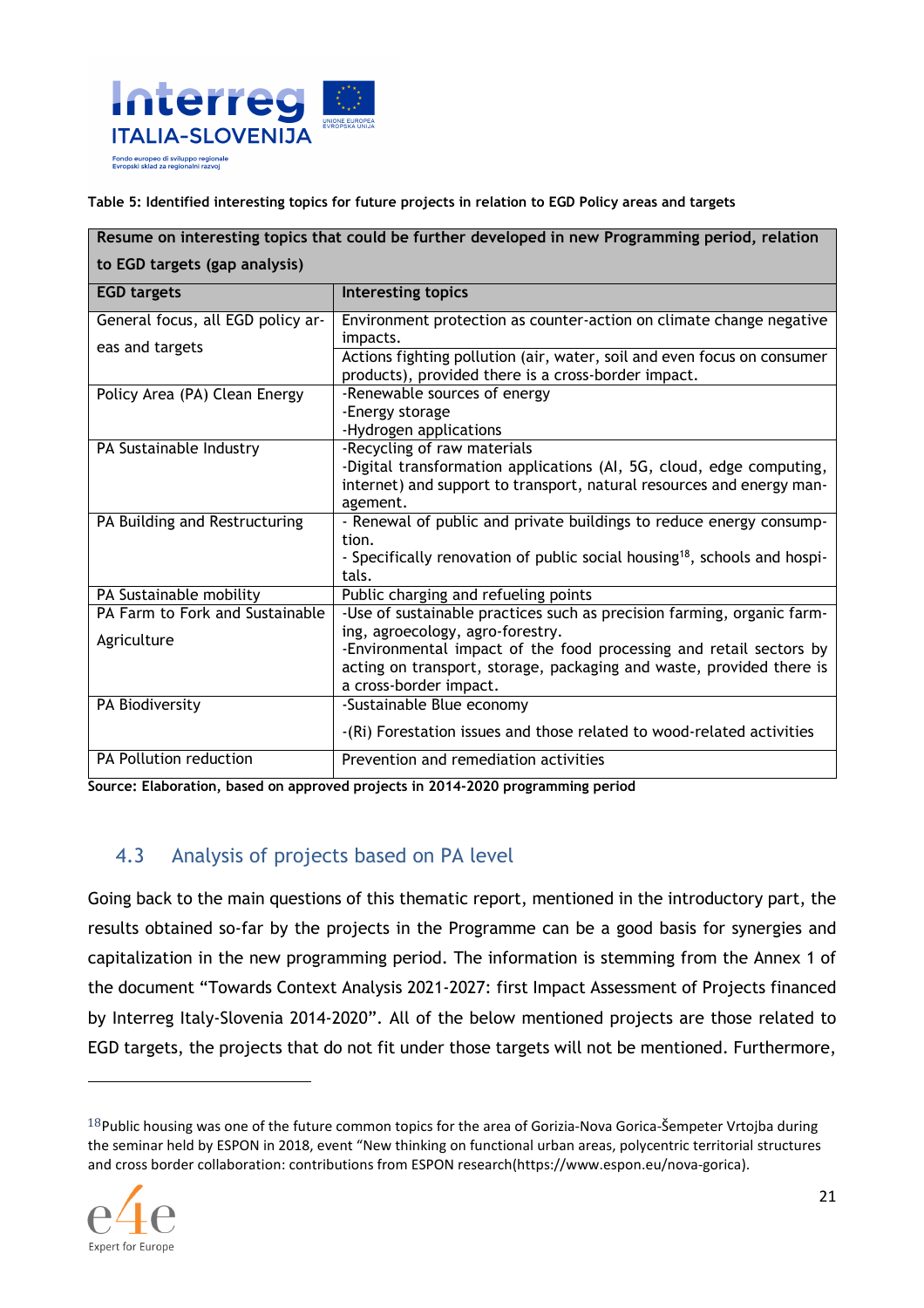**Table 5: Identified interesting topics for future projects in relation to EGD Policy areas and targets**

| Resume on interesting topics that could be further developed in new Programming period, relation to EGD targets (gap analysis) | |
|---|---|
| **EGD targets** | **Interesting topics** |
| General focus, all EGD policy areas and targets | Environment protection as counter-action on climate change negative impacts. |
| | Actions fighting pollution (air, water, soil and even focus on consumer products), provided there is a cross-border impact. |
| Policy Area (PA) Clean Energy | -Renewable sources of energy<br>-Energy storage<br>-Hydrogen applications |
| PA Sustainable Industry | -Recycling of raw materials<br>-Digital transformation applications (AI, 5G, cloud, edge computing, internet) and support to transport, natural resources and energy management. |
| PA Building and Restructuring | - Renewal of public and private buildings to reduce energy consumption.<br>- Specifically renovation of public social housing[18], schools and hospitals. |
| PA Sustainable mobility | Public charging and refueling points |
| PA Farm to Fork and Sustainable Agriculture | -Use of sustainable practices such as precision farming, organic farming, agroecology, agro-forestry.<br>-Environmental impact of the food processing and retail sectors by acting on transport, storage, packaging and waste, provided there is a cross-border impact. |
| PA Biodiversity | -Sustainable Blue economy<br>-(Ri) Forestation issues and those related to wood-related activities |
| PA Pollution reduction | Prevention and remediation activities |

**Source: Elaboration, based on approved projects in 2014-2020 programming period**

## 4.3 Analysis of projects based on PA level

Going back to the main questions of this thematic report, mentioned in the introductory part, the results obtained so-far by the projects in the Programme can be a good basis for synergies and capitalization in the new programming period. The information is stemming from the Annex 1 of the document "Towards Context Analysis 2021-2027: first Impact Assessment of Projects financed by Interreg Italy-Slovenia 2014-2020". All of the below mentioned projects are those related to EGD targets, the projects that do not fit under those targets will not be mentioned. Furthermore,

[18] Public housing was one of the future common topics for the area of Gorizia-Nova Gorica-Šempeter Vrtojba during the seminar held by ESPON in 2018, event "New thinking on functional urban areas, polycentric territorial structures and cross border collaboration: contributions from ESPON research(https://www.espon.eu/nova-gorica).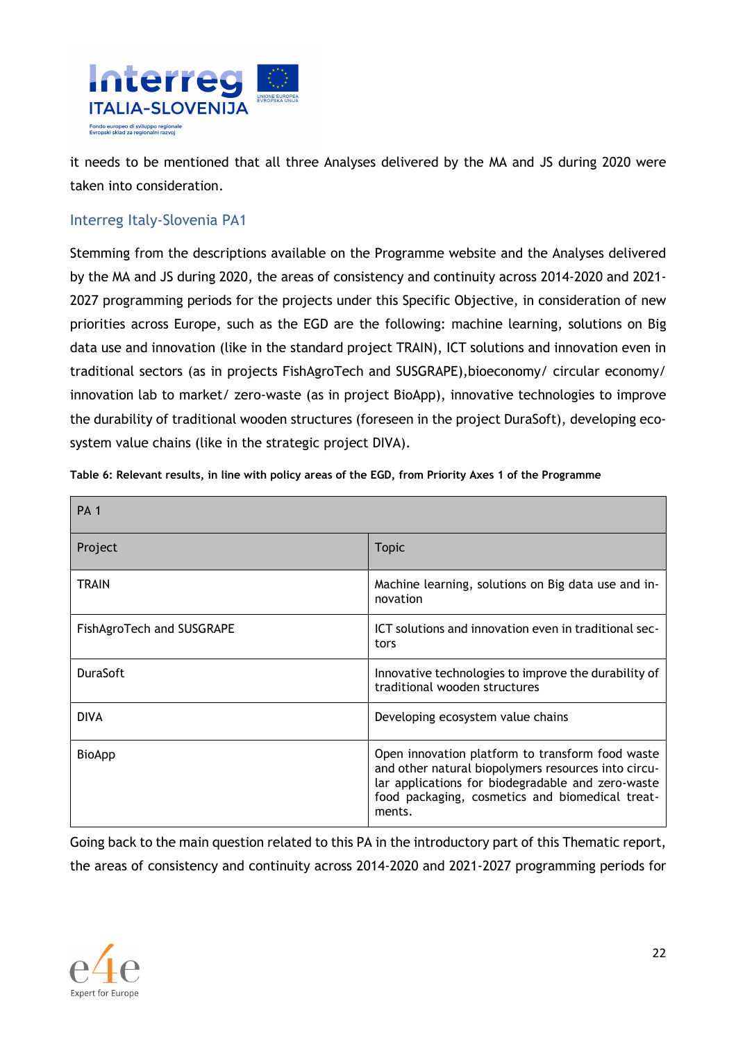it needs to be mentioned that all three Analyses delivered by the MA and JS during 2020 were taken into consideration.

### Interreg Italy-Slovenia PA1

Stemming from the descriptions available on the Programme website and the Analyses delivered by the MA and JS during 2020, the areas of consistency and continuity across 2014-2020 and 2021-2027 programming periods for the projects under this Specific Objective, in consideration of new priorities across Europe, such as the EGD are the following: machine learning, solutions on Big data use and innovation (like in the standard project TRAIN), ICT solutions and innovation even in traditional sectors (as in projects FishAgroTech and SUSGRAPE),bioeconomy/ circular economy/ innovation lab to market/ zero-waste (as in project BioApp), innovative technologies to improve the durability of traditional wooden structures (foreseen in the project DuraSoft), developing eco-system value chains (like in the strategic project DIVA).

**Table 6: Relevant results, in line with policy areas of the EGD, from Priority Axes 1 of the Programme**

| PA 1 | |
|---|---|
| Project | Topic |
| TRAIN | Machine learning, solutions on Big data use and innovation |
| FishAgroTech and SUSGRAPE | ICT solutions and innovation even in traditional sectors |
| DuraSoft | Innovative technologies to improve the durability of traditional wooden structures |
| DIVA | Developing ecosystem value chains |
| BioApp | Open innovation platform to transform food waste and other natural biopolymers resources into circular applications for biodegradable and zero-waste food packaging, cosmetics and biomedical treatments. |

Going back to the main question related to this PA in the introductory part of this Thematic report, the areas of consistency and continuity across 2014-2020 and 2021-2027 programming periods for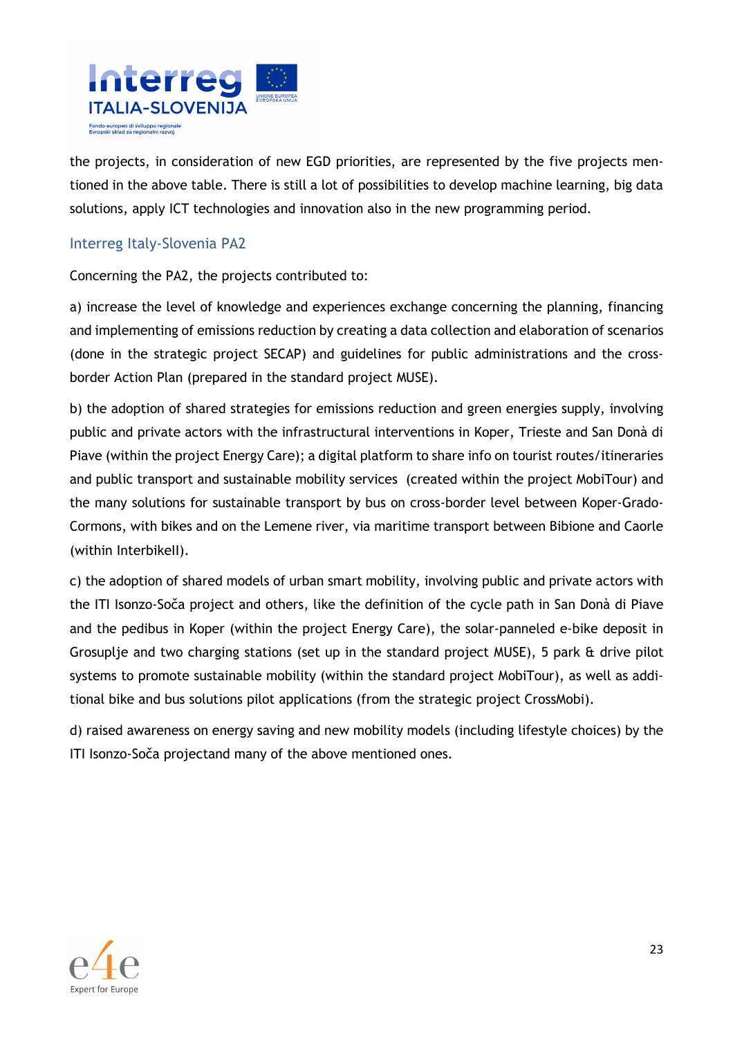the projects, in consideration of new EGD priorities, are represented by the five projects mentioned in the above table. There is still a lot of possibilities to develop machine learning, big data solutions, apply ICT technologies and innovation also in the new programming period.

## Interreg Italy-Slovenia PA2

Concerning the PA2, the projects contributed to:

a) increase the level of knowledge and experiences exchange concerning the planning, financing and implementing of emissions reduction by creating a data collection and elaboration of scenarios (done in the strategic project SECAP) and guidelines for public administrations and the cross-border Action Plan (prepared in the standard project MUSE).

b) the adoption of shared strategies for emissions reduction and green energies supply, involving public and private actors with the infrastructural interventions in Koper, Trieste and San Donà di Piave (within the project Energy Care); a digital platform to share info on tourist routes/itineraries and public transport and sustainable mobility services (created within the project MobiTour) and the many solutions for sustainable transport by bus on cross-border level between Koper-Grado-Cormons, with bikes and on the Lemene river, via maritime transport between Bibione and Caorle (within InterbikeII).

c) the adoption of shared models of urban smart mobility, involving public and private actors with the ITI Isonzo-Soča project and others, like the definition of the cycle path in San Donà di Piave and the pedibus in Koper (within the project Energy Care), the solar-panneled e-bike deposit in Grosuplje and two charging stations (set up in the standard project MUSE), 5 park & drive pilot systems to promote sustainable mobility (within the standard project MobiTour), as well as additional bike and bus solutions pilot applications (from the strategic project CrossMobi).

d) raised awareness on energy saving and new mobility models (including lifestyle choices) by the ITI Isonzo-Soča projectand many of the above mentioned ones.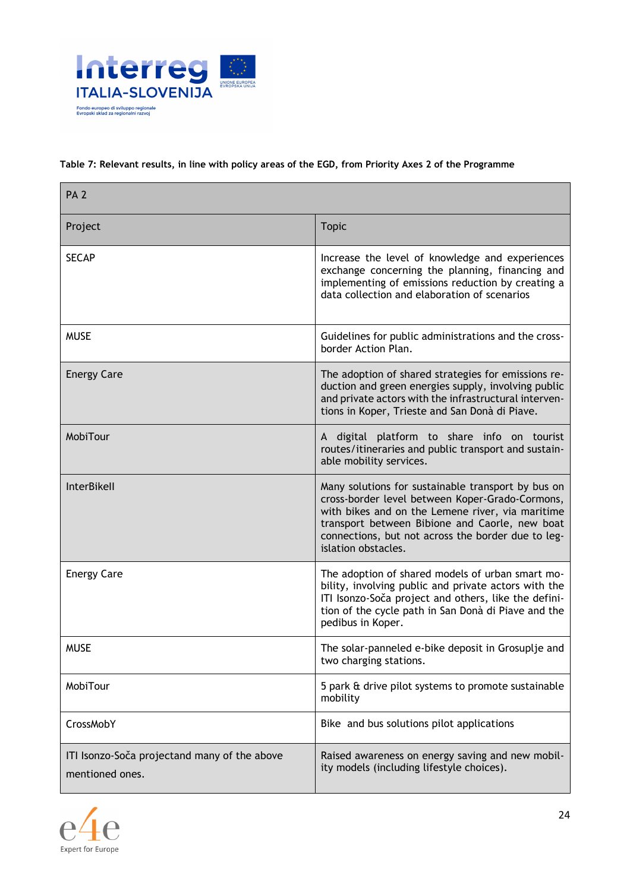**Table 7: Relevant results, in line with policy areas of the EGD, from Priority Axes 2 of the Programme**

| PA 2 | |
|---|---|
| Project | Topic |
| SECAP | Increase the level of knowledge and experiences exchange concerning the planning, financing and implementing of emissions reduction by creating a data collection and elaboration of scenarios |
| MUSE | Guidelines for public administrations and the cross-border Action Plan. |
| Energy Care | The adoption of shared strategies for emissions reduction and green energies supply, involving public and private actors with the infrastructural interventions in Koper, Trieste and San Donà di Piave. |
| MobiTour | A digital platform to share info on tourist routes/itineraries and public transport and sustainable mobility services. |
| InterBikeII | Many solutions for sustainable transport by bus on cross-border level between Koper-Grado-Cormons, with bikes and on the Lemene river, via maritime transport between Bibione and Caorle, new boat connections, but not across the border due to legislation obstacles. |
| Energy Care | The adoption of shared models of urban smart mobility, involving public and private actors with the ITI Isonzo-Soča project and others, like the definition of the cycle path in San Donà di Piave and the pedibus in Koper. |
| MUSE | The solar-panneled e-bike deposit in Grosuplje and two charging stations. |
| MobiTour | 5 park & drive pilot systems to promote sustainable mobility |
| CrossMobY | Bike and bus solutions pilot applications |
| ITI Isonzo-Soča projectand many of the above mentioned ones. | Raised awareness on energy saving and new mobility models (including lifestyle choices). |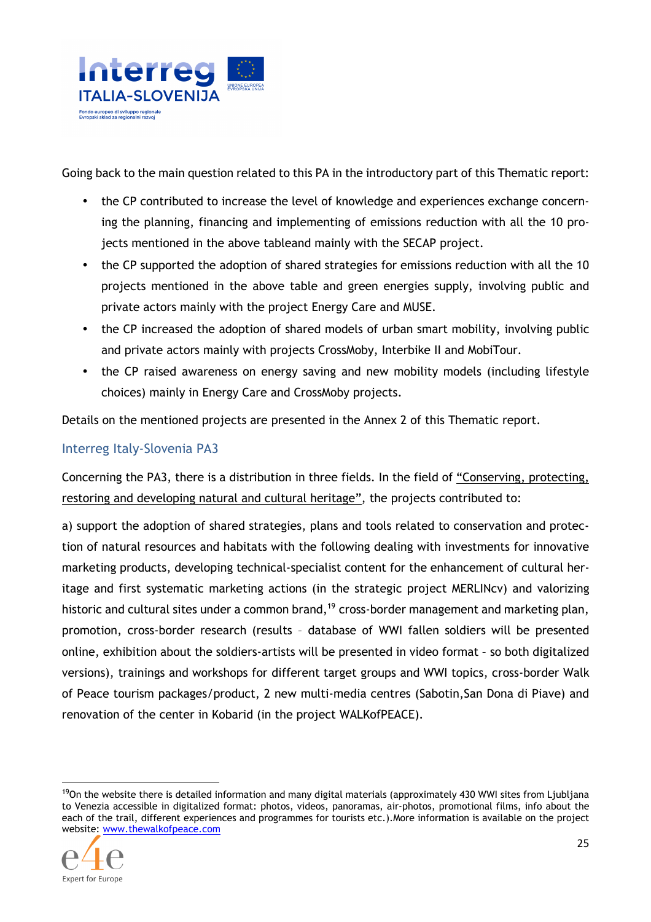Going back to the main question related to this PA in the introductory part of this Thematic report:

- the CP contributed to increase the level of knowledge and experiences exchange concerning the planning, financing and implementing of emissions reduction with all the 10 projects mentioned in the above tableand mainly with the SECAP project.
- the CP supported the adoption of shared strategies for emissions reduction with all the 10 projects mentioned in the above table and green energies supply, involving public and private actors mainly with the project Energy Care and MUSE.
- the CP increased the adoption of shared models of urban smart mobility, involving public and private actors mainly with projects CrossMoby, Interbike II and MobiTour.
- the CP raised awareness on energy saving and new mobility models (including lifestyle choices) mainly in Energy Care and CrossMoby projects.

Details on the mentioned projects are presented in the Annex 2 of this Thematic report.

### Interreg Italy-Slovenia PA3

Concerning the PA3, there is a distribution in three fields. In the field of "Conserving, protecting, restoring and developing natural and cultural heritage", the projects contributed to:

a) support the adoption of shared strategies, plans and tools related to conservation and protection of natural resources and habitats with the following dealing with investments for innovative marketing products, developing technical-specialist content for the enhancement of cultural heritage and first systematic marketing actions (in the strategic project MERLINcv) and valorizing historic and cultural sites under a common brand,[19] cross-border management and marketing plan, promotion, cross-border research (results – database of WWI fallen soldiers will be presented online, exhibition about the soldiers-artists will be presented in video format – so both digitalized versions), trainings and workshops for different target groups and WWI topics, cross-border Walk of Peace tourism packages/product, 2 new multi-media centres (Sabotin,San Dona di Piave) and renovation of the center in Kobarid (in the project WALKofPEACE).

[19] On the website there is detailed information and many digital materials (approximately 430 WWI sites from Ljubljana to Venezia accessible in digitalized format: photos, videos, panoramas, air-photos, promotional films, info about the each of the trail, different experiences and programmes for tourists etc.).More information is available on the project website: www.thewalkofpeace.com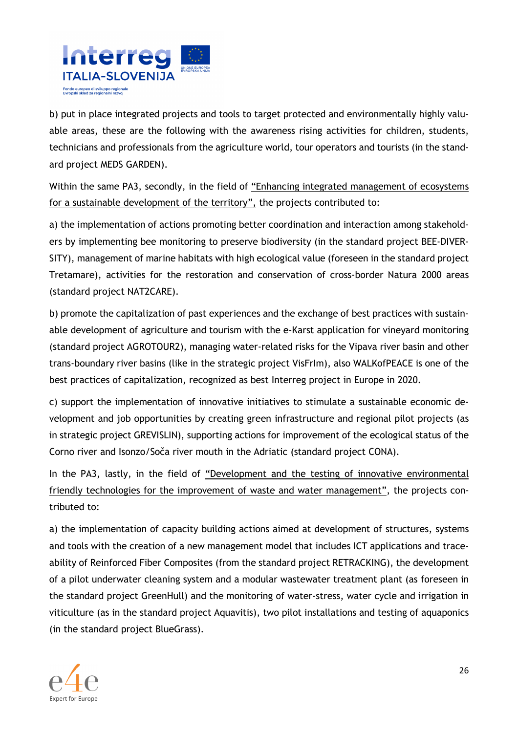b) put in place integrated projects and tools to target protected and environmentally highly valuable areas, these are the following with the awareness rising activities for children, students, technicians and professionals from the agriculture world, tour operators and tourists (in the standard project MEDS GARDEN).

Within the same PA3, secondly, in the field of "Enhancing integrated management of ecosystems for a sustainable development of the territory", the projects contributed to:

a) the implementation of actions promoting better coordination and interaction among stakeholders by implementing bee monitoring to preserve biodiversity (in the standard project BEE-DIVERSITY), management of marine habitats with high ecological value (foreseen in the standard project Tretamare), activities for the restoration and conservation of cross-border Natura 2000 areas (standard project NAT2CARE).

b) promote the capitalization of past experiences and the exchange of best practices with sustainable development of agriculture and tourism with the e-Karst application for vineyard monitoring (standard project AGROTOUR2), managing water-related risks for the Vipava river basin and other trans-boundary river basins (like in the strategic project VisFrIm), also WALKofPEACE is one of the best practices of capitalization, recognized as best Interreg project in Europe in 2020.

c) support the implementation of innovative initiatives to stimulate a sustainable economic development and job opportunities by creating green infrastructure and regional pilot projects (as in strategic project GREVISLIN), supporting actions for improvement of the ecological status of the Corno river and Isonzo/Soča river mouth in the Adriatic (standard project CONA).

In the PA3, lastly, in the field of "Development and the testing of innovative environmental friendly technologies for the improvement of waste and water management", the projects contributed to:

a) the implementation of capacity building actions aimed at development of structures, systems and tools with the creation of a new management model that includes ICT applications and traceability of Reinforced Fiber Composites (from the standard project RETRACKING), the development of a pilot underwater cleaning system and a modular wastewater treatment plant (as foreseen in the standard project GreenHull) and the monitoring of water-stress, water cycle and irrigation in viticulture (as in the standard project Aquavitis), two pilot installations and testing of aquaponics (in the standard project BlueGrass).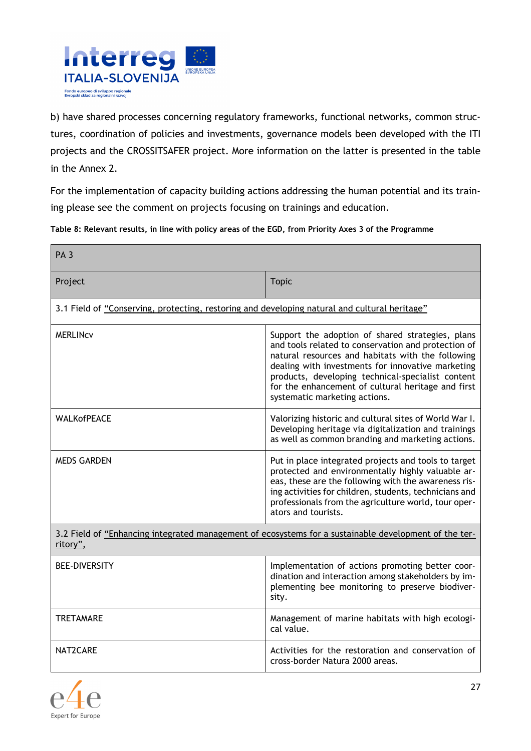b) have shared processes concerning regulatory frameworks, functional networks, common structures, coordination of policies and investments, governance models been developed with the ITI projects and the CROSSITSAFER project. More information on the latter is presented in the table in the Annex 2.

For the implementation of capacity building actions addressing the human potential and its training please see the comment on projects focusing on trainings and education.

**Table 8: Relevant results, in line with policy areas of the EGD, from Priority Axes 3 of the Programme**

| PA 3 | |
|---|---|
| Project | Topic |
| 3.1 Field of "Conserving, protecting, restoring and developing natural and cultural heritage" | |
| MERLINCv | Support the adoption of shared strategies, plans and tools related to conservation and protection of natural resources and habitats with the following dealing with investments for innovative marketing products, developing technical-specialist content for the enhancement of cultural heritage and first systematic marketing actions. |
| WALKofPEACE | Valorizing historic and cultural sites of World War I. Developing heritage via digitalization and trainings as well as common branding and marketing actions. |
| MEDS GARDEN | Put in place integrated projects and tools to target protected and environmentally highly valuable areas, these are the following with the awareness rising activities for children, students, technicians and professionals from the agriculture world, tour operators and tourists. |
| 3.2 Field of "Enhancing integrated management of ecosystems for a sustainable development of the territory", | |
| BEE-DIVERSITY | Implementation of actions promoting better coordination and interaction among stakeholders by implementing bee monitoring to preserve biodiversity. |
| TRETAMARE | Management of marine habitats with high ecological value. |
| NAT2CARE | Activities for the restoration and conservation of cross-border Natura 2000 areas. |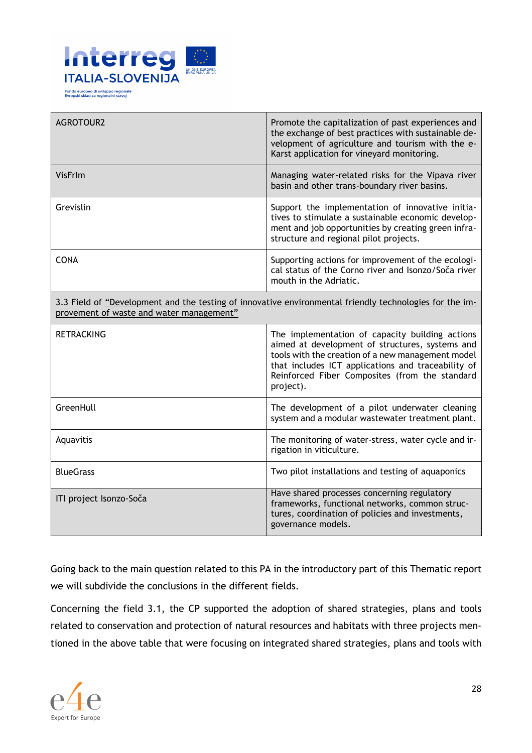| | |
|---|---|
| AGROTOUR2 | Promote the capitalization of past experiences and the exchange of best practices with sustainable development of agriculture and tourism with the e-Karst application for vineyard monitoring. |
| VisFrIm | Managing water-related risks for the Vipava river basin and other trans-boundary river basins. |
| Grevislin | Support the implementation of innovative initiatives to stimulate a sustainable economic development and job opportunities by creating green infrastructure and regional pilot projects. |
| CONA | Supporting actions for improvement of the ecological status of the Corno river and Isonzo/Soča river mouth in the Adriatic. |
| 3.3 Field of "Development and the testing of innovative environmental friendly technologies for the improvement of waste and water management" | |
| RETRACKING | The implementation of capacity building actions aimed at development of structures, systems and tools with the creation of a new management model that includes ICT applications and traceability of Reinforced Fiber Composites (from the standard project). |
| GreenHull | The development of a pilot underwater cleaning system and a modular wastewater treatment plant. |
| Aquavitis | The monitoring of water-stress, water cycle and irrigation in viticulture. |
| BlueGrass | Two pilot installations and testing of aquaponics |
| ITI project Isonzo-Soča | Have shared processes concerning regulatory frameworks, functional networks, common structures, coordination of policies and investments, governance models. |

Going back to the main question related to this PA in the introductory part of this Thematic report we will subdivide the conclusions in the different fields.

Concerning the field 3.1, the CP supported the adoption of shared strategies, plans and tools related to conservation and protection of natural resources and habitats with three projects mentioned in the above table that were focusing on integrated shared strategies, plans and tools with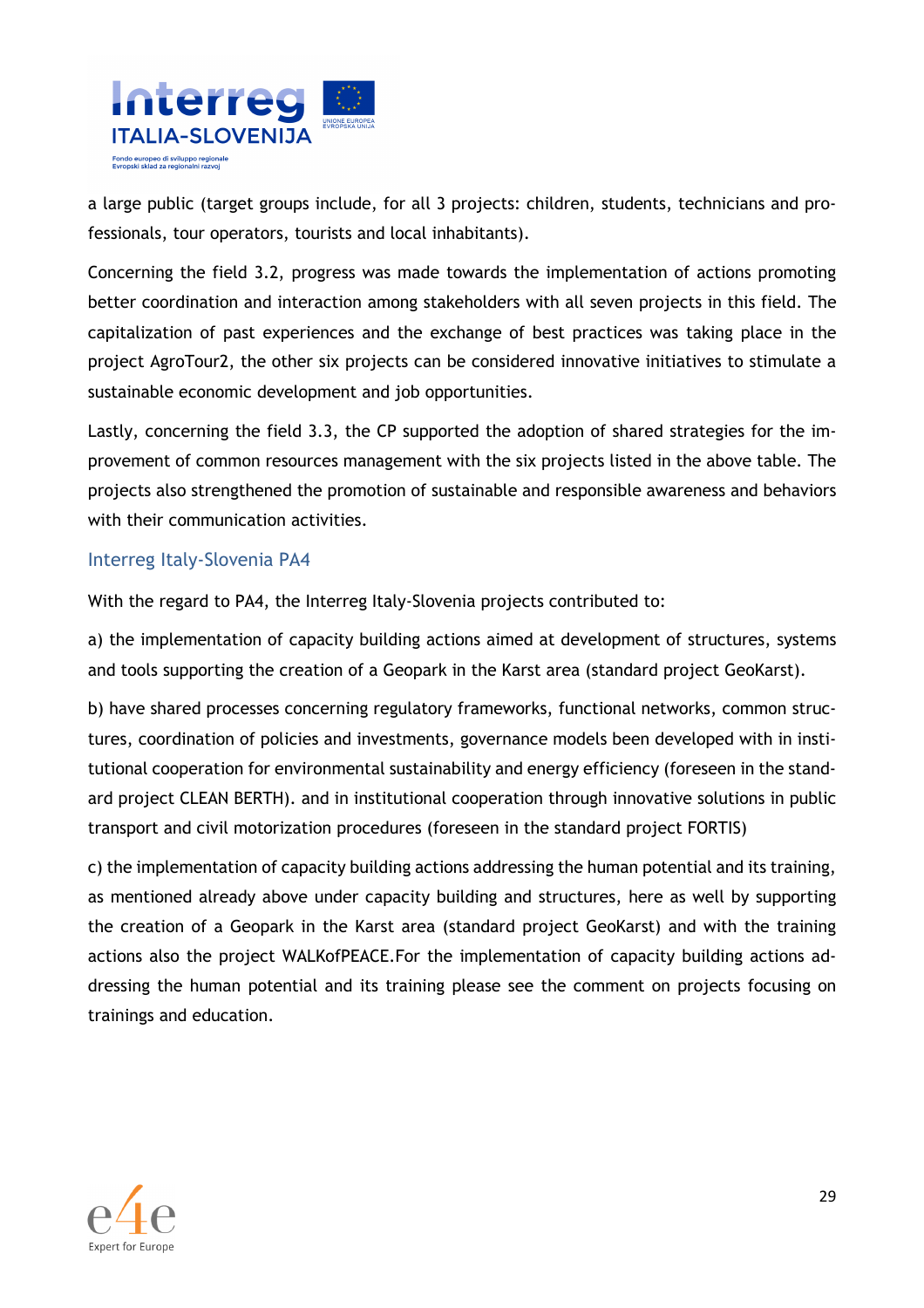a large public (target groups include, for all 3 projects: children, students, technicians and professionals, tour operators, tourists and local inhabitants).

Concerning the field 3.2, progress was made towards the implementation of actions promoting better coordination and interaction among stakeholders with all seven projects in this field. The capitalization of past experiences and the exchange of best practices was taking place in the project AgroTour2, the other six projects can be considered innovative initiatives to stimulate a sustainable economic development and job opportunities.

Lastly, concerning the field 3.3, the CP supported the adoption of shared strategies for the improvement of common resources management with the six projects listed in the above table. The projects also strengthened the promotion of sustainable and responsible awareness and behaviors with their communication activities.

### Interreg Italy-Slovenia PA4

With the regard to PA4, the Interreg Italy-Slovenia projects contributed to:

a) the implementation of capacity building actions aimed at development of structures, systems and tools supporting the creation of a Geopark in the Karst area (standard project GeoKarst).

b) have shared processes concerning regulatory frameworks, functional networks, common structures, coordination of policies and investments, governance models been developed with in institutional cooperation for environmental sustainability and energy efficiency (foreseen in the standard project CLEAN BERTH). and in institutional cooperation through innovative solutions in public transport and civil motorization procedures (foreseen in the standard project FORTIS)

c) the implementation of capacity building actions addressing the human potential and its training, as mentioned already above under capacity building and structures, here as well by supporting the creation of a Geopark in the Karst area (standard project GeoKarst) and with the training actions also the project WALKofPEACE.For the implementation of capacity building actions addressing the human potential and its training please see the comment on projects focusing on trainings and education.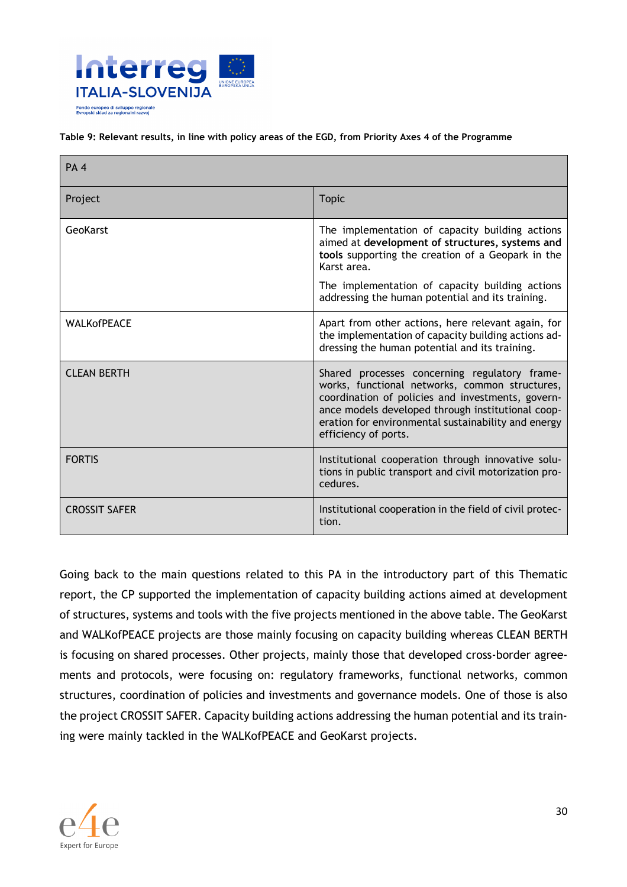**Table 9: Relevant results, in line with policy areas of the EGD, from Priority Axes 4 of the Programme**

| PA 4 | |
|---|---|
| Project | Topic |
| GeoKarst | The implementation of capacity building actions aimed at **development of structures, systems and tools** supporting the creation of a Geopark in the Karst area.<br><br>The implementation of capacity building actions addressing the human potential and its training. |
| WALKofPEACE | Apart from other actions, here relevant again, for the implementation of capacity building actions addressing the human potential and its training. |
| CLEAN BERTH | Shared processes concerning regulatory frameworks, functional networks, common structures, coordination of policies and investments, governance models developed through institutional cooperation for environmental sustainability and energy efficiency of ports. |
| FORTIS | Institutional cooperation through innovative solutions in public transport and civil motorization procedures. |
| CROSSIT SAFER | Institutional cooperation in the field of civil protection. |

Going back to the main questions related to this PA in the introductory part of this Thematic report, the CP supported the implementation of capacity building actions aimed at development of structures, systems and tools with the five projects mentioned in the above table. The GeoKarst and WALKofPEACE projects are those mainly focusing on capacity building whereas CLEAN BERTH is focusing on shared processes. Other projects, mainly those that developed cross-border agreements and protocols, were focusing on: regulatory frameworks, functional networks, common structures, coordination of policies and investments and governance models. One of those is also the project CROSSIT SAFER. Capacity building actions addressing the human potential and its training were mainly tackled in the WALKofPEACE and GeoKarst projects.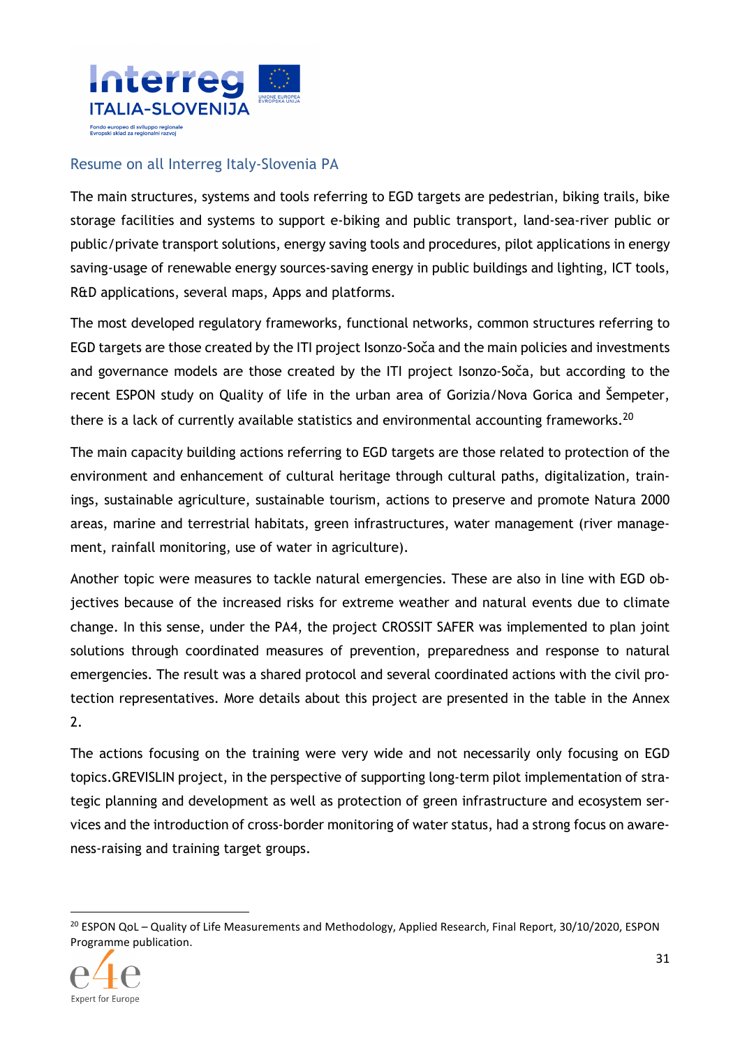## Resume on all Interreg Italy-Slovenia PA

The main structures, systems and tools referring to EGD targets are pedestrian, biking trails, bike storage facilities and systems to support e-biking and public transport, land-sea-river public or public/private transport solutions, energy saving tools and procedures, pilot applications in energy saving-usage of renewable energy sources-saving energy in public buildings and lighting, ICT tools, R&D applications, several maps, Apps and platforms.

The most developed regulatory frameworks, functional networks, common structures referring to EGD targets are those created by the ITI project Isonzo-Soča and the main policies and investments and governance models are those created by the ITI project Isonzo-Soča, but according to the recent ESPON study on Quality of life in the urban area of Gorizia/Nova Gorica and Šempeter, there is a lack of currently available statistics and environmental accounting frameworks.[20]

The main capacity building actions referring to EGD targets are those related to protection of the environment and enhancement of cultural heritage through cultural paths, digitalization, trainings, sustainable agriculture, sustainable tourism, actions to preserve and promote Natura 2000 areas, marine and terrestrial habitats, green infrastructures, water management (river management, rainfall monitoring, use of water in agriculture).

Another topic were measures to tackle natural emergencies. These are also in line with EGD objectives because of the increased risks for extreme weather and natural events due to climate change. In this sense, under the PA4, the project CROSSIT SAFER was implemented to plan joint solutions through coordinated measures of prevention, preparedness and response to natural emergencies. The result was a shared protocol and several coordinated actions with the civil protection representatives. More details about this project are presented in the table in the Annex 2.

The actions focusing on the training were very wide and not necessarily only focusing on EGD topics.GREVISLIN project, in the perspective of supporting long-term pilot implementation of strategic planning and development as well as protection of green infrastructure and ecosystem services and the introduction of cross-border monitoring of water status, had a strong focus on awareness-raising and training target groups.

[20] ESPON QoL – Quality of Life Measurements and Methodology, Applied Research, Final Report, 30/10/2020, ESPON Programme publication.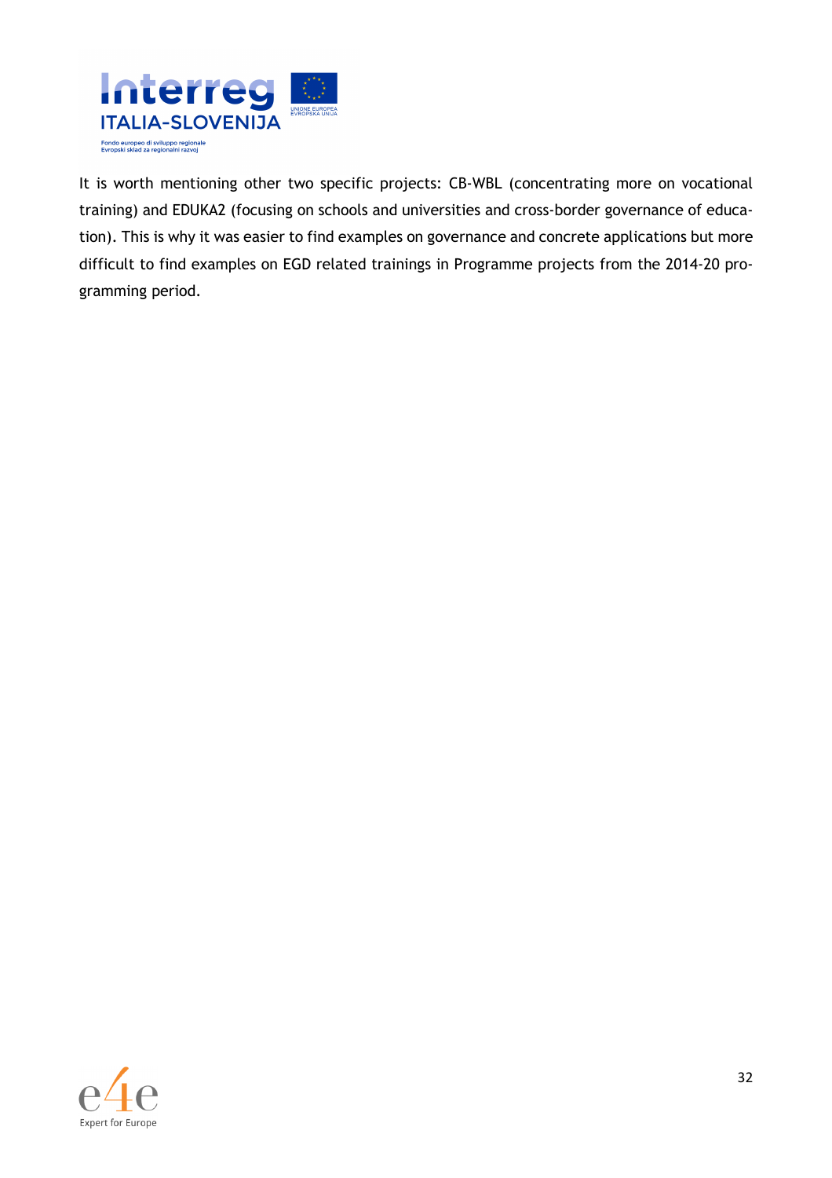It is worth mentioning other two specific projects: CB-WBL (concentrating more on vocational training) and EDUKA2 (focusing on schools and universities and cross-border governance of education). This is why it was easier to find examples on governance and concrete applications but more difficult to find examples on EGD related trainings in Programme projects from the 2014-20 programming period.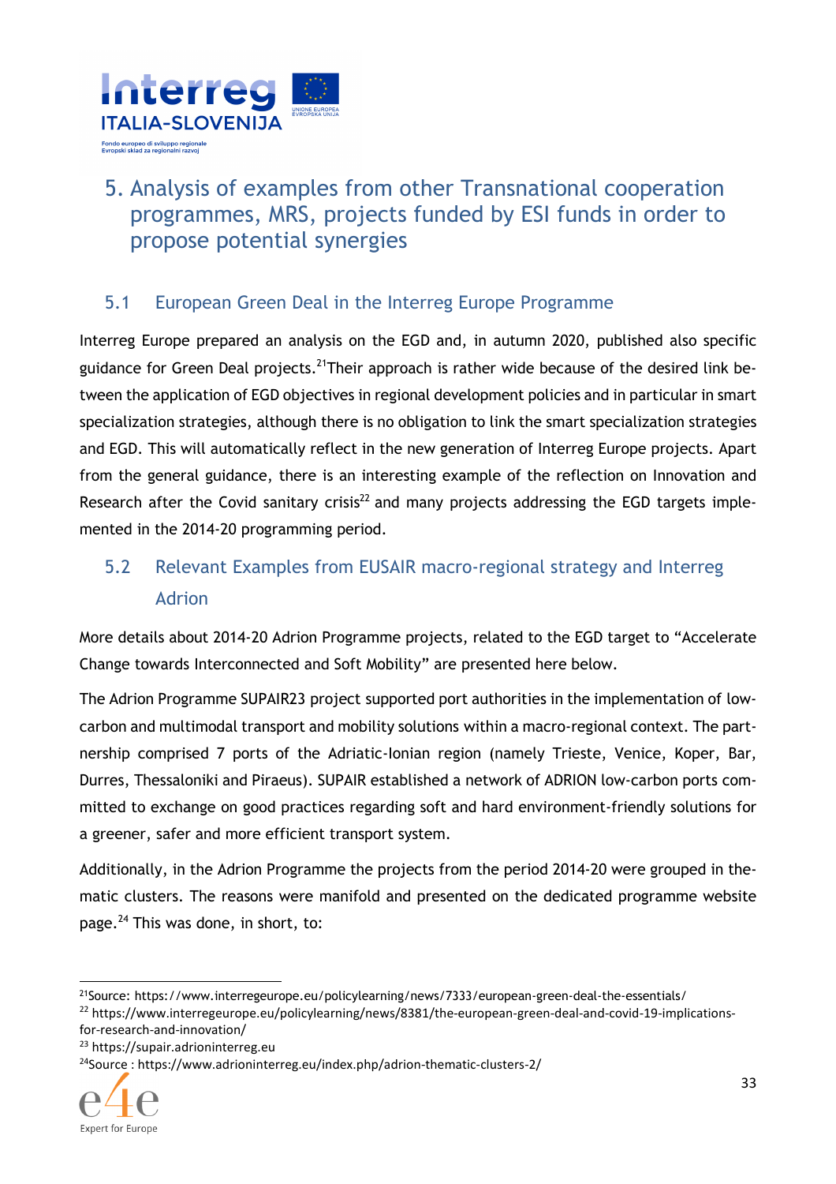# 5. Analysis of examples from other Transnational cooperation programmes, MRS, projects funded by ESI funds in order to propose potential synergies

## 5.1 European Green Deal in the Interreg Europe Programme

Interreg Europe prepared an analysis on the EGD and, in autumn 2020, published also specific guidance for Green Deal projects.[21]Their approach is rather wide because of the desired link between the application of EGD objectives in regional development policies and in particular in smart specialization strategies, although there is no obligation to link the smart specialization strategies and EGD. This will automatically reflect in the new generation of Interreg Europe projects. Apart from the general guidance, there is an interesting example of the reflection on Innovation and Research after the Covid sanitary crisis[22] and many projects addressing the EGD targets implemented in the 2014-20 programming period.

## 5.2 Relevant Examples from EUSAIR macro-regional strategy and Interreg Adrion

More details about 2014-20 Adrion Programme projects, related to the EGD target to "Accelerate Change towards Interconnected and Soft Mobility" are presented here below.

The Adrion Programme SUPAIR23 project supported port authorities in the implementation of low-carbon and multimodal transport and mobility solutions within a macro-regional context. The partnership comprised 7 ports of the Adriatic-Ionian region (namely Trieste, Venice, Koper, Bar, Durres, Thessaloniki and Piraeus). SUPAIR established a network of ADRION low-carbon ports committed to exchange on good practices regarding soft and hard environment-friendly solutions for a greener, safer and more efficient transport system.

Additionally, in the Adrion Programme the projects from the period 2014-20 were grouped in thematic clusters. The reasons were manifold and presented on the dedicated programme website page.[24] This was done, in short, to:

---

[21]Source: https://www.interregeurope.eu/policylearning/news/7333/european-green-deal-the-essentials/

[22] https://www.interregeurope.eu/policylearning/news/8381/the-european-green-deal-and-covid-19-implications-for-research-and-innovation/

[23] https://supair.adrioninterreg.eu

[24]Source : https://www.adrioninterreg.eu/index.php/adrion-thematic-clusters-2/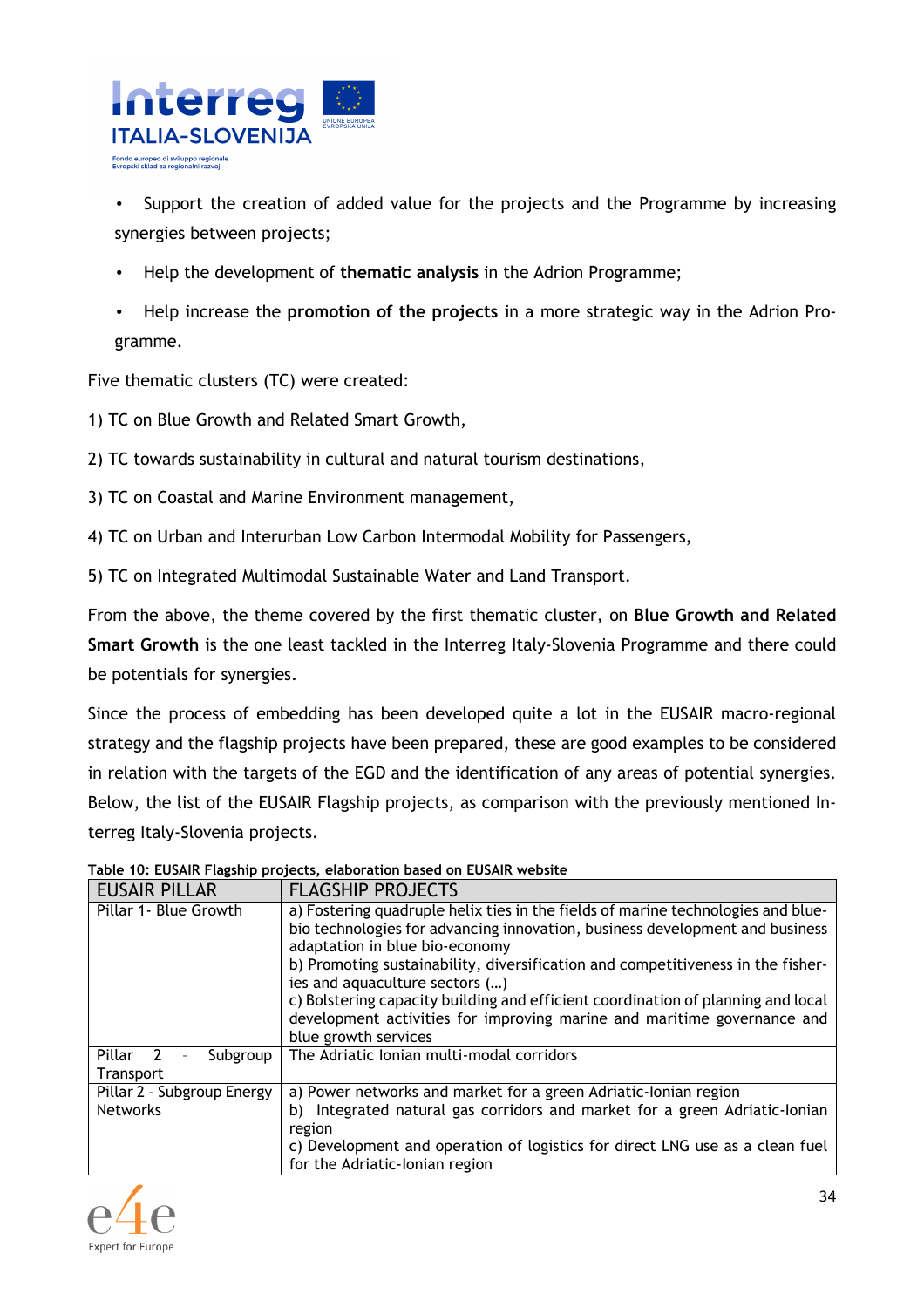- Support the creation of added value for the projects and the Programme by increasing synergies between projects;
- Help the development of **thematic analysis** in the Adrion Programme;
- Help increase the **promotion of the projects** in a more strategic way in the Adrion Programme.

Five thematic clusters (TC) were created:

1) TC on Blue Growth and Related Smart Growth,

2) TC towards sustainability in cultural and natural tourism destinations,

3) TC on Coastal and Marine Environment management,

4) TC on Urban and Interurban Low Carbon Intermodal Mobility for Passengers,

5) TC on Integrated Multimodal Sustainable Water and Land Transport.

From the above, the theme covered by the first thematic cluster, on **Blue Growth and Related Smart Growth** is the one least tackled in the Interreg Italy-Slovenia Programme and there could be potentials for synergies.

Since the process of embedding has been developed quite a lot in the EUSAIR macro-regional strategy and the flagship projects have been prepared, these are good examples to be considered in relation with the targets of the EGD and the identification of any areas of potential synergies. Below, the list of the EUSAIR Flagship projects, as comparison with the previously mentioned Interreg Italy-Slovenia projects.

**Table 10: EUSAIR Flagship projects, elaboration based on EUSAIR website**

| EUSAIR PILLAR | FLAGSHIP PROJECTS |
|---|---|
| Pillar 1- Blue Growth | a) Fostering quadruple helix ties in the fields of marine technologies and blue-bio technologies for advancing innovation, business development and business adaptation in blue bio-economy<br>b) Promoting sustainability, diversification and competitiveness in the fisheries and aquaculture sectors (…)<br>c) Bolstering capacity building and efficient coordination of planning and local development activities for improving marine and maritime governance and blue growth services |
| Pillar 2 - Subgroup Transport | The Adriatic Ionian multi-modal corridors |
| Pillar 2 - Subgroup Energy Networks | a) Power networks and market for a green Adriatic-Ionian region<br>b) Integrated natural gas corridors and market for a green Adriatic-Ionian region<br>c) Development and operation of logistics for direct LNG use as a clean fuel for the Adriatic-Ionian region |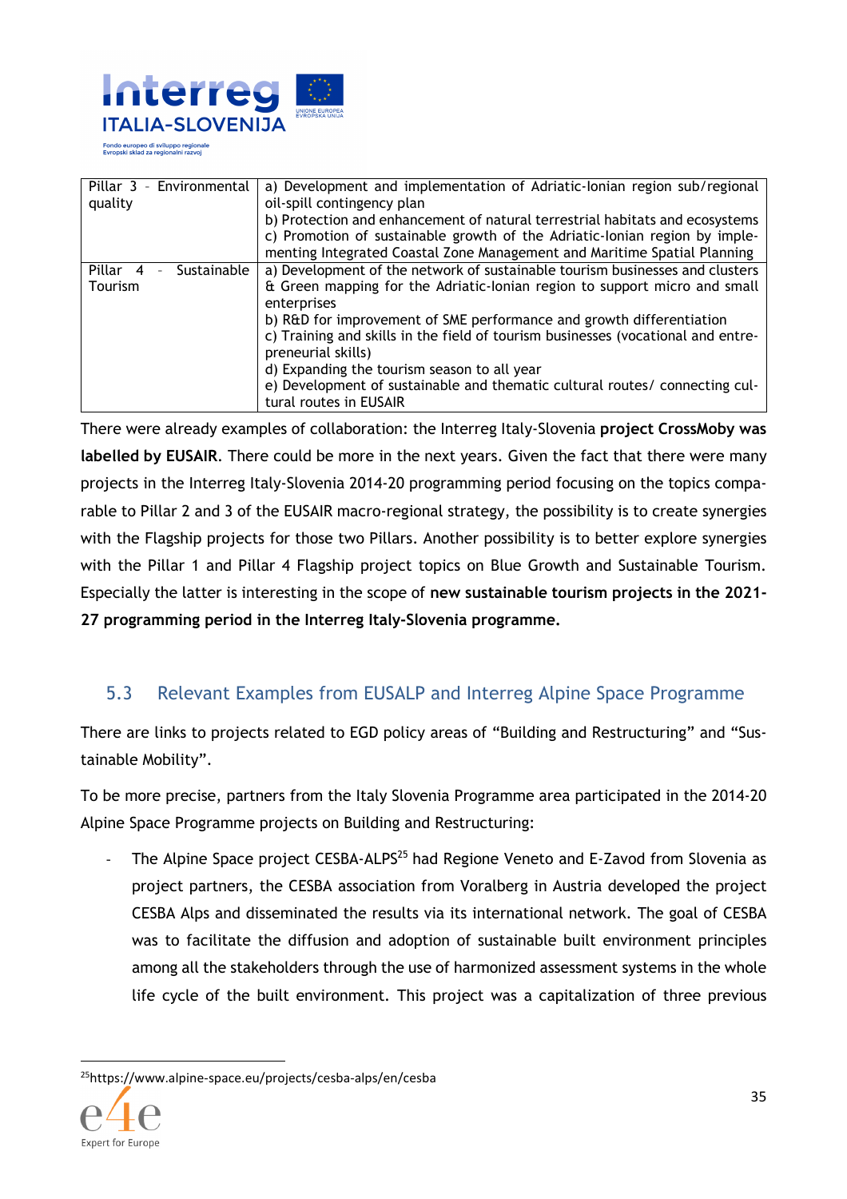| Pillar 3 - Environmental quality | a) Development and implementation of Adriatic-Ionian region sub/regional oil-spill contingency plan<br>b) Protection and enhancement of natural terrestrial habitats and ecosystems<br>c) Promotion of sustainable growth of the Adriatic-Ionian region by implementing Integrated Coastal Zone Management and Maritime Spatial Planning |
|---|---|
| Pillar 4 - Sustainable Tourism | a) Development of the network of sustainable tourism businesses and clusters & Green mapping for the Adriatic-Ionian region to support micro and small enterprises<br>b) R&D for improvement of SME performance and growth differentiation<br>c) Training and skills in the field of tourism businesses (vocational and entrepreneurial skills)<br>d) Expanding the tourism season to all year<br>e) Development of sustainable and thematic cultural routes/ connecting cultural routes in EUSAIR |

There were already examples of collaboration: the Interreg Italy-Slovenia **project CrossMoby was labelled by EUSAIR**. There could be more in the next years. Given the fact that there were many projects in the Interreg Italy-Slovenia 2014-20 programming period focusing on the topics comparable to Pillar 2 and 3 of the EUSAIR macro-regional strategy, the possibility is to create synergies with the Flagship projects for those two Pillars. Another possibility is to better explore synergies with the Pillar 1 and Pillar 4 Flagship project topics on Blue Growth and Sustainable Tourism. Especially the latter is interesting in the scope of **new sustainable tourism projects in the 2021-27 programming period in the Interreg Italy-Slovenia programme.**

## 5.3 Relevant Examples from EUSALP and Interreg Alpine Space Programme

There are links to projects related to EGD policy areas of "Building and Restructuring" and "Sustainable Mobility".

To be more precise, partners from the Italy Slovenia Programme area participated in the 2014-20 Alpine Space Programme projects on Building and Restructuring:

- The Alpine Space project CESBA-ALPS[25] had Regione Veneto and E-Zavod from Slovenia as project partners, the CESBA association from Voralberg in Austria developed the project CESBA Alps and disseminated the results via its international network. The goal of CESBA was to facilitate the diffusion and adoption of sustainable built environment principles among all the stakeholders through the use of harmonized assessment systems in the whole life cycle of the built environment. This project was a capitalization of three previous

[25] https://www.alpine-space.eu/projects/cesba-alps/en/cesba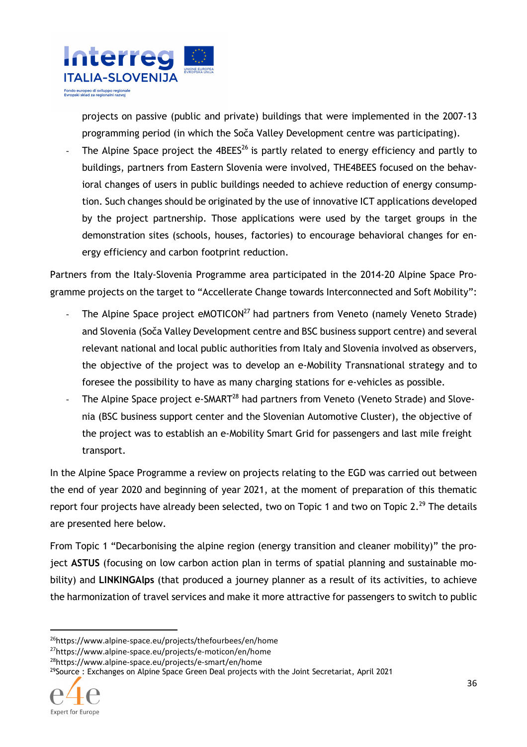projects on passive (public and private) buildings that were implemented in the 2007-13 programming period (in which the Soča Valley Development centre was participating).

- The Alpine Space project the 4BEES[26] is partly related to energy efficiency and partly to buildings, partners from Eastern Slovenia were involved, THE4BEES focused on the behavioral changes of users in public buildings needed to achieve reduction of energy consumption. Such changes should be originated by the use of innovative ICT applications developed by the project partnership. Those applications were used by the target groups in the demonstration sites (schools, houses, factories) to encourage behavioral changes for energy efficiency and carbon footprint reduction.

Partners from the Italy-Slovenia Programme area participated in the 2014-20 Alpine Space Programme projects on the target to "Accellerate Change towards Interconnected and Soft Mobility":

- The Alpine Space project eMOTICON[27] had partners from Veneto (namely Veneto Strade) and Slovenia (Soča Valley Development centre and BSC business support centre) and several relevant national and local public authorities from Italy and Slovenia involved as observers, the objective of the project was to develop an e-Mobility Transnational strategy and to foresee the possibility to have as many charging stations for e-vehicles as possible.
- The Alpine Space project e-SMART[28] had partners from Veneto (Veneto Strade) and Slovenia (BSC business support center and the Slovenian Automotive Cluster), the objective of the project was to establish an e-Mobility Smart Grid for passengers and last mile freight transport.

In the Alpine Space Programme a review on projects relating to the EGD was carried out between the end of year 2020 and beginning of year 2021, at the moment of preparation of this thematic report four projects have already been selected, two on Topic 1 and two on Topic 2.[29] The details are presented here below.

From Topic 1 "Decarbonising the alpine region (energy transition and cleaner mobility)" the project **ASTUS** (focusing on low carbon action plan in terms of spatial planning and sustainable mobility) and **LINKINGAlps** (that produced a journey planner as a result of its activities, to achieve the harmonization of travel services and make it more attractive for passengers to switch to public

---

[26] https://www.alpine-space.eu/projects/thefourbees/en/home

[27] https://www.alpine-space.eu/projects/e-moticon/en/home

[28] https://www.alpine-space.eu/projects/e-smart/en/home

[29] Source : Exchanges on Alpine Space Green Deal projects with the Joint Secretariat, April 2021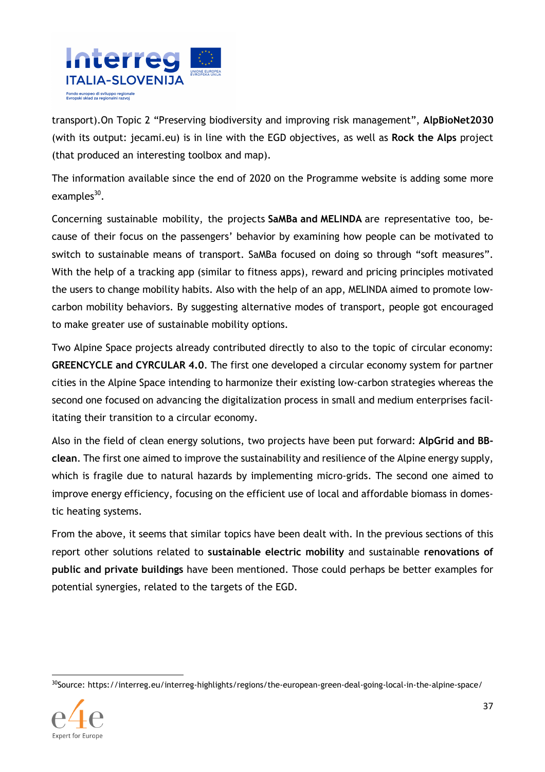transport).On Topic 2 “Preserving biodiversity and improving risk management”, **AlpBioNet2030** (with its output: jecami.eu) is in line with the EGD objectives, as well as **Rock the Alps** project (that produced an interesting toolbox and map).

The information available since the end of 2020 on the Programme website is adding some more examples[30].

Concerning sustainable mobility, the projects **SaMBa and MELINDA** are representative too, because of their focus on the passengers’ behavior by examining how people can be motivated to switch to sustainable means of transport. SaMBa focused on doing so through “soft measures”. With the help of a tracking app (similar to fitness apps), reward and pricing principles motivated the users to change mobility habits. Also with the help of an app, MELINDA aimed to promote low-carbon mobility behaviors. By suggesting alternative modes of transport, people got encouraged to make greater use of sustainable mobility options.

Two Alpine Space projects already contributed directly to also to the topic of circular economy: **GREENCYCLE and CYRCULAR 4.0**. The first one developed a circular economy system for partner cities in the Alpine Space intending to harmonize their existing low-carbon strategies whereas the second one focused on advancing the digitalization process in small and medium enterprises facilitating their transition to a circular economy.

Also in the field of clean energy solutions, two projects have been put forward: **AlpGrid and BB-clean**. The first one aimed to improve the sustainability and resilience of the Alpine energy supply, which is fragile due to natural hazards by implementing micro-grids. The second one aimed to improve energy efficiency, focusing on the efficient use of local and affordable biomass in domestic heating systems.

From the above, it seems that similar topics have been dealt with. In the previous sections of this report other solutions related to **sustainable electric mobility** and sustainable **renovations of public and private buildings** have been mentioned. Those could perhaps be better examples for potential synergies, related to the targets of the EGD.

[30]Source: https://interreg.eu/interreg-highlights/regions/the-european-green-deal-going-local-in-the-alpine-space/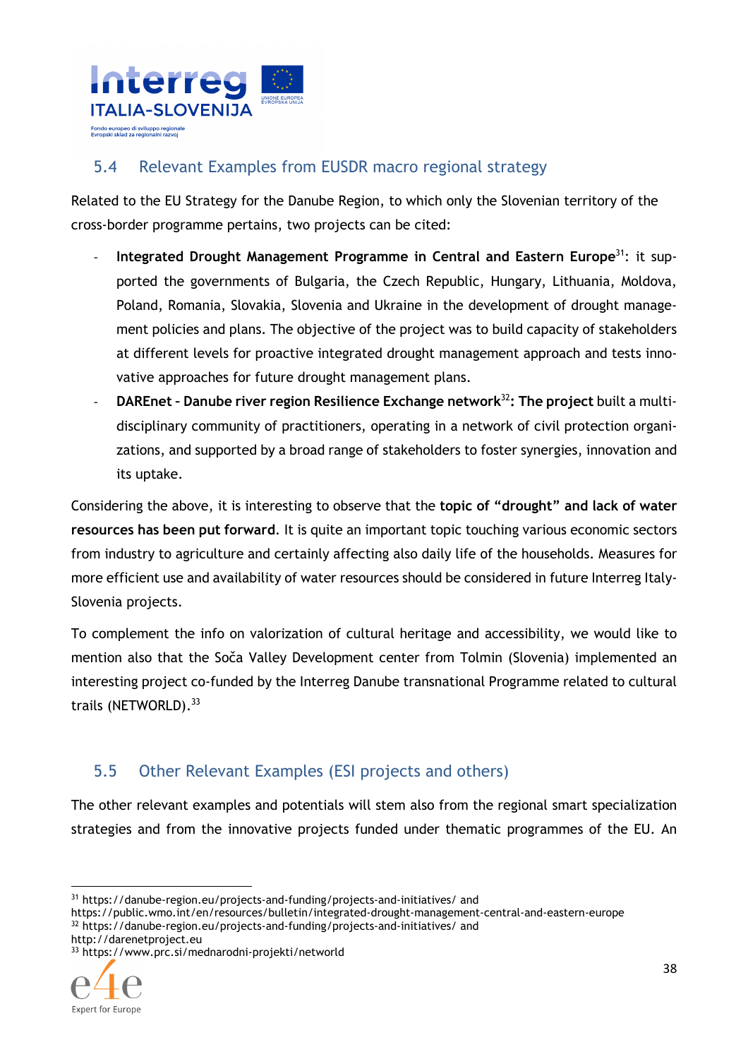## 5.4 Relevant Examples from EUSDR macro regional strategy

Related to the EU Strategy for the Danube Region, to which only the Slovenian territory of the cross-border programme pertains, two projects can be cited:

- **Integrated Drought Management Programme in Central and Eastern Europe**[31]**:** it supported the governments of Bulgaria, the Czech Republic, Hungary, Lithuania, Moldova, Poland, Romania, Slovakia, Slovenia and Ukraine in the development of drought management policies and plans. The objective of the project was to build capacity of stakeholders at different levels for proactive integrated drought management approach and tests innovative approaches for future drought management plans.
- **DAREnet – Danube river region Resilience Exchange network**[32]**: The project** built a multidisciplinary community of practitioners, operating in a network of civil protection organizations, and supported by a broad range of stakeholders to foster synergies, innovation and its uptake.

Considering the above, it is interesting to observe that the **topic of "drought" and lack of water resources has been put forward**. It is quite an important topic touching various economic sectors from industry to agriculture and certainly affecting also daily life of the households. Measures for more efficient use and availability of water resources should be considered in future Interreg Italy-Slovenia projects.

To complement the info on valorization of cultural heritage and accessibility, we would like to mention also that the Soča Valley Development center from Tolmin (Slovenia) implemented an interesting project co-funded by the Interreg Danube transnational Programme related to cultural trails (NETWORLD).[33]

## 5.5 Other Relevant Examples (ESI projects and others)

The other relevant examples and potentials will stem also from the regional smart specialization strategies and from the innovative projects funded under thematic programmes of the EU. An

---

[31] https://danube-region.eu/projects-and-funding/projects-and-initiatives/ and https://public.wmo.int/en/resources/bulletin/integrated-drought-management-central-and-eastern-europe

[32] https://danube-region.eu/projects-and-funding/projects-and-initiatives/ and http://darenetproject.eu

[33] https://www.prc.si/mednarodni-projekti/networld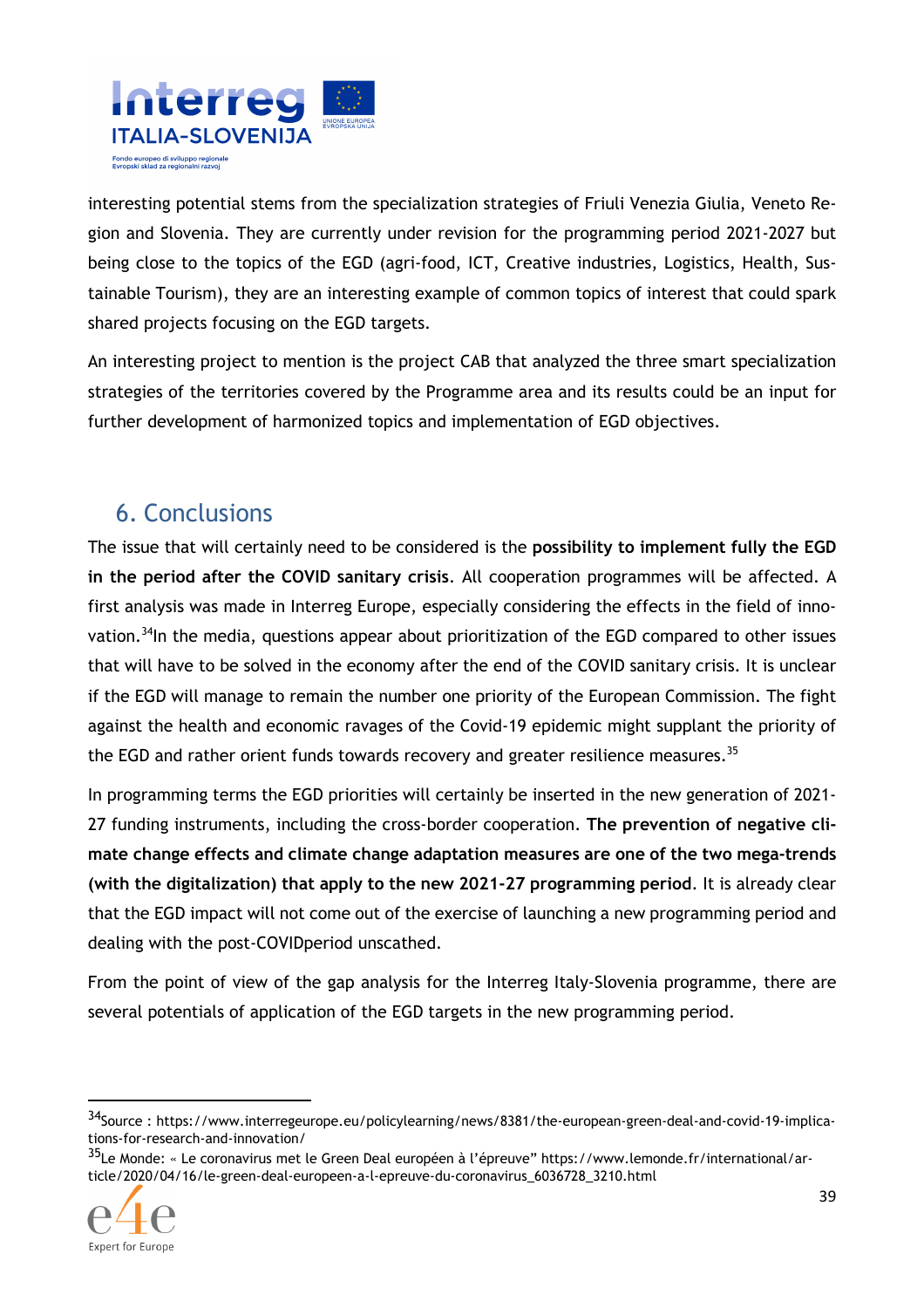interesting potential stems from the specialization strategies of Friuli Venezia Giulia, Veneto Region and Slovenia. They are currently under revision for the programming period 2021-2027 but being close to the topics of the EGD (agri-food, ICT, Creative industries, Logistics, Health, Sustainable Tourism), they are an interesting example of common topics of interest that could spark shared projects focusing on the EGD targets.

An interesting project to mention is the project CAB that analyzed the three smart specialization strategies of the territories covered by the Programme area and its results could be an input for further development of harmonized topics and implementation of EGD objectives.

## 6. Conclusions

The issue that will certainly need to be considered is the **possibility to implement fully the EGD in the period after the COVID sanitary crisis**. All cooperation programmes will be affected. A first analysis was made in Interreg Europe, especially considering the effects in the field of innovation.[34]In the media, questions appear about prioritization of the EGD compared to other issues that will have to be solved in the economy after the end of the COVID sanitary crisis. It is unclear if the EGD will manage to remain the number one priority of the European Commission. The fight against the health and economic ravages of the Covid-19 epidemic might supplant the priority of the EGD and rather orient funds towards recovery and greater resilience measures.[35]

In programming terms the EGD priorities will certainly be inserted in the new generation of 2021-27 funding instruments, including the cross-border cooperation. **The prevention of negative climate change effects and climate change adaptation measures are one of the two mega-trends (with the digitalization) that apply to the new 2021-27 programming period**. It is already clear that the EGD impact will not come out of the exercise of launching a new programming period and dealing with the post-COVIDperiod unscathed.

From the point of view of the gap analysis for the Interreg Italy-Slovenia programme, there are several potentials of application of the EGD targets in the new programming period.

---

[34]Source : https://www.interregeurope.eu/policylearning/news/8381/the-european-green-deal-and-covid-19-implications-for-research-and-innovation/

[35]Le Monde: « Le coronavirus met le Green Deal européen à l'épreuve" https://www.lemonde.fr/international/article/2020/04/16/le-green-deal-europeen-a-l-epreuve-du-coronavirus_6036728_3210.html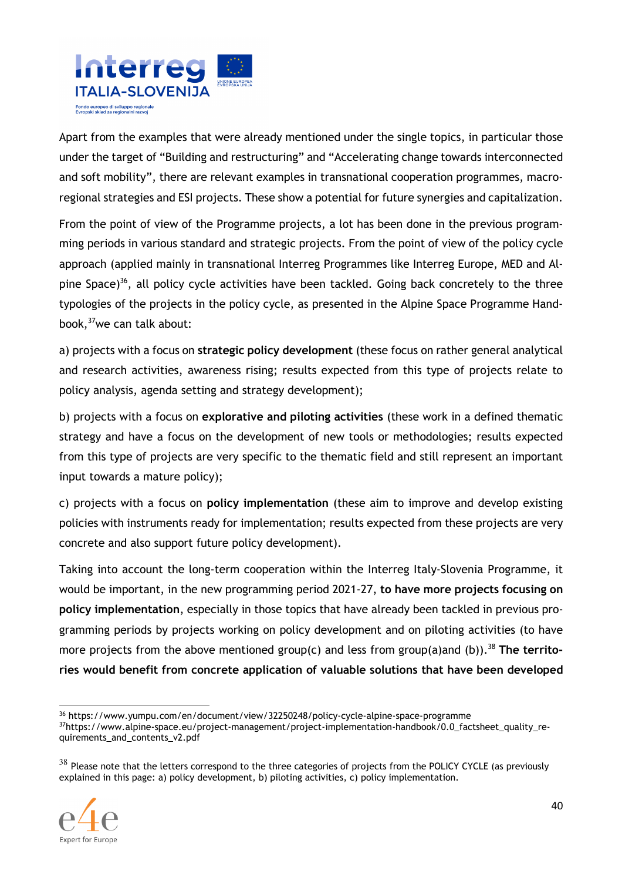Apart from the examples that were already mentioned under the single topics, in particular those under the target of "Building and restructuring" and "Accelerating change towards interconnected and soft mobility", there are relevant examples in transnational cooperation programmes, macro-regional strategies and ESI projects. These show a potential for future synergies and capitalization.

From the point of view of the Programme projects, a lot has been done in the previous programming periods in various standard and strategic projects. From the point of view of the policy cycle approach (applied mainly in transnational Interreg Programmes like Interreg Europe, MED and Alpine Space)[36], all policy cycle activities have been tackled. Going back concretely to the three typologies of the projects in the policy cycle, as presented in the Alpine Space Programme Handbook,[37]we can talk about:

a) projects with a focus on **strategic policy development** (these focus on rather general analytical and research activities, awareness rising; results expected from this type of projects relate to policy analysis, agenda setting and strategy development);

b) projects with a focus on **explorative and piloting activities** (these work in a defined thematic strategy and have a focus on the development of new tools or methodologies; results expected from this type of projects are very specific to the thematic field and still represent an important input towards a mature policy);

c) projects with a focus on **policy implementation** (these aim to improve and develop existing policies with instruments ready for implementation; results expected from these projects are very concrete and also support future policy development).

Taking into account the long-term cooperation within the Interreg Italy-Slovenia Programme, it would be important, in the new programming period 2021-27, **to have more projects focusing on policy implementation**, especially in those topics that have already been tackled in previous programming periods by projects working on policy development and on piloting activities (to have more projects from the above mentioned group(c) and less from group(a)and (b)).[38] **The territories would benefit from concrete application of valuable solutions that have been developed**

---

[36] https://www.yumpu.com/en/document/view/32250248/policy-cycle-alpine-space-programme

[37]https://www.alpine-space.eu/project-management/project-implementation-handbook/0.0_factsheet_quality_requirements_and_contents_v2.pdf

[38] Please note that the letters correspond to the three categories of projects from the POLICY CYCLE (as previously explained in this page: a) policy development, b) piloting activities, c) policy implementation.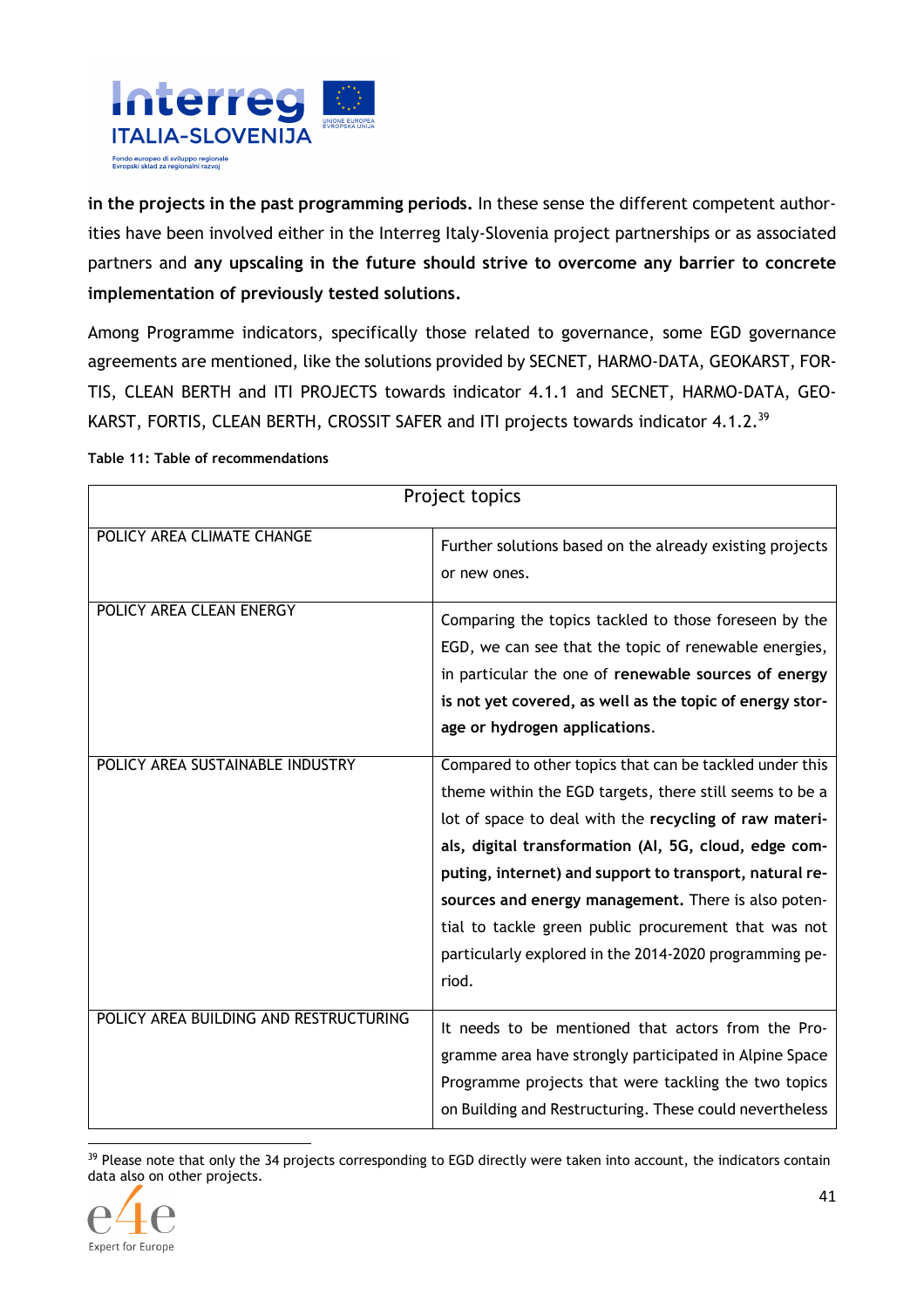**in the projects in the past programming periods.** In these sense the different competent authorities have been involved either in the Interreg Italy-Slovenia project partnerships or as associated partners and **any upscaling in the future should strive to overcome any barrier to concrete implementation of previously tested solutions.**

Among Programme indicators, specifically those related to governance, some EGD governance agreements are mentioned, like the solutions provided by SECNET, HARMO-DATA, GEOKARST, FORTIS, CLEAN BERTH and ITI PROJECTS towards indicator 4.1.1 and SECNET, HARMO-DATA, GEOKARST, FORTIS, CLEAN BERTH, CROSSIT SAFER and ITI projects towards indicator 4.1.2.[39]

**Table 11: Table of recommendations**

| Project topics | |
|---|---|
| POLICY AREA CLIMATE CHANGE | Further solutions based on the already existing projects or new ones. |
| POLICY AREA CLEAN ENERGY | Comparing the topics tackled to those foreseen by the EGD, we can see that the topic of renewable energies, in particular the one of **renewable sources of energy is not yet covered, as well as the topic of energy storage or hydrogen applications.** |
| POLICY AREA SUSTAINABLE INDUSTRY | Compared to other topics that can be tackled under this theme within the EGD targets, there still seems to be a lot of space to deal with the **recycling of raw materials, digital transformation (AI, 5G, cloud, edge computing, internet) and support to transport, natural resources and energy management.** There is also potential to tackle green public procurement that was not particularly explored in the 2014-2020 programming period. |
| POLICY AREA BUILDING AND RESTRUCTURING | It needs to be mentioned that actors from the Programme area have strongly participated in Alpine Space Programme projects that were tackling the two topics on Building and Restructuring. These could nevertheless |

[39] Please note that only the 34 projects corresponding to EGD directly were taken into account, the indicators contain data also on other projects.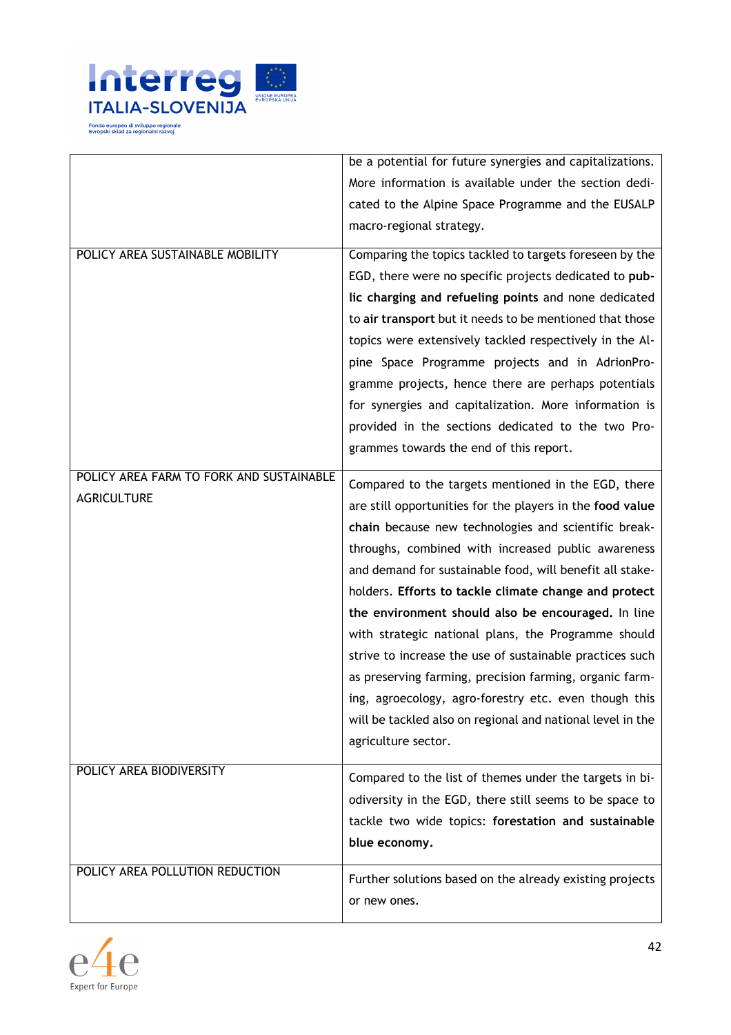| | |
|---|---|
| | be a potential for future synergies and capitalizations. More information is available under the section dedicated to the Alpine Space Programme and the EUSALP macro-regional strategy. |
| POLICY AREA SUSTAINABLE MOBILITY | Comparing the topics tackled to targets foreseen by the EGD, there were no specific projects dedicated to **public charging and refueling points** and none dedicated to **air transport** but it needs to be mentioned that those topics were extensively tackled respectively in the Alpine Space Programme projects and in AdrionProgramme projects, hence there are perhaps potentials for synergies and capitalization. More information is provided in the sections dedicated to the two Programmes towards the end of this report. |
| POLICY AREA FARM TO FORK AND SUSTAINABLE AGRICULTURE | Compared to the targets mentioned in the EGD, there are still opportunities for the players in the **food value chain** because new technologies and scientific breakthroughs, combined with increased public awareness and demand for sustainable food, will benefit all stakeholders. **Efforts to tackle climate change and protect the environment should also be encouraged.** In line with strategic national plans, the Programme should strive to increase the use of sustainable practices such as preserving farming, precision farming, organic farming, agroecology, agro-forestry etc. even though this will be tackled also on regional and national level in the agriculture sector. |
| POLICY AREA BIODIVERSITY | Compared to the list of themes under the targets in biodiversity in the EGD, there still seems to be space to tackle two wide topics: **forestation and sustainable blue economy.** |
| POLICY AREA POLLUTION REDUCTION | Further solutions based on the already existing projects or new ones. |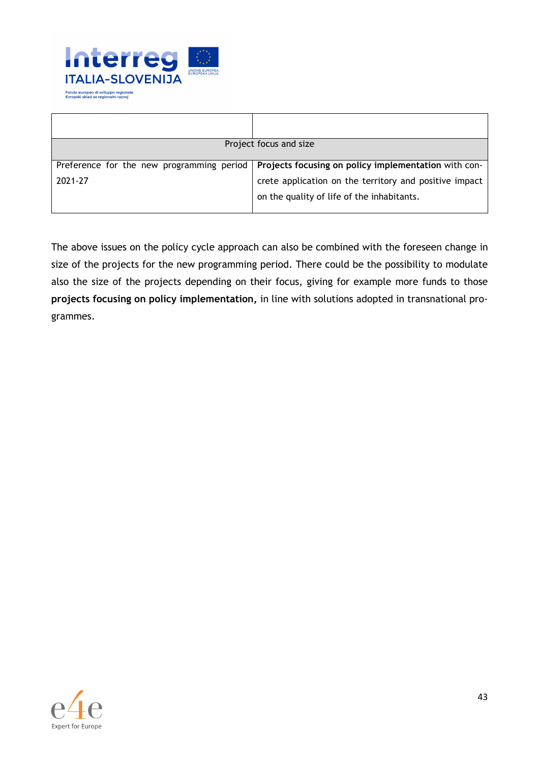| | |
|---|---|
| Project focus and size | |
| Preference for the new programming period 2021-27 | **Projects focusing on policy implementation** with concrete application on the territory and positive impact on the quality of life of the inhabitants. |

The above issues on the policy cycle approach can also be combined with the foreseen change in size of the projects for the new programming period. There could be the possibility to modulate also the size of the projects depending on their focus, giving for example more funds to those **projects focusing on policy implementation,** in line with solutions adopted in transnational programmes.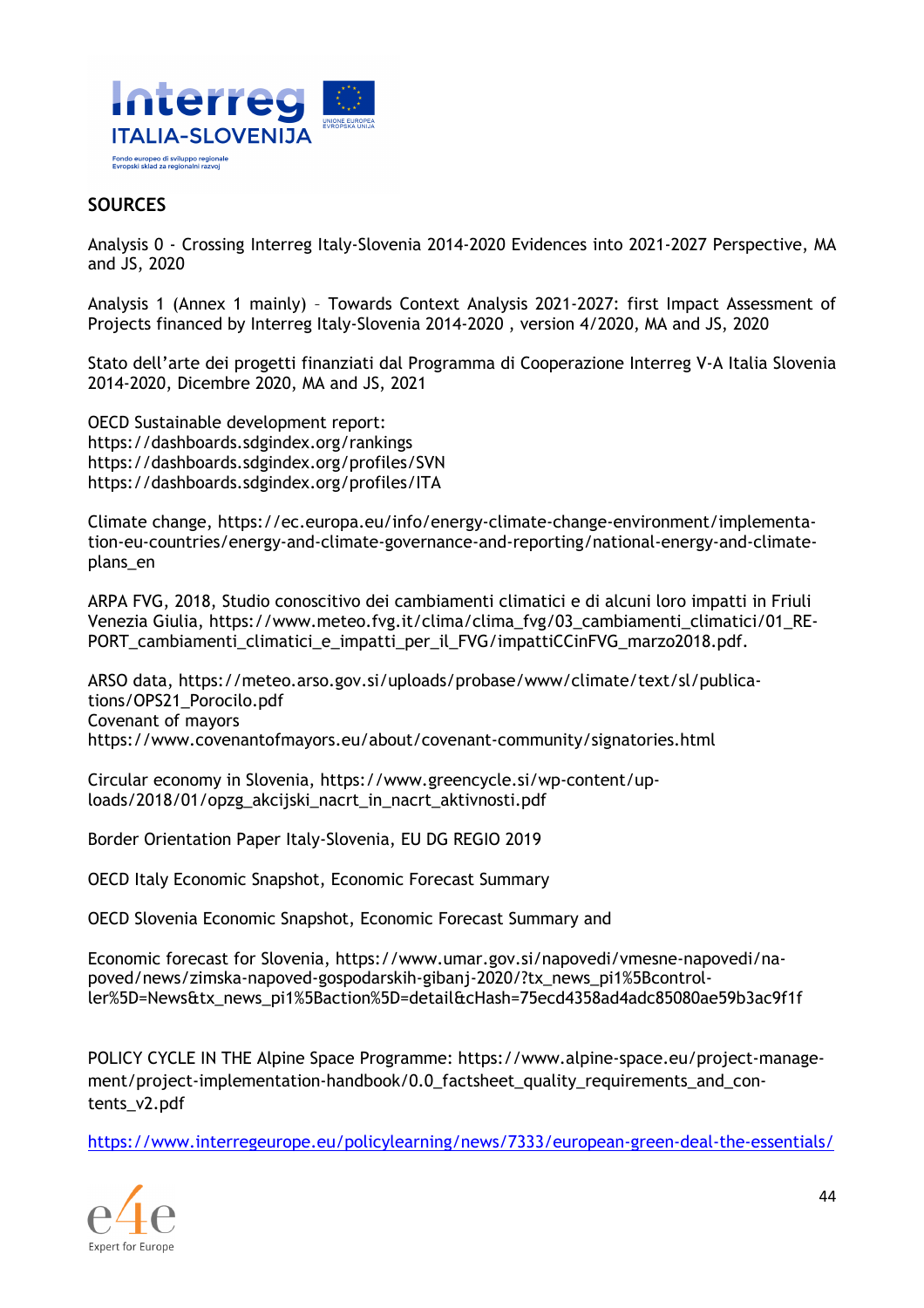## SOURCES

Analysis 0 - Crossing Interreg Italy-Slovenia 2014-2020 Evidences into 2021-2027 Perspective, MA and JS, 2020

Analysis 1 (Annex 1 mainly) – Towards Context Analysis 2021-2027: first Impact Assessment of Projects financed by Interreg Italy-Slovenia 2014-2020 , version 4/2020, MA and JS, 2020

Stato dell'arte dei progetti finanziati dal Programma di Cooperazione Interreg V-A Italia Slovenia 2014-2020, Dicembre 2020, MA and JS, 2021

OECD Sustainable development report:
https://dashboards.sdgindex.org/rankings
https://dashboards.sdgindex.org/profiles/SVN
https://dashboards.sdgindex.org/profiles/ITA

Climate change, https://ec.europa.eu/info/energy-climate-change-environment/implementation-eu-countries/energy-and-climate-governance-and-reporting/national-energy-and-climate-plans_en

ARPA FVG, 2018, Studio conoscitivo dei cambiamenti climatici e di alcuni loro impatti in Friuli Venezia Giulia, https://www.meteo.fvg.it/clima/clima_fvg/03_cambiamenti_climatici/01_REPORT_cambiamenti_climatici_e_impatti_per_il_FVG/impattiCCinFVG_marzo2018.pdf.

ARSO data, https://meteo.arso.gov.si/uploads/probase/www/climate/text/sl/publications/OPS21_Porocilo.pdf
Covenant of mayors
https://www.covenantofmayors.eu/about/covenant-community/signatories.html

Circular economy in Slovenia, https://www.greencycle.si/wp-content/uploads/2018/01/opzg_akcijski_nacrt_in_nacrt_aktivnosti.pdf

Border Orientation Paper Italy-Slovenia, EU DG REGIO 2019

OECD Italy Economic Snapshot, Economic Forecast Summary

OECD Slovenia Economic Snapshot, Economic Forecast Summary and

Economic forecast for Slovenia, https://www.umar.gov.si/napovedi/vmesne-napovedi/napoved/news/zimska-napoved-gospodarskih-gibanj-2020/?tx_news_pi1%5Bcontroller%5D=News&tx_news_pi1%5Baction%5D=detail&cHash=75ecd4358ad4adc85080ae59b3ac9f1f

POLICY CYCLE IN THE Alpine Space Programme: https://www.alpine-space.eu/project-management/project-implementation-handbook/0.0_factsheet_quality_requirements_and_contents_v2.pdf

https://www.interregeurope.eu/policylearning/news/7333/european-green-deal-the-essentials/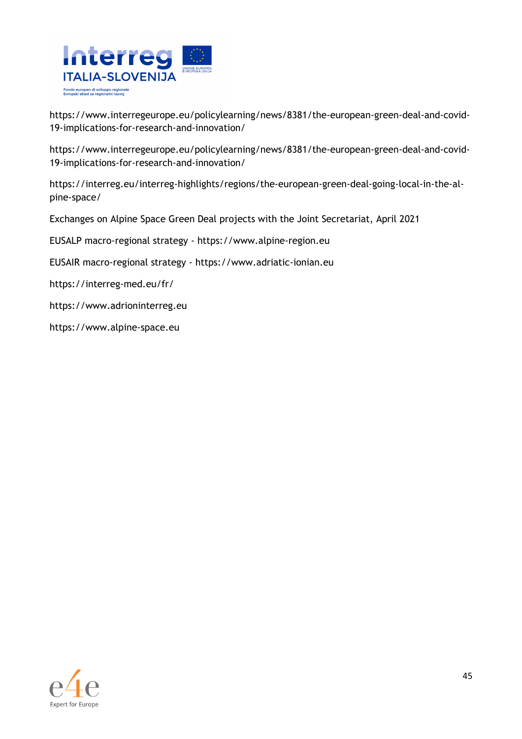https://www.interregeurope.eu/policylearning/news/8381/the-european-green-deal-and-covid-19-implications-for-research-and-innovation/

https://www.interregeurope.eu/policylearning/news/8381/the-european-green-deal-and-covid-19-implications-for-research-and-innovation/

https://interreg.eu/interreg-highlights/regions/the-european-green-deal-going-local-in-the-alpine-space/

Exchanges on Alpine Space Green Deal projects with the Joint Secretariat, April 2021

EUSALP macro-regional strategy - https://www.alpine-region.eu

EUSAIR macro-regional strategy - https://www.adriatic-ionian.eu

https://interreg-med.eu/fr/

https://www.adrioninterreg.eu

https://www.alpine-space.eu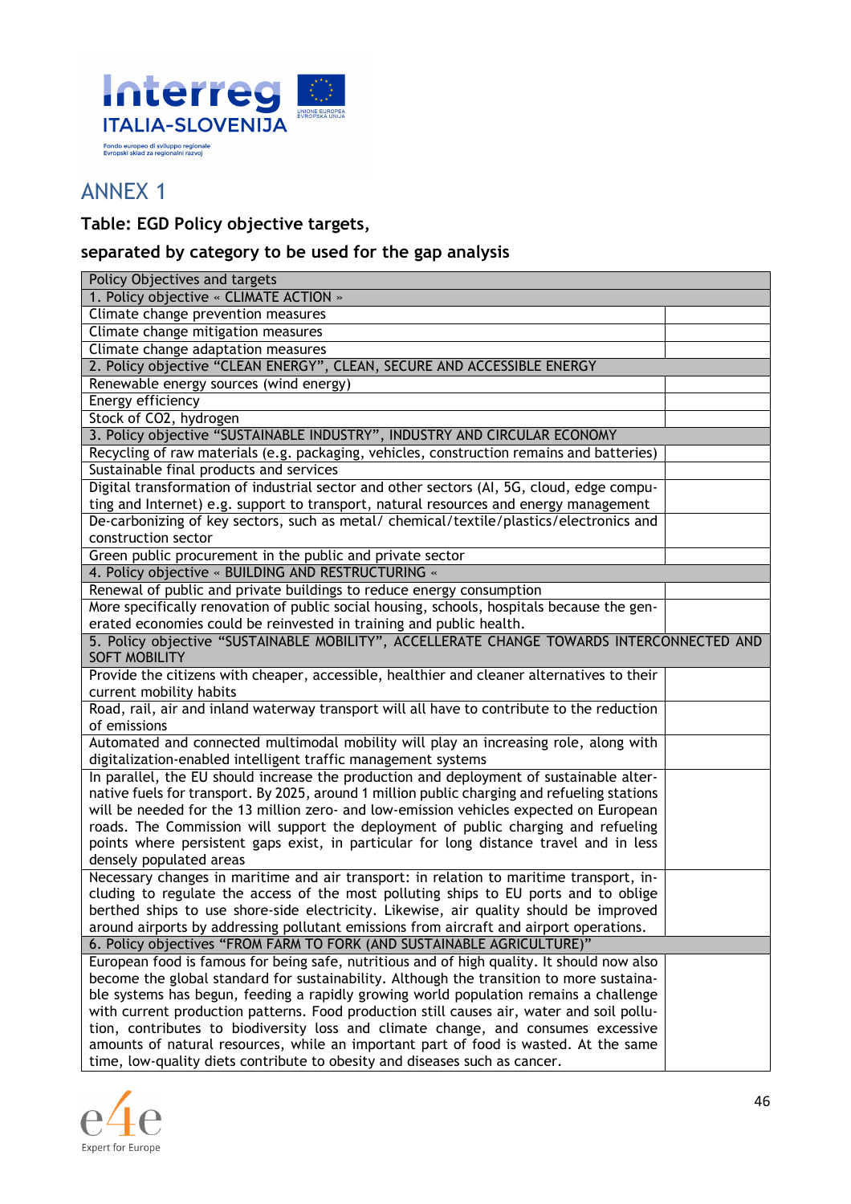# ANNEX 1

**Table: EGD Policy objective targets,**

**separated by category to be used for the gap analysis**

| Policy Objectives and targets | |
|---|---|
| 1. Policy objective « CLIMATE ACTION » | |
| Climate change prevention measures | |
| Climate change mitigation measures | |
| Climate change adaptation measures | |
| 2. Policy objective “CLEAN ENERGY”, CLEAN, SECURE AND ACCESSIBLE ENERGY | |
| Renewable energy sources (wind energy) | |
| Energy efficiency | |
| Stock of CO2, hydrogen | |
| 3. Policy objective “SUSTAINABLE INDUSTRY”, INDUSTRY AND CIRCULAR ECONOMY | |
| Recycling of raw materials (e.g. packaging, vehicles, construction remains and batteries) | |
| Sustainable final products and services | |
| Digital transformation of industrial sector and other sectors (AI, 5G, cloud, edge computing and Internet) e.g. support to transport, natural resources and energy management | |
| De-carbonizing of key sectors, such as metal/ chemical/textile/plastics/electronics and construction sector | |
| Green public procurement in the public and private sector | |
| 4. Policy objective « BUILDING AND RESTRUCTURING « | |
| Renewal of public and private buildings to reduce energy consumption | |
| More specifically renovation of public social housing, schools, hospitals because the generated economies could be reinvested in training and public health. | |
| 5. Policy objective “SUSTAINABLE MOBILITY”, ACCELLERATE CHANGE TOWARDS INTERCONNECTED AND SOFT MOBILITY | |
| Provide the citizens with cheaper, accessible, healthier and cleaner alternatives to their current mobility habits | |
| Road, rail, air and inland waterway transport will all have to contribute to the reduction of emissions | |
| Automated and connected multimodal mobility will play an increasing role, along with digitalization-enabled intelligent traffic management systems | |
| In parallel, the EU should increase the production and deployment of sustainable alternative fuels for transport. By 2025, around 1 million public charging and refueling stations will be needed for the 13 million zero- and low-emission vehicles expected on European roads. The Commission will support the deployment of public charging and refueling points where persistent gaps exist, in particular for long distance travel and in less densely populated areas | |
| Necessary changes in maritime and air transport: in relation to maritime transport, including to regulate the access of the most polluting ships to EU ports and to oblige berthed ships to use shore-side electricity. Likewise, air quality should be improved around airports by addressing pollutant emissions from aircraft and airport operations. | |
| 6. Policy objectives “FROM FARM TO FORK (AND SUSTAINABLE AGRICULTURE)” | |
| European food is famous for being safe, nutritious and of high quality. It should now also become the global standard for sustainability. Although the transition to more sustainable systems has begun, feeding a rapidly growing world population remains a challenge with current production patterns. Food production still causes air, water and soil pollution, contributes to biodiversity loss and climate change, and consumes excessive amounts of natural resources, while an important part of food is wasted. At the same time, low-quality diets contribute to obesity and diseases such as cancer. | |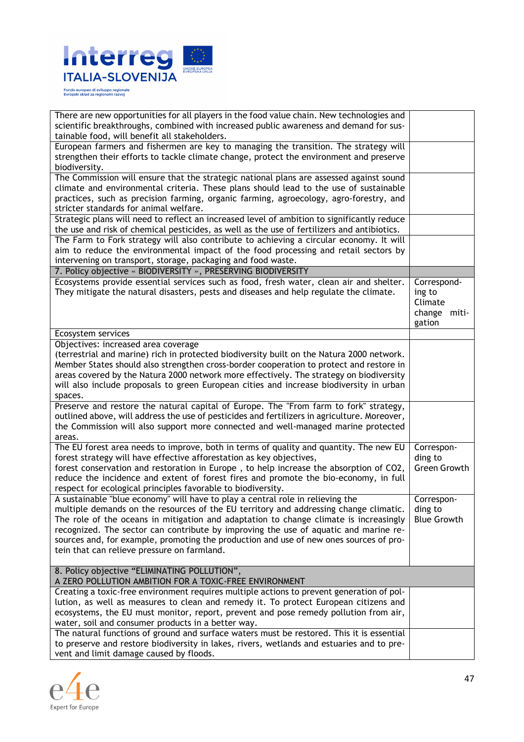| | |
|---|---|
| There are new opportunities for all players in the food value chain. New technologies and scientific breakthroughs, combined with increased public awareness and demand for sustainable food, will benefit all stakeholders. | |
| European farmers and fishermen are key to managing the transition. The strategy will strengthen their efforts to tackle climate change, protect the environment and preserve biodiversity. | |
| The Commission will ensure that the strategic national plans are assessed against sound climate and environmental criteria. These plans should lead to the use of sustainable practices, such as precision farming, organic farming, agroecology, agro-forestry, and stricter standards for animal welfare. | |
| Strategic plans will need to reflect an increased level of ambition to significantly reduce the use and risk of chemical pesticides, as well as the use of fertilizers and antibiotics. | |
| The Farm to Fork strategy will also contribute to achieving a circular economy. It will aim to reduce the environmental impact of the food processing and retail sectors by intervening on transport, storage, packaging and food waste. | |
| 7. Policy objective « BIODIVERSITY », PRESERVING BIODIVERSITY | |
| Ecosystems provide essential services such as food, fresh water, clean air and shelter. They mitigate the natural disasters, pests and diseases and help regulate the climate. | Corresponding to Climate change mitigation |
| Ecosystem services | |
| Objectives: increased area coverage<br>(terrestrial and marine) rich in protected biodiversity built on the Natura 2000 network. Member States should also strengthen cross-border cooperation to protect and restore in areas covered by the Natura 2000 network more effectively. The strategy on biodiversity will also include proposals to green European cities and increase biodiversity in urban spaces. | |
| Preserve and restore the natural capital of Europe. The "From farm to fork" strategy, outlined above, will address the use of pesticides and fertilizers in agriculture. Moreover, the Commission will also support more connected and well-managed marine protected areas. | |
| The EU forest area needs to improve, both in terms of quality and quantity. The new EU forest strategy will have effective afforestation as key objectives,<br>forest conservation and restoration in Europe , to help increase the absorption of CO2, reduce the incidence and extent of forest fires and promote the bio-economy, in full respect for ecological principles favorable to biodiversity. | Corresponding to Green Growth |
| A sustainable "blue economy" will have to play a central role in relieving the multiple demands on the resources of the EU territory and addressing change climatic. The role of the oceans in mitigation and adaptation to change climate is increasingly recognized. The sector can contribute by improving the use of aquatic and marine resources and, for example, promoting the production and use of new ones sources of protein that can relieve pressure on farmland. | Corresponding to Blue Growth |
| 8. Policy objective "ELIMINATING POLLUTION",<br>A ZERO POLLUTION AMBITION FOR A TOXIC-FREE ENVIRONMENT | |
| Creating a toxic-free environment requires multiple actions to prevent generation of pollution, as well as measures to clean and remedy it. To protect European citizens and ecosystems, the EU must monitor, report, prevent and pose remedy pollution from air, water, soil and consumer products in a better way. | |
| The natural functions of ground and surface waters must be restored. This it is essential to preserve and restore biodiversity in lakes, rivers, wetlands and estuaries and to prevent and limit damage caused by floods. | |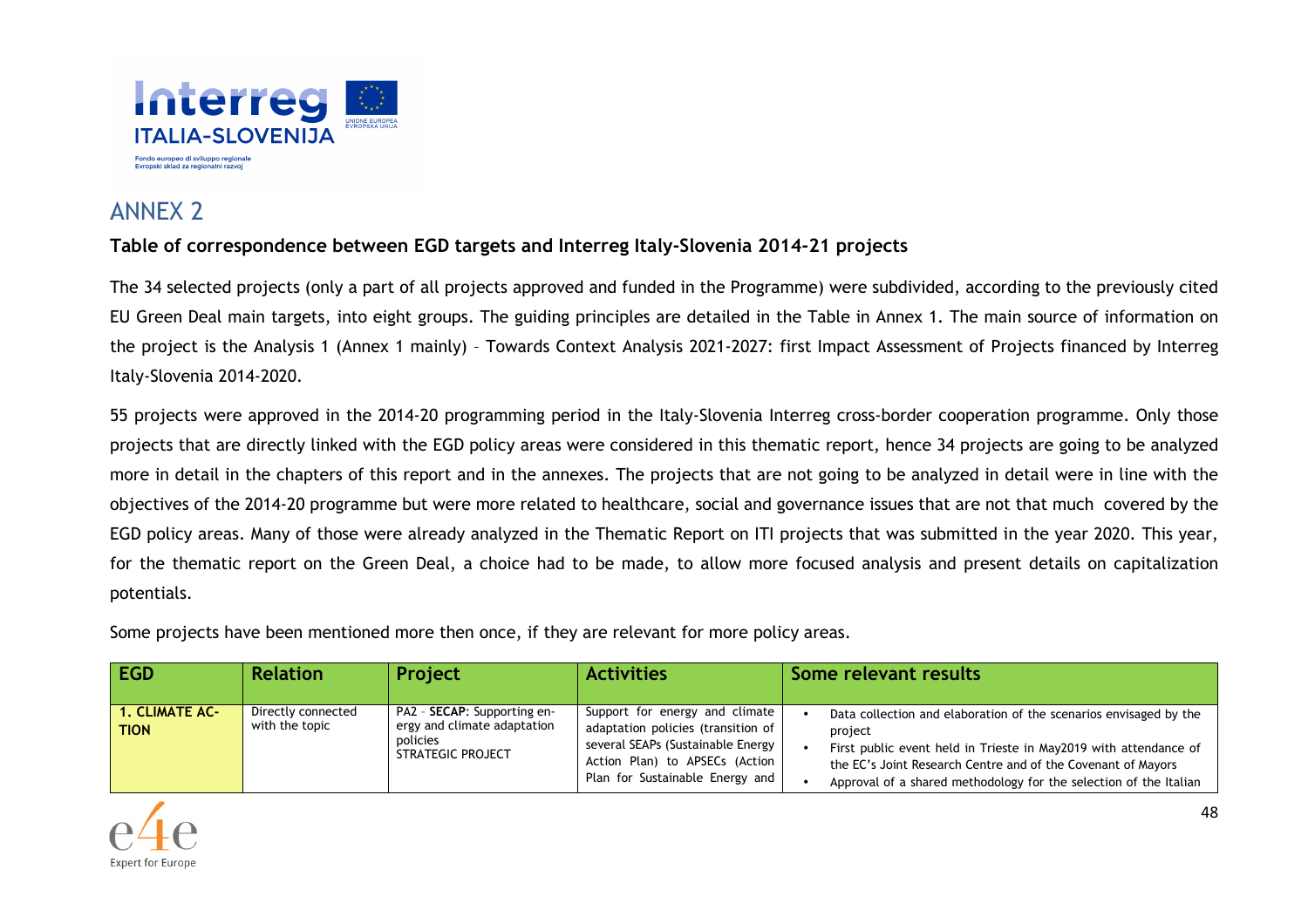# ANNEX 2

**Table of correspondence between EGD targets and Interreg Italy-Slovenia 2014-21 projects**

The 34 selected projects (only a part of all projects approved and funded in the Programme) were subdivided, according to the previously cited EU Green Deal main targets, into eight groups. The guiding principles are detailed in the Table in Annex 1. The main source of information on the project is the Analysis 1 (Annex 1 mainly) – Towards Context Analysis 2021-2027: first Impact Assessment of Projects financed by Interreg Italy-Slovenia 2014-2020.

55 projects were approved in the 2014-20 programming period in the Italy-Slovenia Interreg cross-border cooperation programme. Only those projects that are directly linked with the EGD policy areas were considered in this thematic report, hence 34 projects are going to be analyzed more in detail in the chapters of this report and in the annexes. The projects that are not going to be analyzed in detail were in line with the objectives of the 2014-20 programme but were more related to healthcare, social and governance issues that are not that much covered by the EGD policy areas. Many of those were already analyzed in the Thematic Report on ITI projects that was submitted in the year 2020. This year, for the thematic report on the Green Deal, a choice had to be made, to allow more focused analysis and present details on capitalization potentials.

Some projects have been mentioned more then once, if they are relevant for more policy areas.

| EGD | Relation | Project | Activities | Some relevant results |
| --- | --- | --- | --- | --- |
| **1. CLIMATE AC-TION** | Directly connected with the topic | PA2 – **SECAP**: Supporting en-ergy and climate adaptation policies<br>STRATEGIC PROJECT | Support for energy and climate adaptation policies (transition of several SEAPs (Sustainable Energy Action Plan) to APSECs (Action Plan for Sustainable Energy and | • Data collection and elaboration of the scenarios envisaged by the project<br>• First public event held in Trieste in May2019 with attendance of the EC's Joint Research Centre and of the Covenant of Mayors<br>• Approval of a shared methodology for the selection of the Italian |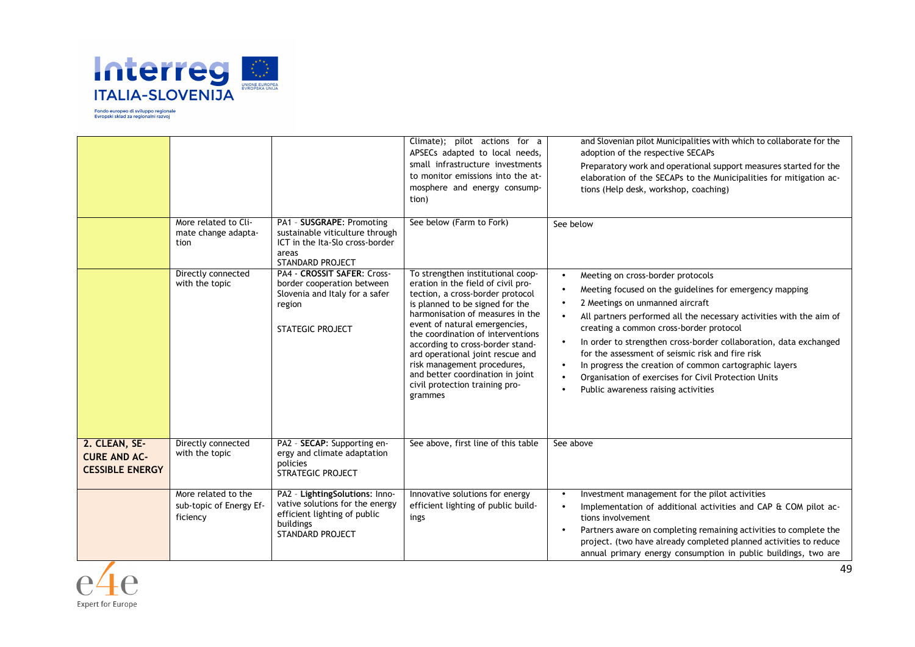| | | | | |
|---|---|---|---|---|
| | | | Climate); pilot actions for a APSECs adapted to local needs, small infrastructure investments to monitor emissions into the atmosphere and energy consumption) | and Slovenian pilot Municipalities with which to collaborate for the adoption of the respective SECAPs<br>Preparatory work and operational support measures started for the elaboration of the SECAPs to the Municipalities for mitigation actions (Help desk, workshop, coaching) |
| | More related to Climate change adaptation | PA1 - **SUSGRAPE**: Promoting sustainable viticulture through ICT in the Ita-Slo cross-border areas<br>STANDARD PROJECT | See below (Farm to Fork) | See below |
| | Directly connected with the topic | PA4 - **CROSSIT SAFER**: Cross-border cooperation between Slovenia and Italy for a safer region<br><br>STATEGIC PROJECT | To strengthen institutional cooperation in the field of civil protection, a cross-border protocol is planned to be signed for the harmonisation of measures in the event of natural emergencies, the coordination of interventions according to cross-border standard operational joint rescue and risk management procedures, and better coordination in joint civil protection training programmes | • Meeting on cross-border protocols<br>• Meeting focused on the guidelines for emergency mapping<br>• 2 Meetings on unmanned aircraft<br>• All partners performed all the necessary activities with the aim of creating a common cross-border protocol<br>• In order to strengthen cross-border collaboration, data exchanged for the assessment of seismic risk and fire risk<br>• In progress the creation of common cartographic layers<br>• Organisation of exercises for Civil Protection Units<br>• Public awareness raising activities |
| **2. CLEAN, SECURE AND ACCESSIBLE ENERGY** | Directly connected with the topic | PA2 - **SECAP**: Supporting energy and climate adaptation policies<br>STRATEGIC PROJECT | See above, first line of this table | See above |
| | More related to the sub-topic of Energy Efficiency | PA2 - **LightingSolutions**: Innovative solutions for the energy efficient lighting of public buildings<br>STANDARD PROJECT | Innovative solutions for energy efficient lighting of public buildings | • Investment management for the pilot activities<br>• Implementation of additional activities and CAP & COM pilot actions involvement<br>• Partners aware on completing remaining activities to complete the project. (two have already completed planned activities to reduce annual primary energy consumption in public buildings, two are |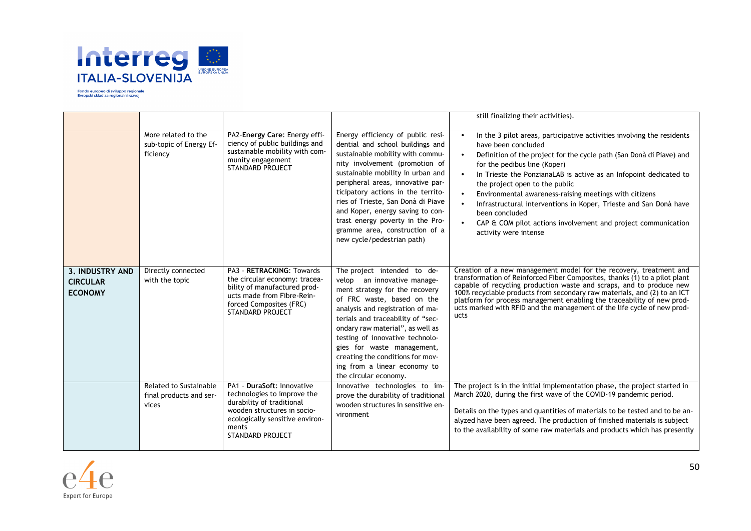| | | | | still finalizing their activities). |
|---|---|---|---|---|
| | More related to the sub-topic of Energy Efficiency | PA2-**Energy Care**: Energy efficiency of public buildings and sustainable mobility with community engagement STANDARD PROJECT | Energy efficiency of public residential and school buildings and sustainable mobility with community involvement (promotion of sustainable mobility in urban and peripheral areas, innovative participatory actions in the territories of Trieste, San Donà di Piave and Koper, energy saving to contrast energy poverty in the Programme area, construction of a new cycle/pedestrian path) | • In the 3 pilot areas, participative activities involving the residents have been concluded<br>• Definition of the project for the cycle path (San Donà di Piave) and for the pedibus line (Koper)<br>• In Trieste the PonzianaLAB is active as an Infopoint dedicated to the project open to the public<br>• Environmental awareness-raising meetings with citizens<br>• Infrastructural interventions in Koper, Trieste and San Donà have been concluded<br>• CAP & COM pilot actions involvement and project communication activity were intense |
| **3. INDUSTRY AND CIRCULAR ECONOMY** | Directly connected with the topic | PA3 - **RETRACKING**: Towards the circular economy: traceability of manufactured products made from Fibre-Reinforced Composites (FRC) STANDARD PROJECT | The project intended to develop an innovative management strategy for the recovery of FRC waste, based on the analysis and registration of materials and traceability of "secondary raw material", as well as testing of innovative technologies for waste management, creating the conditions for moving from a linear economy to the circular economy. | Creation of a new management model for the recovery, treatment and transformation of Reinforced Fiber Composites, thanks (1) to a pilot plant capable of recycling production waste and scraps, and to produce new 100% recyclable products from secondary raw materials, and (2) to an ICT platform for process management enabling the traceability of new products marked with RFID and the management of the life cycle of new products |
| | Related to Sustainable final products and services | PA1 - **DuraSoft**: Innovative technologies to improve the durability of traditional wooden structures in socio-ecologically sensitive environments STANDARD PROJECT | Innovative technologies to improve the durability of traditional wooden structures in sensitive environment | The project is in the initial implementation phase, the project started in March 2020, during the first wave of the COVID-19 pandemic period.<br><br>Details on the types and quantities of materials to be tested and to be analyzed have been agreed. The production of finished materials is subject to the availability of some raw materials and products which has presently |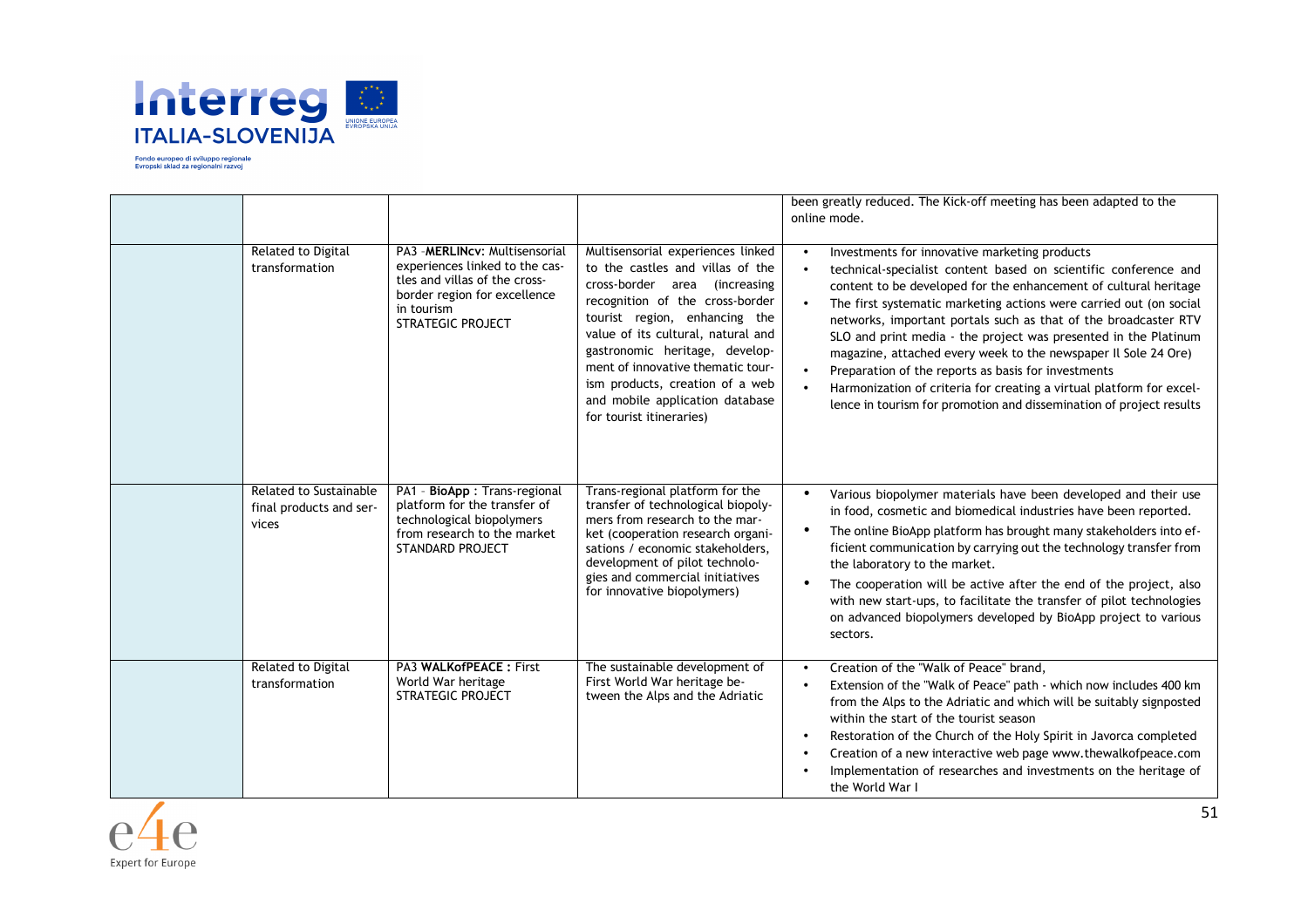| | | | | |
|---|---|---|---|---|
| | | | | been greatly reduced. The Kick-off meeting has been adapted to the online mode. |
| | Related to Digital transformation | PA3 -**MERLINcv**: Multisensorial experiences linked to the castles and villas of the cross-border region for excellence in tourism<br>STRATEGIC PROJECT | Multisensorial experiences linked to the castles and villas of the cross-border area (increasing recognition of the cross-border tourist region, enhancing the value of its cultural, natural and gastronomic heritage, development of innovative thematic tourism products, creation of a web and mobile application database for tourist itineraries) | • Investments for innovative marketing products<br>• technical-specialist content based on scientific conference and content to be developed for the enhancement of cultural heritage<br>• The first systematic marketing actions were carried out (on social networks, important portals such as that of the broadcaster RTV SLO and print media - the project was presented in the Platinum magazine, attached every week to the newspaper Il Sole 24 Ore)<br>• Preparation of the reports as basis for investments<br>• Harmonization of criteria for creating a virtual platform for excellence in tourism for promotion and dissemination of project results |
| | Related to Sustainable final products and services | PA1 - **BioApp** : Trans-regional platform for the transfer of technological biopolymers from research to the market<br>STANDARD PROJECT | Trans-regional platform for the transfer of technological biopolymers from research to the market (cooperation research organisations / economic stakeholders, development of pilot technologies and commercial initiatives for innovative biopolymers) | • Various biopolymer materials have been developed and their use in food, cosmetic and biomedical industries have been reported.<br>• The online BioApp platform has brought many stakeholders into efficient communication by carrying out the technology transfer from the laboratory to the market.<br>• The cooperation will be active after the end of the project, also with new start-ups, to facilitate the transfer of pilot technologies on advanced biopolymers developed by BioApp project to various sectors. |
| | Related to Digital transformation | PA3 **WALKofPEACE** : First World War heritage<br>STRATEGIC PROJECT | The sustainable development of First World War heritage between the Alps and the Adriatic | • Creation of the "Walk of Peace" brand,<br>• Extension of the "Walk of Peace" path - which now includes 400 km from the Alps to the Adriatic and which will be suitably signposted within the start of the tourist season<br>• Restoration of the Church of the Holy Spirit in Javorca completed<br>• Creation of a new interactive web page www.thewalkofpeace.com<br>• Implementation of researches and investments on the heritage of the World War I |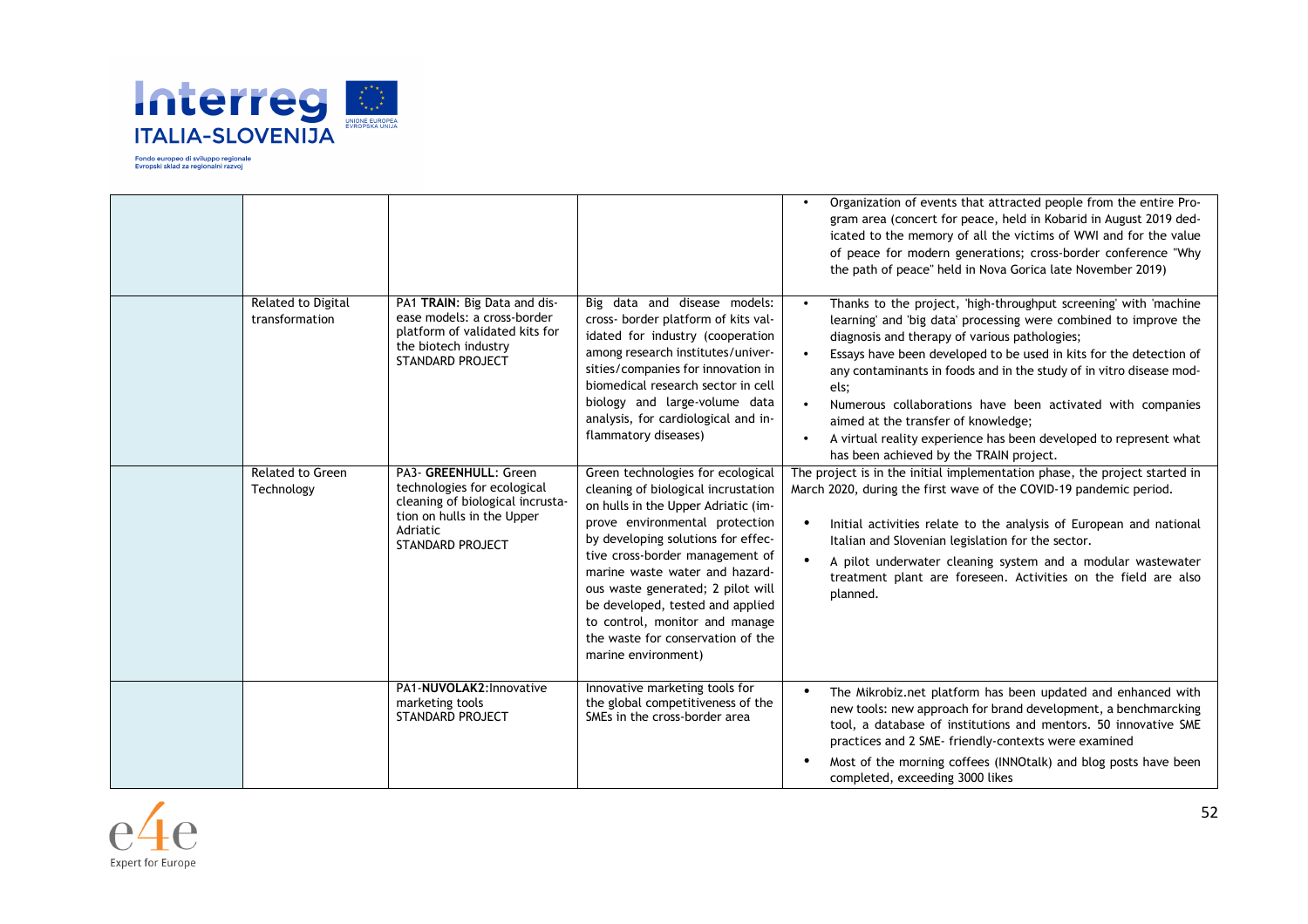|  |  |  |  |  |
|---|---|---|---|---|
|  |  |  |  | • Organization of events that attracted people from the entire Program area (concert for peace, held in Kobarid in August 2019 dedicated to the memory of all the victims of WWI and for the value of peace for modern generations; cross-border conference "Why the path of peace" held in Nova Gorica late November 2019) |
|  | Related to Digital transformation | PA1 **TRAIN**: Big Data and disease models: a cross-border platform of validated kits for the biotech industry<br>STANDARD PROJECT | Big data and disease models: cross- border platform of kits validated for industry (cooperation among research institutes/universities/companies for innovation in biomedical research sector in cell biology and large-volume data analysis, for cardiological and inflammatory diseases) | • Thanks to the project, 'high-throughput screening' with 'machine learning' and 'big data' processing were combined to improve the diagnosis and therapy of various pathologies;<br>• Essays have been developed to be used in kits for the detection of any contaminants in foods and in the study of in vitro disease models;<br>• Numerous collaborations have been activated with companies aimed at the transfer of knowledge;<br>• A virtual reality experience has been developed to represent what has been achieved by the TRAIN project. |
|  | Related to Green Technology | PA3- **GREENHULL**: Green technologies for ecological cleaning of biological incrustation on hulls in the Upper Adriatic<br>STANDARD PROJECT | Green technologies for ecological cleaning of biological incrustation on hulls in the Upper Adriatic (improve environmental protection by developing solutions for effective cross-border management of marine waste water and hazardous waste generated; 2 pilot will be developed, tested and applied to control, monitor and manage the waste for conservation of the marine environment) | The project is in the initial implementation phase, the project started in March 2020, during the first wave of the COVID-19 pandemic period.<br>• Initial activities relate to the analysis of European and national Italian and Slovenian legislation for the sector.<br>• A pilot underwater cleaning system and a modular wastewater treatment plant are foreseen. Activities on the field are also planned. |
|  |  | PA1-**NUVOLAK2**:Innovative marketing tools<br>STANDARD PROJECT | Innovative marketing tools for the global competitiveness of the SMEs in the cross-border area | • The Mikrobiz.net platform has been updated and enhanced with new tools: new approach for brand development, a benchmarcking tool, a database of institutions and mentors. 50 innovative SME practices and 2 SME- friendly-contexts were examined<br>• Most of the morning coffees (INNOtalk) and blog posts have been completed, exceeding 3000 likes |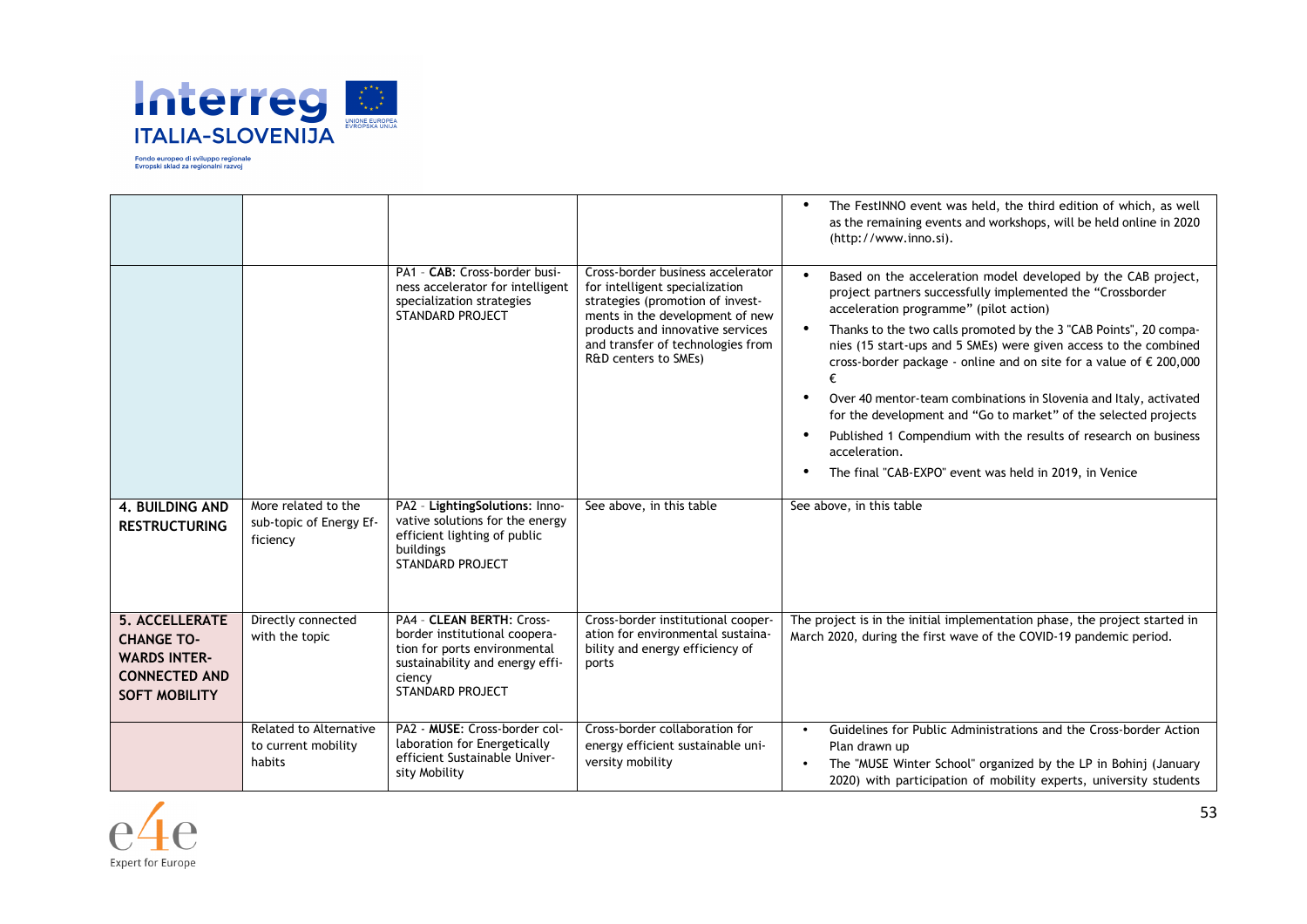| | | | | |
|---|---|---|---|---|
| | | | | • The FestINNO event was held, the third edition of which, as well as the remaining events and workshops, will be held online in 2020 (http://www.inno.si). |
| | | PA1 - **CAB**: Cross-border business accelerator for intelligent specialization strategies STANDARD PROJECT | Cross-border business accelerator for intelligent specialization strategies (promotion of investments in the development of new products and innovative services and transfer of technologies from R&D centers to SMEs) | • Based on the acceleration model developed by the CAB project, project partners successfully implemented the "Crossborder acceleration programme" (pilot action)<br>• Thanks to the two calls promoted by the 3 "CAB Points", 20 companies (15 start-ups and 5 SMEs) were given access to the combined cross-border package - online and on site for a value of € 200,000 €<br>• Over 40 mentor-team combinations in Slovenia and Italy, activated for the development and "Go to market" of the selected projects<br>• Published 1 Compendium with the results of research on business acceleration.<br>• The final "CAB-EXPO" event was held in 2019, in Venice |
| **4. BUILDING AND RESTRUCTURING** | More related to the sub-topic of Energy Efficiency | PA2 - **LightingSolutions**: Innovative solutions for the energy efficient lighting of public buildings STANDARD PROJECT | See above, in this table | See above, in this table |
| **5. ACCELLERATE CHANGE TOWARDS INTERCONNECTED AND SOFT MOBILITY** | Directly connected with the topic | PA4 - **CLEAN BERTH**: Cross-border institutional cooperation for ports environmental sustainability and energy efficiency STANDARD PROJECT | Cross-border institutional cooperation for environmental sustainability and energy efficiency of ports | The project is in the initial implementation phase, the project started in March 2020, during the first wave of the COVID-19 pandemic period. |
| | Related to Alternative to current mobility habits | PA2 - **MUSE**: Cross-border collaboration for Energetically efficient Sustainable University Mobility | Cross-border collaboration for energy efficient sustainable university mobility | • Guidelines for Public Administrations and the Cross-border Action Plan drawn up<br>• The "MUSE Winter School" organized by the LP in Bohinj (January 2020) with participation of mobility experts, university students |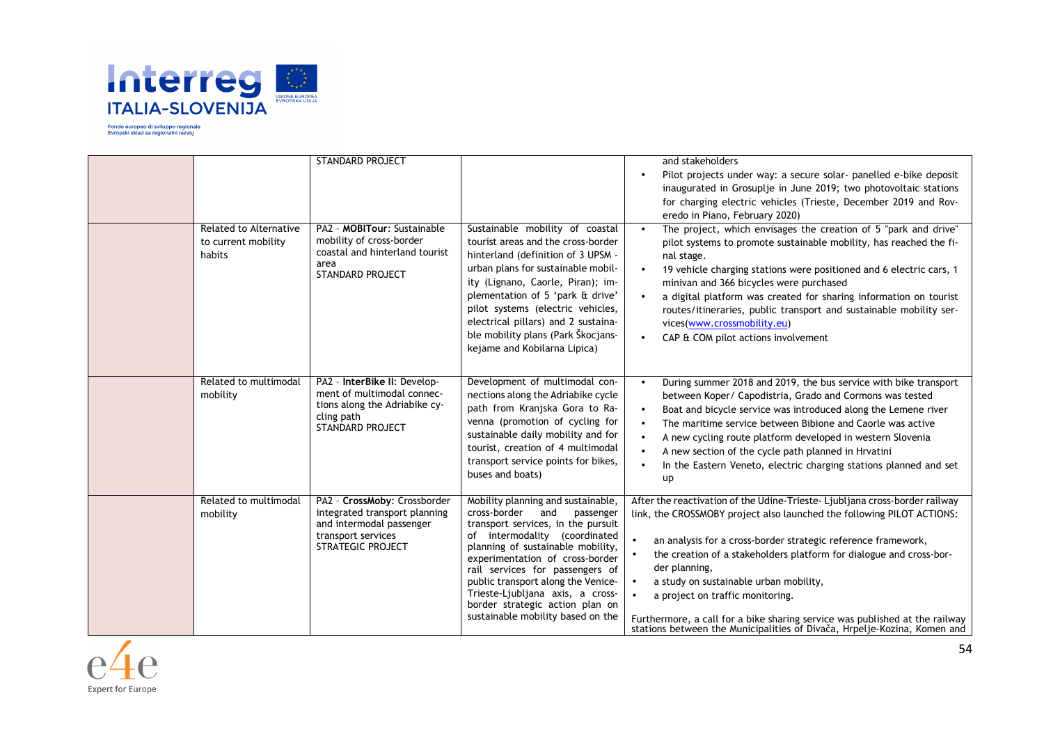| | | | | |
|---|---|---|---|---|
| | | STANDARD PROJECT | | and stakeholders<br>• Pilot projects under way: a secure solar- panelled e-bike deposit inaugurated in Grosuplje in June 2019; two photovoltaic stations for charging electric vehicles (Trieste, December 2019 and Roveredo in Piano, February 2020) |
| | Related to Alternative to current mobility habits | PA2 - **MOBITour**: Sustainable mobility of cross-border coastal and hinterland tourist area<br>STANDARD PROJECT | Sustainable mobility of coastal tourist areas and the cross-border hinterland (definition of 3 UPSM - urban plans for sustainable mobility (Lignano, Caorle, Piran); implementation of 5 'park & drive' pilot systems (electric vehicles, electrical pillars) and 2 sustainable mobility plans (Park Škocjanskejame and Kobilarna Lipica) | • The project, which envisages the creation of 5 "park and drive" pilot systems to promote sustainable mobility, has reached the final stage.<br>• 19 vehicle charging stations were positioned and 6 electric cars, 1 minivan and 366 bicycles were purchased<br>• a digital platform was created for sharing information on tourist routes/itineraries, public transport and sustainable mobility services(www.crossmobility.eu)<br>• CAP & COM pilot actions involvement |
| | Related to multimodal mobility | PA2 - **InterBike II**: Development of multimodal connections along the Adriabike cycling path<br>STANDARD PROJECT | Development of multimodal connections along the Adriabike cycle path from Kranjska Gora to Ravenna (promotion of cycling for sustainable daily mobility and for tourist, creation of 4 multimodal transport service points for bikes, buses and boats) | • During summer 2018 and 2019, the bus service with bike transport between Koper/ Capodistria, Grado and Cormons was tested<br>• Boat and bicycle service was introduced along the Lemene river<br>• The maritime service between Bibione and Caorle was active<br>• A new cycling route platform developed in western Slovenia<br>• A new section of the cycle path planned in Hrvatini<br>• In the Eastern Veneto, electric charging stations planned and set up |
| | Related to multimodal mobility | PA2 - **CrossMoby**: Crossborder integrated transport planning and intermodal passenger transport services<br>STRATEGIC PROJECT | Mobility planning and sustainable, cross-border and passenger transport services, in the pursuit of intermodality (coordinated planning of sustainable mobility, experimentation of cross-border rail services for passengers of public transport along the Venice-Trieste-Ljubljana axis, a cross-border strategic action plan on sustainable mobility based on the | After the reactivation of the Udine-Trieste- Ljubljana cross-border railway link, the CROSSMOBY project also launched the following PILOT ACTIONS:<br>• an analysis for a cross-border strategic reference framework,<br>• the creation of a stakeholders platform for dialogue and cross-border planning,<br>• a study on sustainable urban mobility,<br>• a project on traffic monitoring.<br><br>Furthermore, a call for a bike sharing service was published at the railway stations between the Municipalities of Divača, Hrpelje-Kozina, Komen and |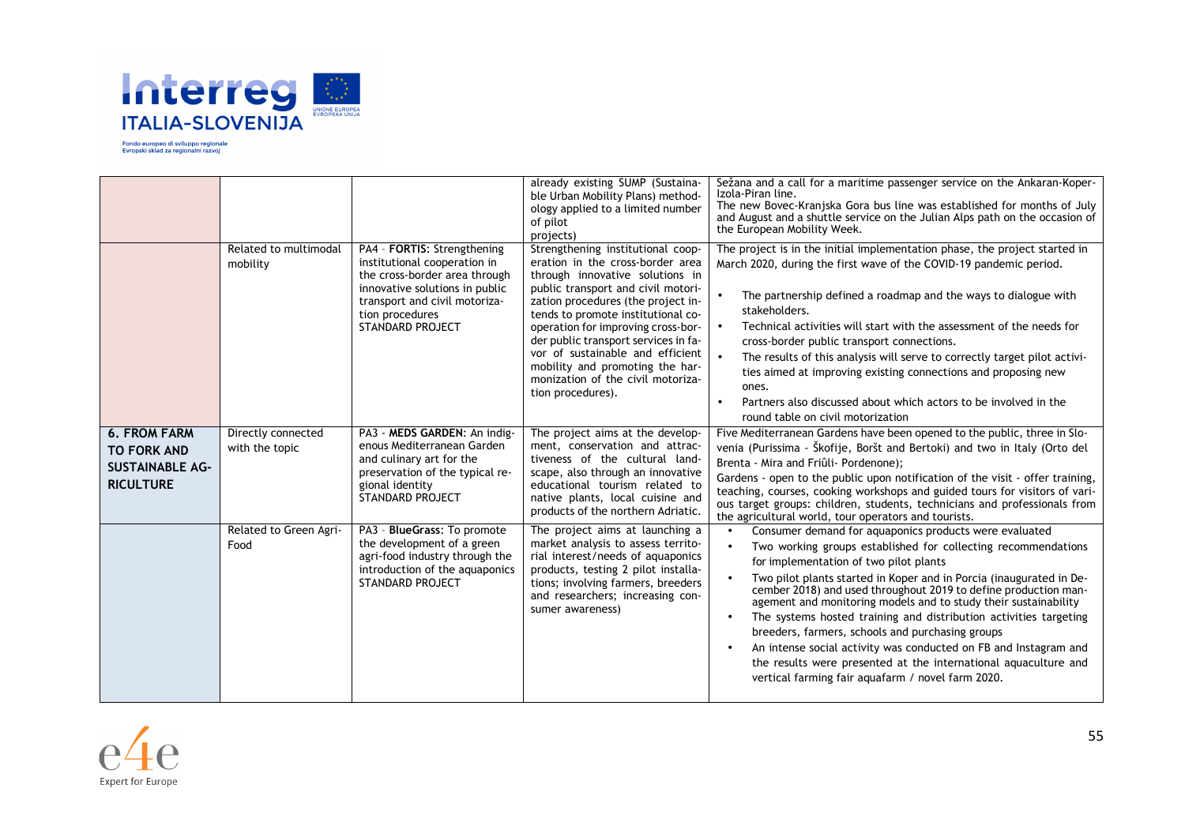|  |  |  | already existing SUMP (Sustainable Urban Mobility Plans) methodology applied to a limited number of pilot projects) | Sežana and a call for a maritime passenger service on the Ankaran-Koper-Izola-Piran line.<br>The new Bovec-Kranjska Gora bus line was established for months of July and August and a shuttle service on the Julian Alps path on the occasion of the European Mobility Week. |
|---|---|---|---|---|
|  | Related to multimodal mobility | PA4 - **FORTIS**: Strengthening institutional cooperation in the cross-border area through innovative solutions in public transport and civil motorization procedures<br>STANDARD PROJECT | Strengthening institutional cooperation in the cross-border area through innovative solutions in public transport and civil motorization procedures (the project intends to promote institutional cooperation for improving cross-border public transport services in favor of sustainable and efficient mobility and promoting the harmonization of the civil motorization procedures). | The project is in the initial implementation phase, the project started in March 2020, during the first wave of the COVID-19 pandemic period.<br>• The partnership defined a roadmap and the ways to dialogue with stakeholders.<br>• Technical activities will start with the assessment of the needs for cross-border public transport connections.<br>• The results of this analysis will serve to correctly target pilot activities aimed at improving existing connections and proposing new ones.<br>• Partners also discussed about which actors to be involved in the round table on civil motorization |
| **6. FROM FARM TO FORK AND SUSTAINABLE AGRICULTURE** | Directly connected with the topic | PA3 - **MEDS GARDEN**: An indigenous Mediterranean Garden and culinary art for the preservation of the typical regional identity<br>STANDARD PROJECT | The project aims at the development, conservation and attractiveness of the cultural landscape, also through an innovative educational tourism related to native plants, local cuisine and products of the northern Adriatic. | Five Mediterranean Gardens have been opened to the public, three in Slovenia (Purissima - Škofije, Boršt and Bertoki) and two in Italy (Orto del Brenta - Mira and Friûli- Pordenone);<br>Gardens - open to the public upon notification of the visit - offer training, teaching, courses, cooking workshops and guided tours for visitors of various target groups: children, students, technicians and professionals from the agricultural world, tour operators and tourists. |
|  | Related to Green Agri-Food | PA3 - **BlueGrass**: To promote the development of a green agri-food industry through the introduction of the aquaponics<br>STANDARD PROJECT | The project aims at launching a market analysis to assess territorial interest/needs of aquaponics products, testing 2 pilot installations; involving farmers, breeders and researchers; increasing consumer awareness) | • Consumer demand for aquaponics products were evaluated<br>• Two working groups established for collecting recommendations for implementation of two pilot plants<br>• Two pilot plants started in Koper and in Porcia (inaugurated in December 2018) and used throughout 2019 to define production management and monitoring models and to study their sustainability<br>• The systems hosted training and distribution activities targeting breeders, farmers, schools and purchasing groups<br>• An intense social activity was conducted on FB and Instagram and the results were presented at the international aquaculture and vertical farming fair aquafarm / novel farm 2020. |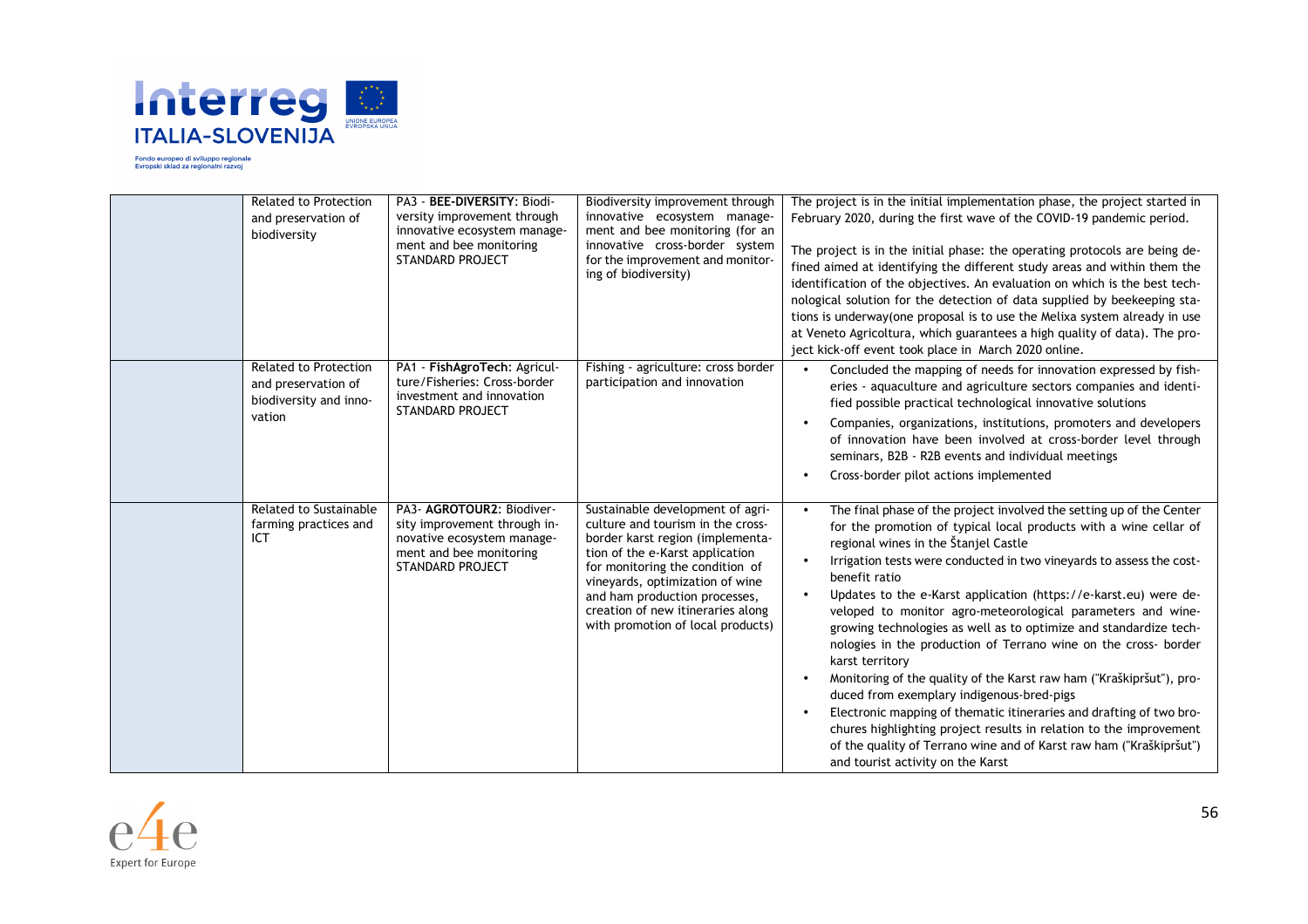| | | | | |
|---|---|---|---|---|
| | Related to Protection and preservation of biodiversity | PA3 - **BEE-DIVERSITY:** Biodiversity improvement through innovative ecosystem management and bee monitoring STANDARD PROJECT | Biodiversity improvement through innovative ecosystem management and bee monitoring (for an innovative cross-border system for the improvement and monitoring of biodiversity) | The project is in the initial implementation phase, the project started in February 2020, during the first wave of the COVID-19 pandemic period.<br><br>The project is in the initial phase: the operating protocols are being defined aimed at identifying the different study areas and within them the identification of the objectives. An evaluation on which is the best technological solution for the detection of data supplied by beekeeping stations is underway(one proposal is to use the Melixa system already in use at Veneto Agricoltura, which guarantees a high quality of data). The project kick-off event took place in March 2020 online. |
| | Related to Protection and preservation of biodiversity and innovation | PA1 - **FishAgroTech:** Agriculture/Fisheries: Cross-border investment and innovation STANDARD PROJECT | Fishing - agriculture: cross border participation and innovation | • Concluded the mapping of needs for innovation expressed by fisheries - aquaculture and agriculture sectors companies and identified possible practical technological innovative solutions<br>• Companies, organizations, institutions, promoters and developers of innovation have been involved at cross-border level through seminars, B2B - R2B events and individual meetings<br>• Cross-border pilot actions implemented |
| | Related to Sustainable farming practices and ICT | PA3- **AGROTOUR2:** Biodiversity improvement through innovative ecosystem management and bee monitoring STANDARD PROJECT | Sustainable development of agriculture and tourism in the cross-border karst region (implementation of the e-Karst application for monitoring the condition of vineyards, optimization of wine and ham production processes, creation of new itineraries along with promotion of local products) | • The final phase of the project involved the setting up of the Center for the promotion of typical local products with a wine cellar of regional wines in the Štanjel Castle<br>• Irrigation tests were conducted in two vineyards to assess the cost-benefit ratio<br>• Updates to the e-Karst application (https://e-karst.eu) were developed to monitor agro-meteorological parameters and wine-growing technologies as well as to optimize and standardize technologies in the production of Terrano wine on the cross- border karst territory<br>• Monitoring of the quality of the Karst raw ham ("Kraškipršut"), produced from exemplary indigenous-bred-pigs<br>• Electronic mapping of thematic itineraries and drafting of two brochures highlighting project results in relation to the improvement of the quality of Terrano wine and of Karst raw ham ("Kraškipršut") and tourist activity on the Karst |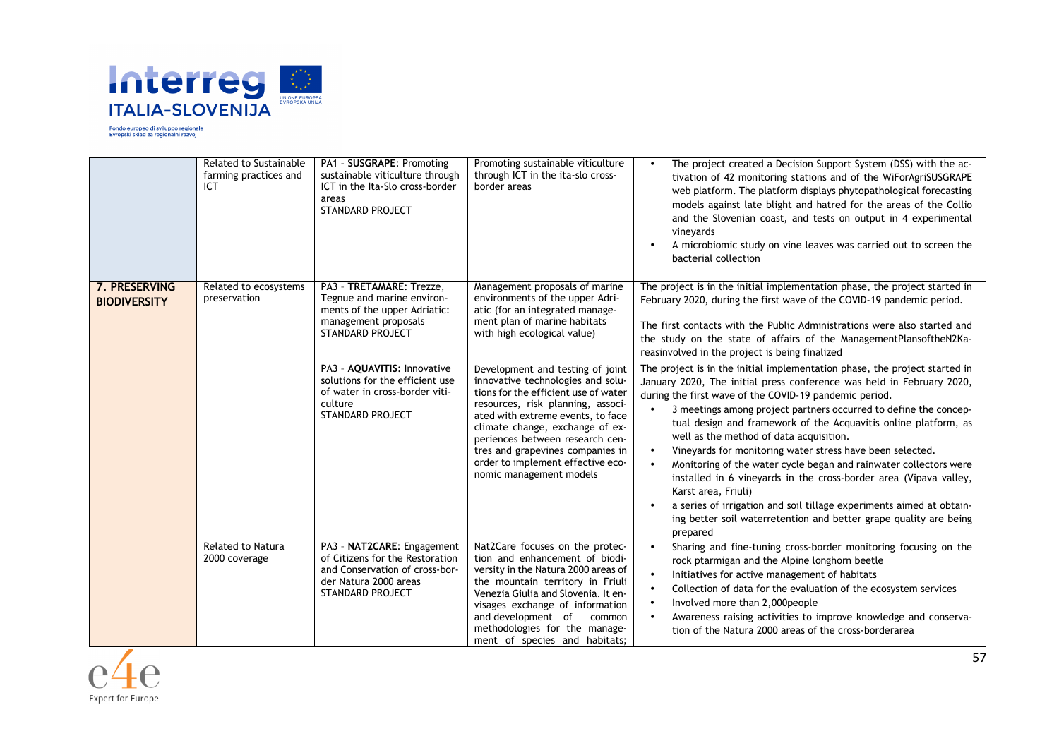| | | | | |
|---|---|---|---|---|
| | Related to Sustainable farming practices and ICT | PA1 - **SUSGRAPE:** Promoting sustainable viticulture through ICT in the Ita-Slo cross-border areas<br>STANDARD PROJECT | Promoting sustainable viticulture through ICT in the ita-slo cross-border areas | • The project created a Decision Support System (DSS) with the activation of 42 monitoring stations and of the WiForAgriSUSGRAPE web platform. The platform displays phytopathological forecasting models against late blight and hatred for the areas of the Collio and the Slovenian coast, and tests on output in 4 experimental vineyards<br>• A microbiomic study on vine leaves was carried out to screen the bacterial collection |
| **7. PRESERVING BIODIVERSITY** | Related to ecosystems preservation | PA3 - **TRETAMARE:** Trezze, Tegnue and marine environments of the upper Adriatic: management proposals<br>STANDARD PROJECT | Management proposals of marine environments of the upper Adriatic (for an integrated management plan of marine habitats with high ecological value) | The project is in the initial implementation phase, the project started in February 2020, during the first wave of the COVID-19 pandemic period.<br><br>The first contacts with the Public Administrations were also started and the study on the state of affairs of the ManagementPlansoftheN2Kareasinvolved in the project is being finalized |
| | | PA3 - **AQUAVITIS:** Innovative solutions for the efficient use of water in cross-border viticulture<br>STANDARD PROJECT | Development and testing of joint innovative technologies and solutions for the efficient use of water resources, risk planning, associated with extreme events, to face climate change, exchange of experiences between research centres and grapevines companies in order to implement effective economic management models | The project is in the initial implementation phase, the project started in January 2020, The initial press conference was held in February 2020, during the first wave of the COVID-19 pandemic period.<br>• 3 meetings among project partners occurred to define the conceptual design and framework of the Acquavitis online platform, as well as the method of data acquisition.<br>• Vineyards for monitoring water stress have been selected.<br>• Monitoring of the water cycle began and rainwater collectors were installed in 6 vineyards in the cross-border area (Vipava valley, Karst area, Friuli)<br>• a series of irrigation and soil tillage experiments aimed at obtaining better soil waterretention and better grape quality are being prepared |
| | Related to Natura 2000 coverage | PA3 - **NAT2CARE:** Engagement of Citizens for the Restoration and Conservation of cross-border Natura 2000 areas<br>STANDARD PROJECT | Nat2Care focuses on the protection and enhancement of biodiversity in the Natura 2000 areas of the mountain territory in Friuli Venezia Giulia and Slovenia. It envisages exchange of information and development of common methodologies for the management of species and habitats; | • Sharing and fine-tuning cross-border monitoring focusing on the rock ptarmigan and the Alpine longhorn beetle<br>• Initiatives for active management of habitats<br>• Collection of data for the evaluation of the ecosystem services<br>• Involved more than 2,000people<br>• Awareness raising activities to improve knowledge and conservation of the Natura 2000 areas of the cross-borderarea |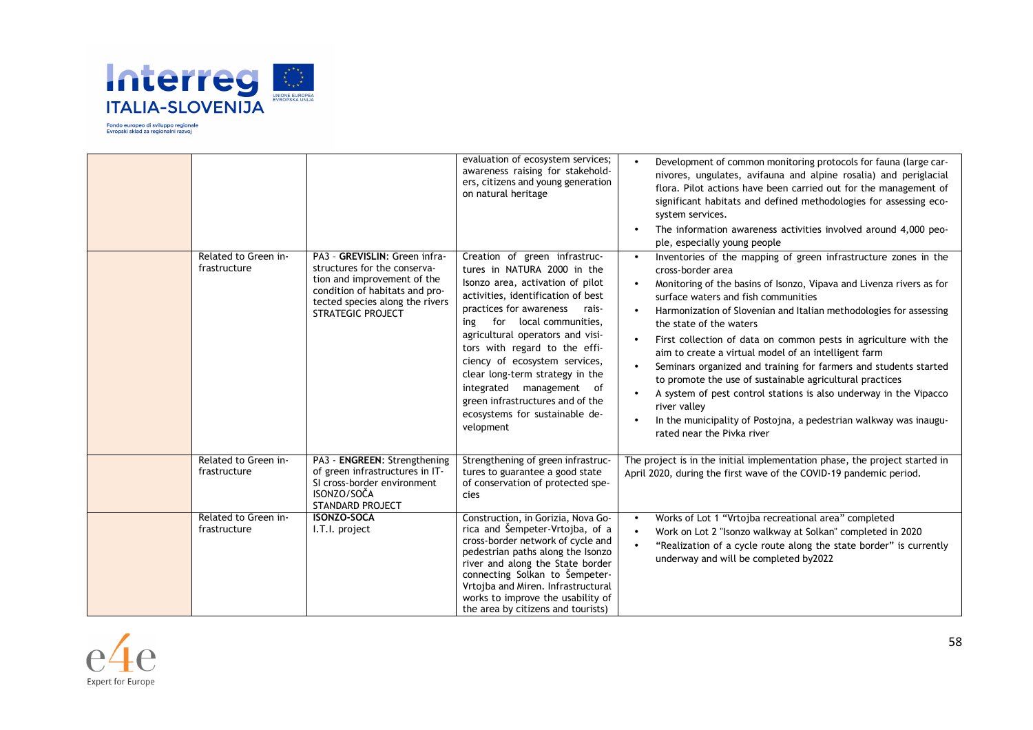| | | | | |
|---|---|---|---|---|
| | | | evaluation of ecosystem services; awareness raising for stakeholders, citizens and young generation on natural heritage | • Development of common monitoring protocols for fauna (large carnivores, ungulates, avifauna and alpine rosalia) and periglacial flora. Pilot actions have been carried out for the management of significant habitats and defined methodologies for assessing ecosystem services.<br>• The information awareness activities involved around 4,000 people, especially young people |
| | Related to Green infrastructure | PA3 - **GREVISLIN**: Green infrastructures for the conservation and improvement of the condition of habitats and protected species along the rivers STRATEGIC PROJECT | Creation of green infrastructures in NATURA 2000 in the Isonzo area, activation of pilot activities, identification of best practices for awareness raising for local communities, agricultural operators and visitors with regard to the efficiency of ecosystem services, clear long-term strategy in the integrated management of green infrastructures and of the ecosystems for sustainable development | • Inventories of the mapping of green infrastructure zones in the cross-border area<br>• Monitoring of the basins of Isonzo, Vipava and Livenza rivers as for surface waters and fish communities<br>• Harmonization of Slovenian and Italian methodologies for assessing the state of the waters<br>• First collection of data on common pests in agriculture with the aim to create a virtual model of an intelligent farm<br>• Seminars organized and training for farmers and students started to promote the use of sustainable agricultural practices<br>• A system of pest control stations is also underway in the Vipacco river valley<br>• In the municipality of Postojna, a pedestrian walkway was inaugurated near the Pivka river |
| | Related to Green infrastructure | PA3 - **ENGREEN**: Strengthening of green infrastructures in IT-SI cross-border environment ISONZO/SOČA STANDARD PROJECT | Strengthening of green infrastructures to guarantee a good state of conservation of protected species | The project is in the initial implementation phase, the project started in April 2020, during the first wave of the COVID-19 pandemic period. |
| | Related to Green infrastructure | **ISONZO-SOCA** I.T.I. project | Construction, in Gorizia, Nova Gorica and Šempeter-Vrtojba, of a cross-border network of cycle and pedestrian paths along the Isonzo river and along the State border connecting Solkan to Šempeter-Vrtojba and Miren. Infrastructural works to improve the usability of the area by citizens and tourists) | • Works of Lot 1 "Vrtojba recreational area" completed<br>• Work on Lot 2 "Isonzo walkway at Solkan" completed in 2020<br>• "Realization of a cycle route along the state border" is currently underway and will be completed by2022 |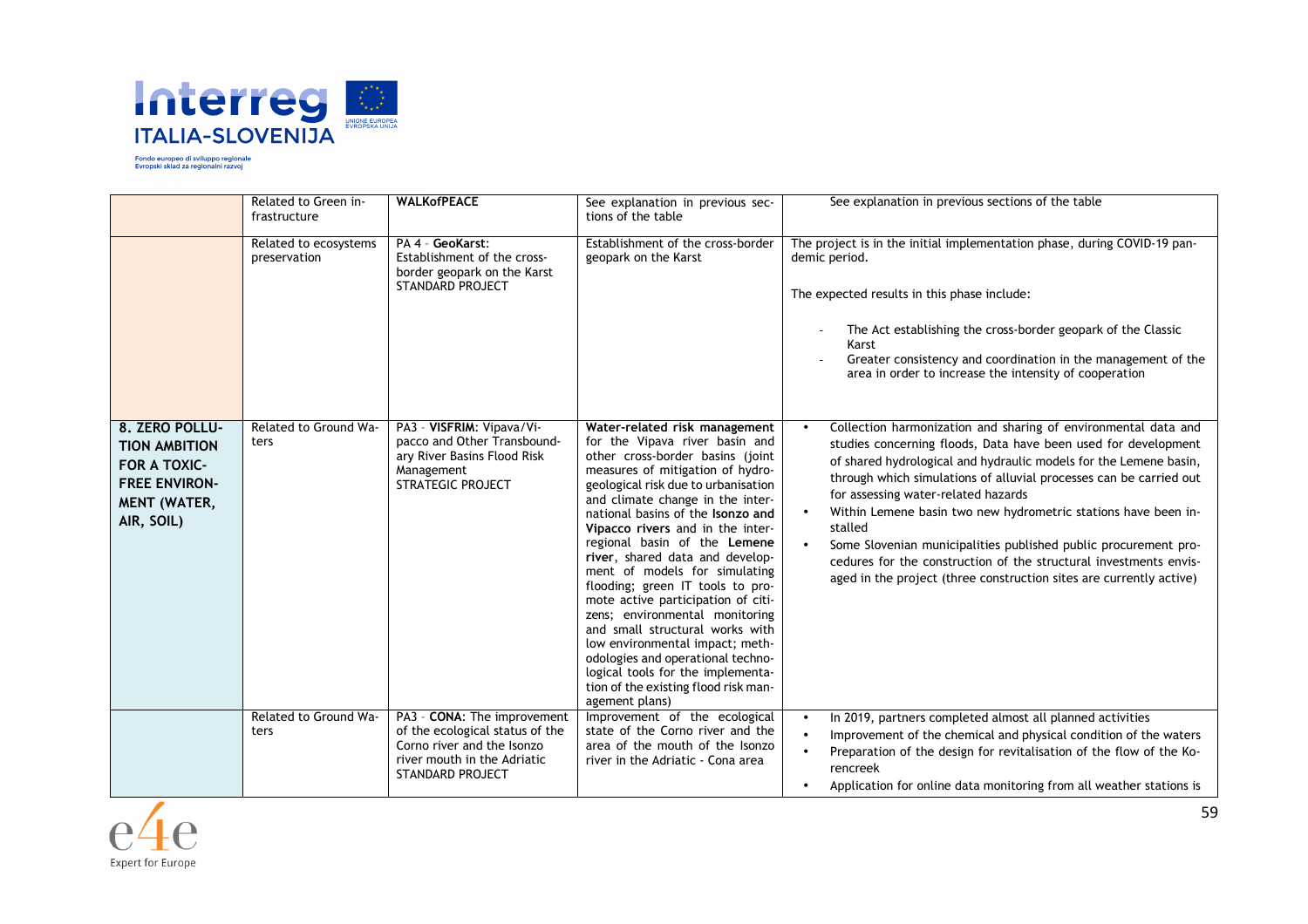| | | | | |
|---|---|---|---|---|
| | Related to Green infrastructure | **WALKofPEACE** | See explanation in previous sections of the table | See explanation in previous sections of the table |
| | Related to ecosystems preservation | PA 4 - **GeoKarst**: Establishment of the cross-border geopark on the Karst STANDARD PROJECT | Establishment of the cross-border geopark on the Karst | The project is in the initial implementation phase, during COVID-19 pandemic period.<br><br>The expected results in this phase include:<br><br>- The Act establishing the cross-border geopark of the Classic Karst<br>- Greater consistency and coordination in the management of the area in order to increase the intensity of cooperation |
| **8. ZERO POLLUTION AMBITION FOR A TOXIC-FREE ENVIRONMENT (WATER, AIR, SOIL)** | Related to Ground Waters | PA3 - **VISFRIM**: Vipava/Vipacco and Other Transboundary River Basins Flood Risk Management STRATEGIC PROJECT | **Water-related risk management** for the Vipava river basin and other cross-border basins (joint measures of mitigation of hydrogeological risk due to urbanisation and climate change in the international basins of the **Isonzo and Vipacco rivers** and in the interregional basin of the **Lemene river**, shared data and development of models for simulating flooding; green IT tools to promote active participation of citizens; environmental monitoring and small structural works with low environmental impact; methodologies and operational technological tools for the implementation of the existing flood risk management plans) | • Collection harmonization and sharing of environmental data and studies concerning floods, Data have been used for development of shared hydrological and hydraulic models for the Lemene basin, through which simulations of alluvial processes can be carried out for assessing water-related hazards<br>• Within Lemene basin two new hydrometric stations have been installed<br>• Some Slovenian municipalities published public procurement procedures for the construction of the structural investments envisaged in the project (three construction sites are currently active) |
| | Related to Ground Waters | PA3 - **CONA**: The improvement of the ecological status of the Corno river and the Isonzo river mouth in the Adriatic STANDARD PROJECT | Improvement of the ecological state of the Corno river and the area of the mouth of the Isonzo river in the Adriatic - Cona area | • In 2019, partners completed almost all planned activities<br>• Improvement of the chemical and physical condition of the waters<br>• Preparation of the design for revitalisation of the flow of the Korencreek<br>• Application for online data monitoring from all weather stations is |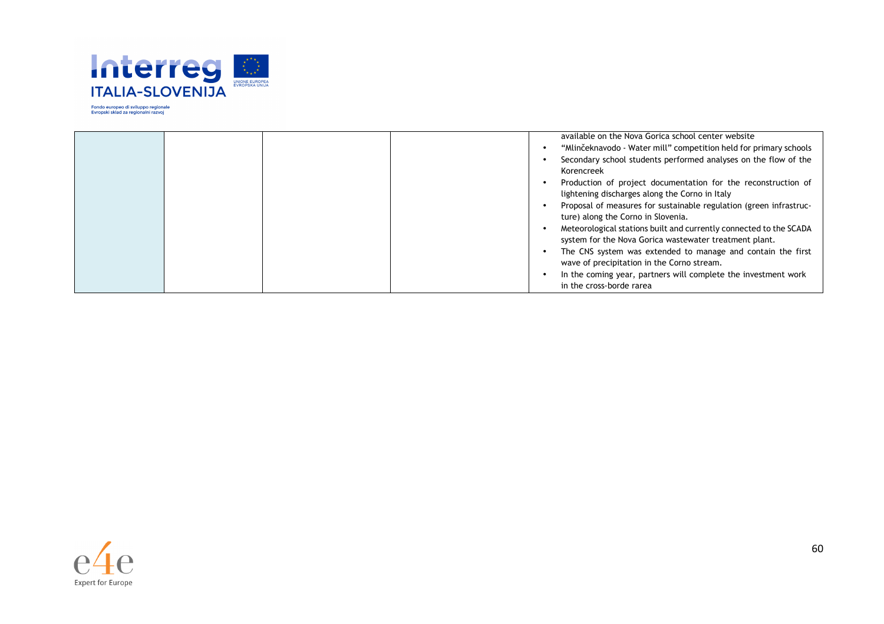| | | | | |
|---|---|---|---|---|
| | | | | available on the Nova Gorica school center website<br>• "Mlinčeknavodo - Water mill" competition held for primary schools<br>• Secondary school students performed analyses on the flow of the Korencreek<br>• Production of project documentation for the reconstruction of lightening discharges along the Corno in Italy<br>• Proposal of measures for sustainable regulation (green infrastructure) along the Corno in Slovenia.<br>• Meteorological stations built and currently connected to the SCADA system for the Nova Gorica wastewater treatment plant.<br>• The CNS system was extended to manage and contain the first wave of precipitation in the Corno stream.<br>• In the coming year, partners will complete the investment work in the cross-borde rarea |